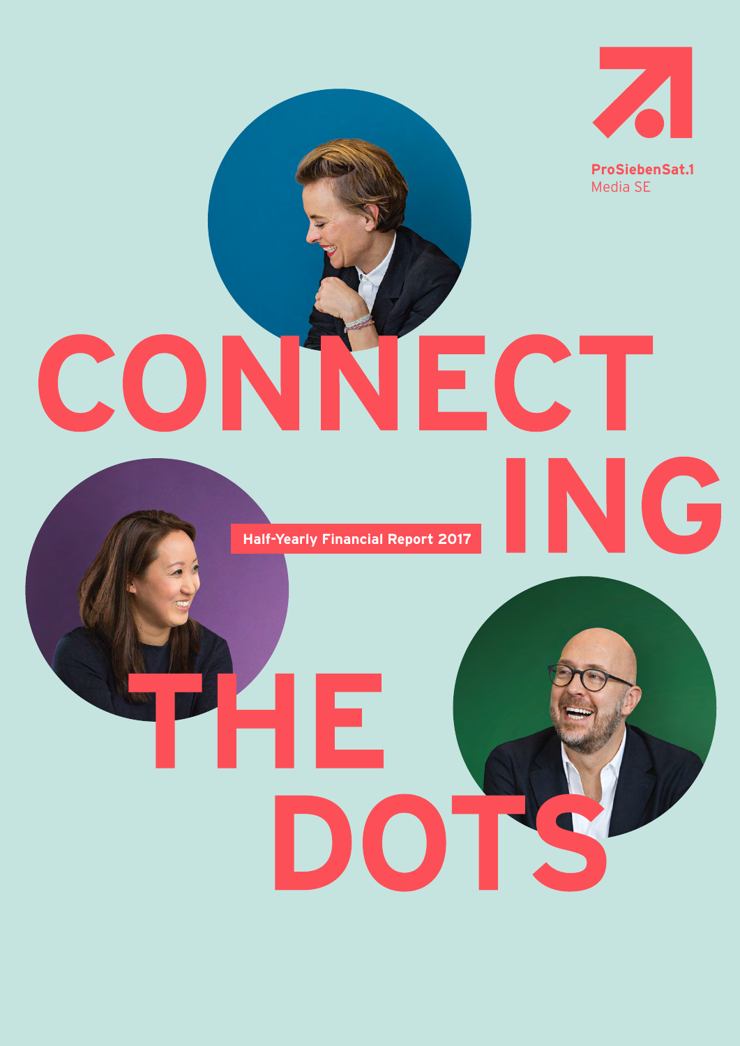ProSiebenSat.1 Media SE

# CONNECTING THE DOTS

Half-Yearly Financial Report 2017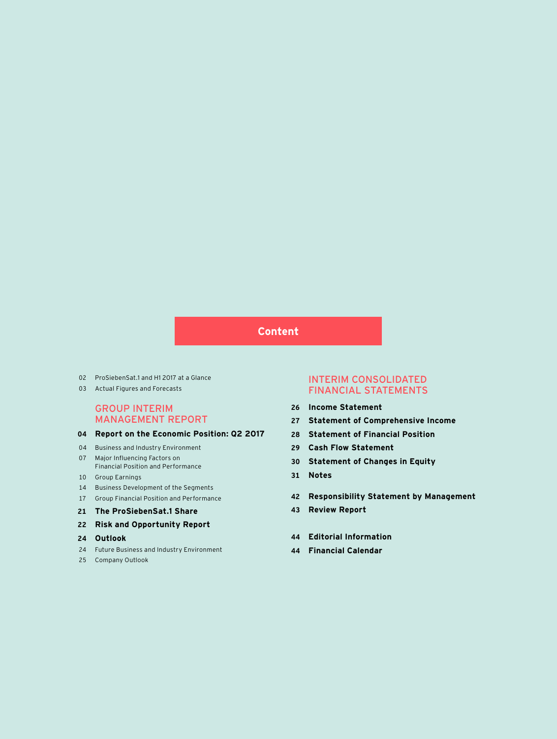# Content

02 ProSiebenSat.1 and H1 2017 at a Glance

03 Actual Figures and Forecasts

## GROUP INTERIM MANAGEMENT REPORT

**04 Report on the Economic Position: Q2 2017**

04 Business and Industry Environment

07 Major Influencing Factors on Financial Position and Performance

10 Group Earnings

14 Business Development of the Segments

17 Group Financial Position and Performance

**21 The ProSiebenSat.1 Share**

**22 Risk and Opportunity Report**

**24 Outlook**

24 Future Business and Industry Environment

25 Company Outlook

## INTERIM CONSOLIDATED FINANCIAL STATEMENTS

**26 Income Statement**

**27 Statement of Comprehensive Income**

**28 Statement of Financial Position**

**29 Cash Flow Statement**

**30 Statement of Changes in Equity**

**31 Notes**

**42 Responsibility Statement by Management**

**43 Review Report**

**44 Editorial Information**

**44 Financial Calendar**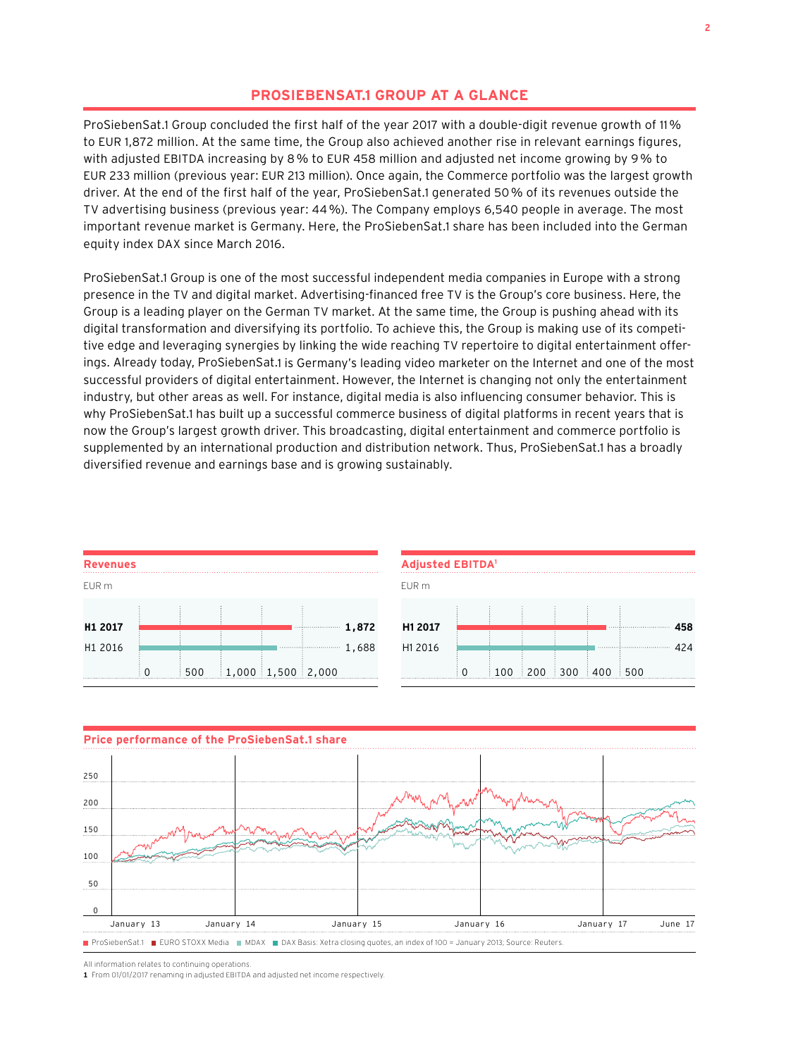# PROSIEBENSAT.1 GROUP AT A GLANCE

ProSiebenSat.1 Group concluded the first half of the year 2017 with a double-digit revenue growth of 11% to EUR 1,872 million. At the same time, the Group also achieved another rise in relevant earnings figures, with adjusted EBITDA increasing by 8% to EUR 458 million and adjusted net income growing by 9% to EUR 233 million (previous year: EUR 213 million). Once again, the Commerce portfolio was the largest growth driver. At the end of the first half of the year, ProSiebenSat.1 generated 50% of its revenues outside the TV advertising business (previous year: 44%). The Company employs 6,540 people in average. The most important revenue market is Germany. Here, the ProSiebenSat.1 share has been included into the German equity index DAX since March 2016.

ProSiebenSat.1 Group is one of the most successful independent media companies in Europe with a strong presence in the TV and digital market. Advertising-financed free TV is the Group's core business. Here, the Group is a leading player on the German TV market. At the same time, the Group is pushing ahead with its digital transformation and diversifying its portfolio. To achieve this, the Group is making use of its competitive edge and leveraging synergies by linking the wide reaching TV repertoire to digital entertainment offerings. Already today, ProSiebenSat.1 is Germany's leading video marketer on the Internet and one of the most successful providers of digital entertainment. However, the Internet is changing not only the entertainment industry, but other areas as well. For instance, digital media is also influencing consumer behavior. This is why ProSiebenSat.1 has built up a successful commerce business of digital platforms in recent years that is now the Group's largest growth driver. This broadcasting, digital entertainment and commerce portfolio is supplemented by an international production and distribution network. Thus, ProSiebenSat.1 has a broadly diversified revenue and earnings base and is growing sustainably.

**Revenues**

EUR m

| | |
|---|---|
| **H1 2017** | **1,872** |
| H1 2016 | 1,688 |

**Adjusted EBITDA[1]**

EUR m

| | |
|---|---|
| **H1 2017** | **458** |
| H1 2016 | 424 |

**Price performance of the ProSiebenSat.1 share**

ProSiebenSat.1 ■ EURO STOXX Media ■ MDAX ■ DAX Basis: Xetra closing quotes, an index of 100 = January 2013; Source: Reuters.

All information relates to continuing operations.

1 From 01/01/2017 renaming in adjusted EBITDA and adjusted net income respectively.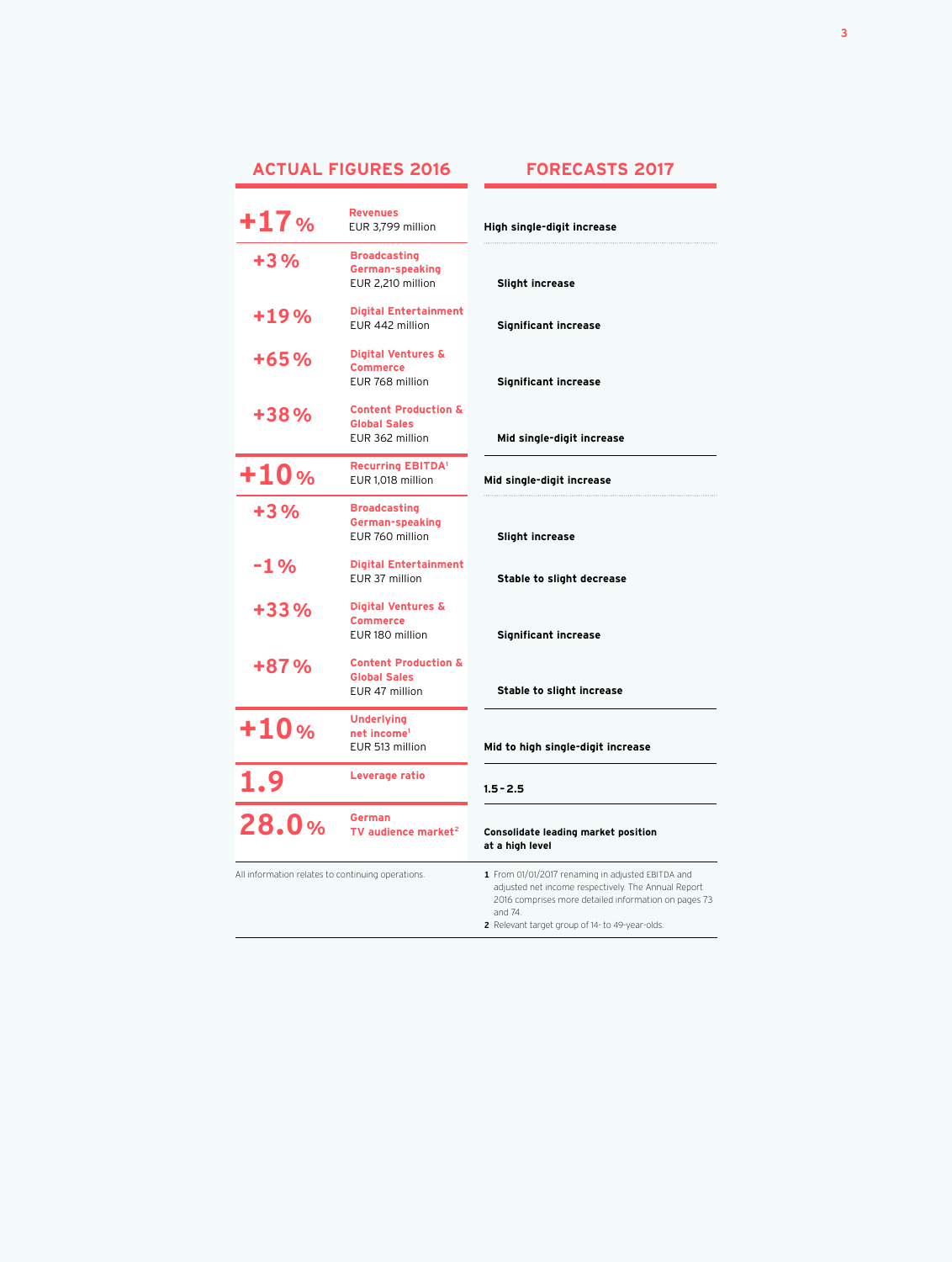| ACTUAL FIGURES 2016 | | FORECASTS 2017 |
|---|---|---|
| **+17 %** | **Revenues** EUR 3,799 million | **High single-digit increase** |
| +3 % | **Broadcasting German-speaking** EUR 2,210 million | **Slight increase** |
| +19 % | **Digital Entertainment** EUR 442 million | **Significant increase** |
| +65 % | **Digital Ventures & Commerce** EUR 768 million | **Significant increase** |
| +38 % | **Content Production & Global Sales** EUR 362 million | **Mid single-digit increase** |
| **+10 %** | **Recurring EBITDA**[1] EUR 1,018 million | **Mid single-digit increase** |
| +3 % | **Broadcasting German-speaking** EUR 760 million | **Slight increase** |
| -1 % | **Digital Entertainment** EUR 37 million | **Stable to slight decrease** |
| +33 % | **Digital Ventures & Commerce** EUR 180 million | **Significant increase** |
| +87 % | **Content Production & Global Sales** EUR 47 million | **Stable to slight increase** |
| **+10 %** | **Underlying net income**[1] EUR 513 million | **Mid to high single-digit increase** |
| **1.9** | **Leverage ratio** | **1.5 – 2.5** |
| **28.0 %** | **German TV audience market**[2] | **Consolidate leading market position at a high level** |

All information relates to continuing operations.

1 From 01/01/2017 renaming in adjusted EBITDA and adjusted net income respectively. The Annual Report 2016 comprises more detailed information on pages 73 and 74.

2 Relevant target group of 14- to 49-year-olds.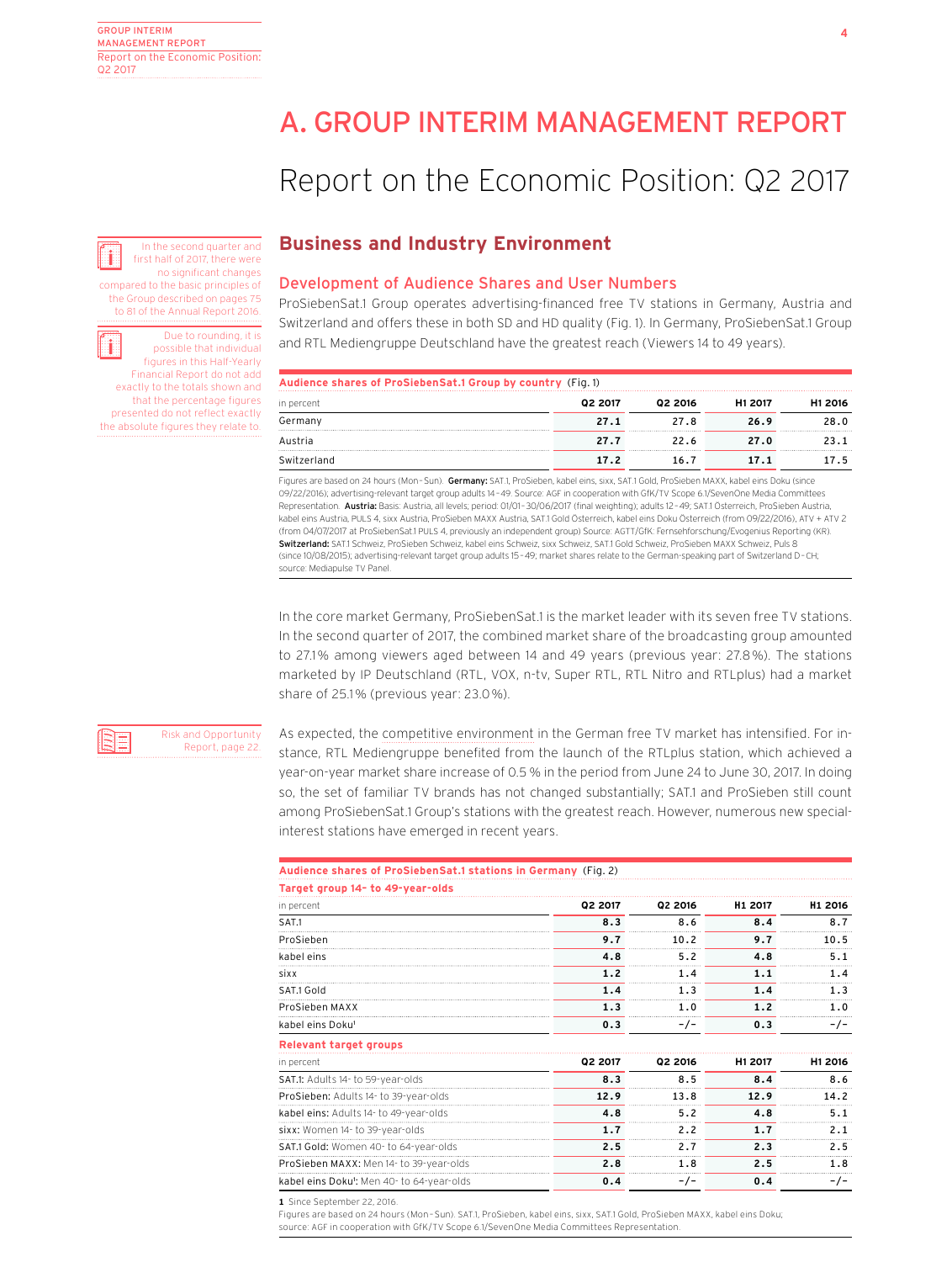# A. GROUP INTERIM MANAGEMENT REPORT

# Report on the Economic Position: Q2 2017

In the second quarter and first half of 2017, there were no significant changes compared to the basic principles of the Group described on pages 75 to 81 of the Annual Report 2016.

Due to rounding, it is possible that individual figures in this Half-Yearly Financial Report do not add exactly to the totals shown and that the percentage figures presented do not reflect exactly the absolute figures they relate to.

## Business and Industry Environment

### Development of Audience Shares and User Numbers

ProSiebenSat.1 Group operates advertising-financed free TV stations in Germany, Austria and Switzerland and offers these in both SD and HD quality (Fig. 1). In Germany, ProSiebenSat.1 Group and RTL Mediengruppe Deutschland have the greatest reach (Viewers 14 to 49 years).

**Audience shares of ProSiebenSat.1 Group by country** (Fig. 1)

| in percent | Q2 2017 | Q2 2016 | H1 2017 | H1 2016 |
|---|---|---|---|---|
| Germany | **27.1** | 27.8 | **26.9** | 28.0 |
| Austria | **27.7** | 22.6 | **27.0** | 23.1 |
| Switzerland | **17.2** | 16.7 | **17.1** | 17.5 |

Figures are based on 24 hours (Mon–Sun). **Germany:** SAT.1, ProSieben, kabel eins, sixx, SAT.1 Gold, ProSieben MAXX, kabel eins Doku (since 09/22/2016); advertising-relevant target group adults 14–49. Source: AGF in cooperation with GfK/TV Scope 6.1/SevenOne Media Committees Representation. **Austria:** Basis: Austria, all levels; period: 01/01–30/06/2017 (final weighting); adults 12–49; SAT.1 Österreich, ProSieben Austria, kabel eins Austria, PULS 4, sixx Austria, ProSieben MAXX Austria, SAT.1 Gold Österreich, kabel eins Doku Österreich (from 09/22/2016), ATV + ATV 2 (from 04/07/2017 at ProSiebenSat.1 PULS 4, previously an independent group) Source: AGTT/GfK. Fernsehforschung/Evogenius Reporting (KR). **Switzerland:** SAT.1 Schweiz, ProSieben Schweiz, kabel eins Schweiz, sixx Schweiz, SAT.1 Gold Schweiz, ProSieben MAXX Schweiz, Puls 8 (since 10/08/2015); advertising-relevant target group adults 15–49; market shares relate to the German-speaking part of Switzerland D–CH; source: Mediapulse TV Panel.

In the core market Germany, ProSiebenSat.1 is the market leader with its seven free TV stations. In the second quarter of 2017, the combined market share of the broadcasting group amounted to 27.1% among viewers aged between 14 and 49 years (previous year: 27.8%). The stations marketed by IP Deutschland (RTL, VOX, n-tv, Super RTL, RTL Nitro and RTLplus) had a market share of 25.1% (previous year: 23.0%).

Risk and Opportunity Report, page 22.

As expected, the competitive environment in the German free TV market has intensified. For instance, RTL Mediengruppe benefited from the launch of the RTLplus station, which achieved a year-on-year market share increase of 0.5% in the period from June 24 to June 30, 2017. In doing so, the set of familiar TV brands has not changed substantially; SAT.1 and ProSieben still count among ProSiebenSat.1 Group's stations with the greatest reach. However, numerous new special-interest stations have emerged in recent years.

**Audience shares of ProSiebenSat.1 stations in Germany** (Fig. 2)

| **Target group 14- to 49-year-olds** | | | | |
|---|---|---|---|---|
| in percent | Q2 2017 | Q2 2016 | H1 2017 | H1 2016 |
| SAT.1 | **8.3** | 8.6 | **8.4** | 8.7 |
| ProSieben | **9.7** | 10.2 | **9.7** | 10.5 |
| kabel eins | **4.8** | 5.2 | **4.8** | 5.1 |
| sixx | **1.2** | 1.4 | **1.1** | 1.4 |
| SAT.1 Gold | **1.4** | 1.3 | **1.4** | 1.3 |
| ProSieben MAXX | **1.3** | 1.0 | **1.2** | 1.0 |
| kabel eins Doku[1] | **0.3** | -/- | **0.3** | -/- |
| **Relevant target groups** | | | | |
| in percent | Q2 2017 | Q2 2016 | H1 2017 | H1 2016 |
| **SAT.1:** Adults 14- to 59-year-olds | **8.3** | 8.5 | **8.4** | 8.6 |
| **ProSieben:** Adults 14- to 39-year-olds | **12.9** | 13.8 | **12.9** | 14.2 |
| **kabel eins:** Adults 14- to 49-year-olds | **4.8** | 5.2 | **4.8** | 5.1 |
| **sixx:** Women 14- to 39-year-olds | **1.7** | 2.2 | **1.7** | 2.1 |
| **SAT.1 Gold:** Women 40- to 64-year-olds | **2.5** | 2.7 | **2.3** | 2.5 |
| **ProSieben MAXX:** Men 14- to 39-year-olds | **2.8** | 1.8 | **2.5** | 1.8 |
| **kabel eins Doku[1]:** Men 40- to 64-year-olds | **0.4** | -/- | **0.4** | -/- |

**1** Since September 22, 2016.
Figures are based on 24 hours (Mon–Sun). SAT.1, ProSieben, kabel eins, sixx, SAT.1 Gold, ProSieben MAXX, kabel eins Doku; source: AGF in cooperation with GfK/TV Scope 6.1/SevenOne Media Committees Representation.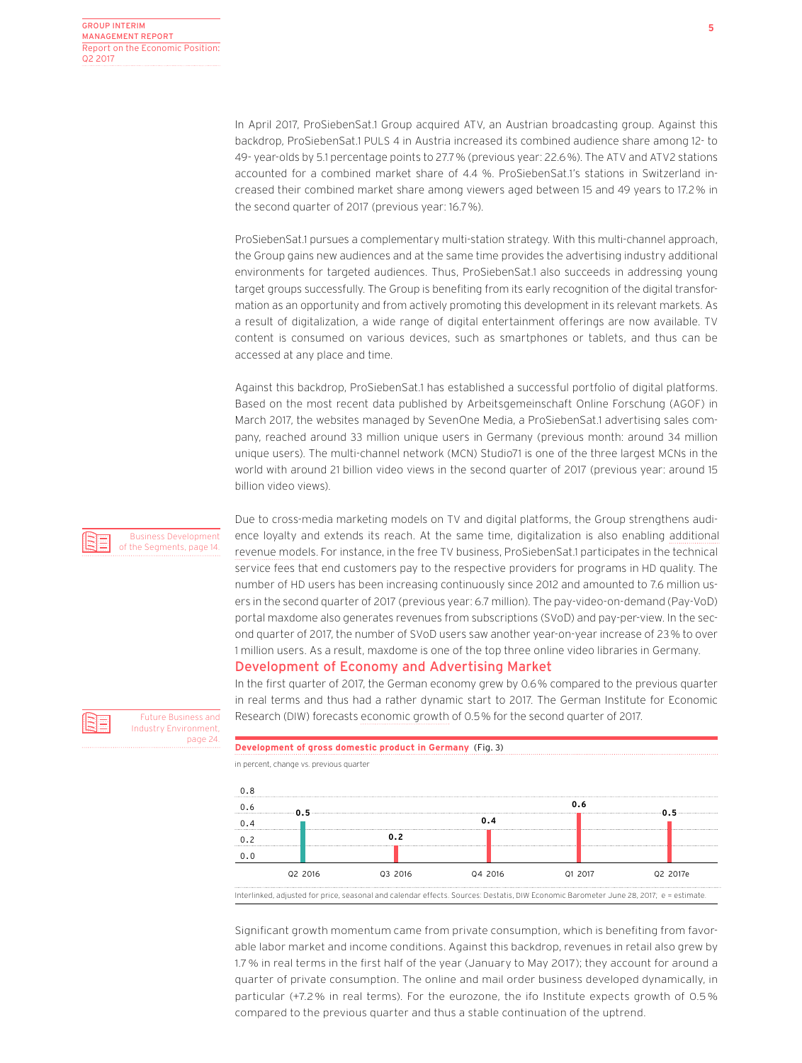In April 2017, ProSiebenSat.1 Group acquired ATV, an Austrian broadcasting group. Against this backdrop, ProSiebenSat.1 PULS 4 in Austria increased its combined audience share among 12- to 49- year-olds by 5.1 percentage points to 27.7 % (previous year: 22.6 %). The ATV and ATV2 stations accounted for a combined market share of 4.4 %. ProSiebenSat.1's stations in Switzerland increased their combined market share among viewers aged between 15 and 49 years to 17.2 % in the second quarter of 2017 (previous year: 16.7 %).

ProSiebenSat.1 pursues a complementary multi-station strategy. With this multi-channel approach, the Group gains new audiences and at the same time provides the advertising industry additional environments for targeted audiences. Thus, ProSiebenSat.1 also succeeds in addressing young target groups successfully. The Group is benefiting from its early recognition of the digital transformation as an opportunity and from actively promoting this development in its relevant markets. As a result of digitalization, a wide range of digital entertainment offerings are now available. TV content is consumed on various devices, such as smartphones or tablets, and thus can be accessed at any place and time.

Against this backdrop, ProSiebenSat.1 has established a successful portfolio of digital platforms. Based on the most recent data published by Arbeitsgemeinschaft Online Forschung (AGOF) in March 2017, the websites managed by SevenOne Media, a ProSiebenSat.1 advertising sales company, reached around 33 million unique users in Germany (previous month: around 34 million unique users). The multi-channel network (MCN) Studio71 is one of the three largest MCNs in the world with around 21 billion video views in the second quarter of 2017 (previous year: around 15 billion video views).

Business Development of the Segments, page 14.

Due to cross-media marketing models on TV and digital platforms, the Group strengthens audience loyalty and extends its reach. At the same time, digitalization is also enabling additional revenue models. For instance, in the free TV business, ProSiebenSat.1 participates in the technical service fees that end customers pay to the respective providers for programs in HD quality. The number of HD users has been increasing continuously since 2012 and amounted to 7.6 million users in the second quarter of 2017 (previous year: 6.7 million). The pay-video-on-demand (Pay-VoD) portal maxdome also generates revenues from subscriptions (SVoD) and pay-per-view. In the second quarter of 2017, the number of SVoD users saw another year-on-year increase of 23 % to over 1 million users. As a result, maxdome is one of the top three online video libraries in Germany.

## Development of Economy and Advertising Market

Future Business and Industry Environment, page 24.

In the first quarter of 2017, the German economy grew by 0.6 % compared to the previous quarter in real terms and thus had a rather dynamic start to 2017. The German Institute for Economic Research (DIW) forecasts economic growth of 0.5 % for the second quarter of 2017.

**Development of gross domestic product in Germany** (Fig. 3)

in percent, change vs. previous quarter

| | Q2 2016 | Q3 2016 | Q4 2016 | Q1 2017 | Q2 2017e |
|---|---|---|---|---|---|
| Change | 0.5 | 0.2 | 0.4 | 0.6 | 0.5 |

Interlinked, adjusted for price, seasonal and calendar effects. Sources: Destatis, DIW Economic Barometer June 28, 2017; e = estimate.

Significant growth momentum came from private consumption, which is benefiting from favorable labor market and income conditions. Against this backdrop, revenues in retail also grew by 1.7 % in real terms in the first half of the year (January to May 2017); they account for around a quarter of private consumption. The online and mail order business developed dynamically, in particular (+7.2 % in real terms). For the eurozone, the ifo Institute expects growth of 0.5 % compared to the previous quarter and thus a stable continuation of the uptrend.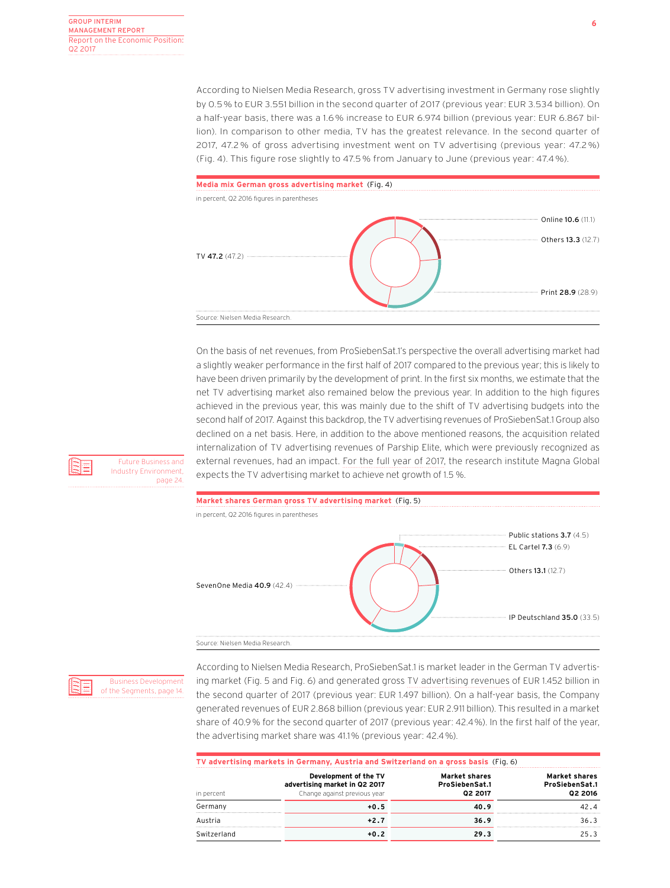According to Nielsen Media Research, gross TV advertising investment in Germany rose slightly by 0.5 % to EUR 3.551 billion in the second quarter of 2017 (previous year: EUR 3.534 billion). On a half-year basis, there was a 1.6 % increase to EUR 6.974 billion (previous year: EUR 6.867 billion). In comparison to other media, TV has the greatest relevance. In the second quarter of 2017, 47.2 % of gross advertising investment went on TV advertising (previous year: 47.2 %) (Fig. 4). This figure rose slightly to 47.5 % from January to June (previous year: 47.4 %).

**Media mix German gross advertising market** (Fig. 4)

in percent, Q2 2016 figures in parentheses

- TV **47.2** (47.2)
- Online **10.6** (11.1)
- Others **13.3** (12.7)
- Print **28.9** (28.9)

Source: Nielsen Media Research.

On the basis of net revenues, from ProSiebenSat.1's perspective the overall advertising market had a slightly weaker performance in the first half of 2017 compared to the previous year; this is likely to have been driven primarily by the development of print. In the first six months, we estimate that the net TV advertising market also remained below the previous year. In addition to the high figures achieved in the previous year, this was mainly due to the shift of TV advertising budgets into the second half of 2017. Against this backdrop, the TV advertising revenues of ProSiebenSat.1 Group also declined on a net basis. Here, in addition to the above mentioned reasons, the acquisition related internalization of TV advertising revenues of Parship Elite, which were previously recognized as external revenues, had an impact. For the full year of 2017, the research institute Magna Global expects the TV advertising market to achieve net growth of 1.5 %.

Future Business and Industry Environment, page 24.

**Market shares German gross TV advertising market** (Fig. 5)

in percent, Q2 2016 figures in parentheses

- SevenOne Media **40.9** (42.4)
- Public stations **3.7** (4.5)
- EL Cartel **7.3** (6.9)
- Others **13.1** (12.7)
- IP Deutschland **35.0** (33.5)

Source: Nielsen Media Research.

Business Development of the Segments, page 14.

According to Nielsen Media Research, ProSiebenSat.1 is market leader in the German TV advertising market (Fig. 5 and Fig. 6) and generated gross TV advertising revenues of EUR 1.452 billion in the second quarter of 2017 (previous year: EUR 1.497 billion). On a half-year basis, the Company generated revenues of EUR 2.868 billion (previous year: EUR 2.911 billion). This resulted in a market share of 40.9 % for the second quarter of 2017 (previous year: 42.4 %). In the first half of the year, the advertising market share was 41.1 % (previous year: 42.4 %).

**TV advertising markets in Germany, Austria and Switzerland on a gross basis** (Fig. 6)

| in percent | Development of the TV advertising market in Q2 2017 Change against previous year | Market shares ProSiebenSat.1 Q2 2017 | Market shares ProSiebenSat.1 Q2 2016 |
|---|---|---|---|
| Germany | +0.5 | 40.9 | 42.4 |
| Austria | +2.7 | 36.9 | 36.3 |
| Switzerland | +0.2 | 29.3 | 25.3 |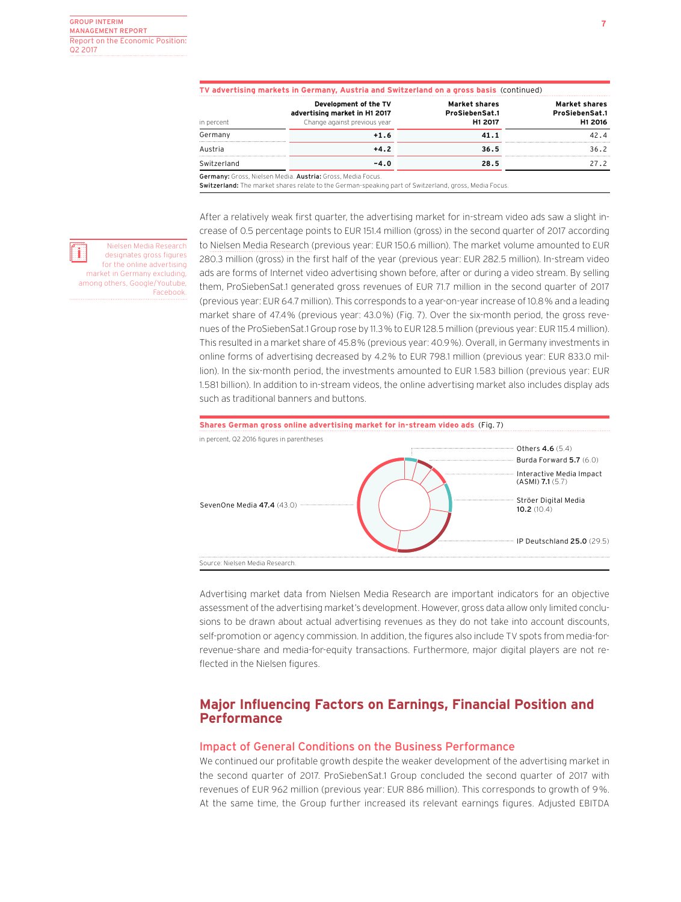**TV advertising markets in Germany, Austria and Switzerland on a gross basis** (continued)

| in percent | Development of the TV advertising market in H1 2017 Change against previous year | Market shares ProSiebenSat.1 H1 2017 | Market shares ProSiebenSat.1 H1 2016 |
|---|---|---|---|
| Germany | **+1.6** | **41.1** | 42.4 |
| Austria | **+4.2** | **36.5** | 36.2 |
| Switzerland | **-4.0** | **28.5** | 27.2 |

**Germany:** Gross, Nielsen Media. **Austria:** Gross, Media Focus.
**Switzerland:** The market shares relate to the German-speaking part of Switzerland, gross, Media Focus.

Nielsen Media Research designates gross figures for the online advertising market in Germany excluding, among others, Google/Youtube, Facebook.

After a relatively weak first quarter, the advertising market for in-stream video ads saw a slight increase of 0.5 percentage points to EUR 151.4 million (gross) in the second quarter of 2017 according to Nielsen Media Research (previous year: EUR 150.6 million). The market volume amounted to EUR 280.3 million (gross) in the first half of the year (previous year: EUR 282.5 million). In-stream video ads are forms of Internet video advertising shown before, after or during a video stream. By selling them, ProSiebenSat.1 generated gross revenues of EUR 71.7 million in the second quarter of 2017 (previous year: EUR 64.7 million). This corresponds to a year-on-year increase of 10.8% and a leading market share of 47.4% (previous year: 43.0%) (Fig. 7). Over the six-month period, the gross revenues of the ProSiebenSat.1 Group rose by 11.3% to EUR 128.5 million (previous year: EUR 115.4 million). This resulted in a market share of 45.8% (previous year: 40.9%). Overall, in Germany investments in online forms of advertising decreased by 4.2% to EUR 798.1 million (previous year: EUR 833.0 million). In the six-month period, the investments amounted to EUR 1.583 billion (previous year: EUR 1.581 billion). In addition to in-stream videos, the online advertising market also includes display ads such as traditional banners and buttons.

**Shares German gross online advertising market for in-stream video ads** (Fig. 7)

in percent, Q2 2016 figures in parentheses

- SevenOne Media **47.4** (43.0)
- IP Deutschland **25.0** (29.5)
- Ströer Digital Media **10.2** (10.4)
- Interactive Media Impact (ASMI) **7.1** (5.7)
- Burda Forward **5.7** (6.0)
- Others **4.6** (5.4)

Source: Nielsen Media Research.

Advertising market data from Nielsen Media Research are important indicators for an objective assessment of the advertising market's development. However, gross data allow only limited conclusions to be drawn about actual advertising revenues as they do not take into account discounts, self-promotion or agency commission. In addition, the figures also include TV spots from media-for-revenue-share and media-for-equity transactions. Furthermore, major digital players are not reflected in the Nielsen figures.

## Major Influencing Factors on Earnings, Financial Position and Performance

### Impact of General Conditions on the Business Performance

We continued our profitable growth despite the weaker development of the advertising market in the second quarter of 2017. ProSiebenSat.1 Group concluded the second quarter of 2017 with revenues of EUR 962 million (previous year: EUR 886 million). This corresponds to growth of 9%. At the same time, the Group further increased its relevant earnings figures. Adjusted EBITDA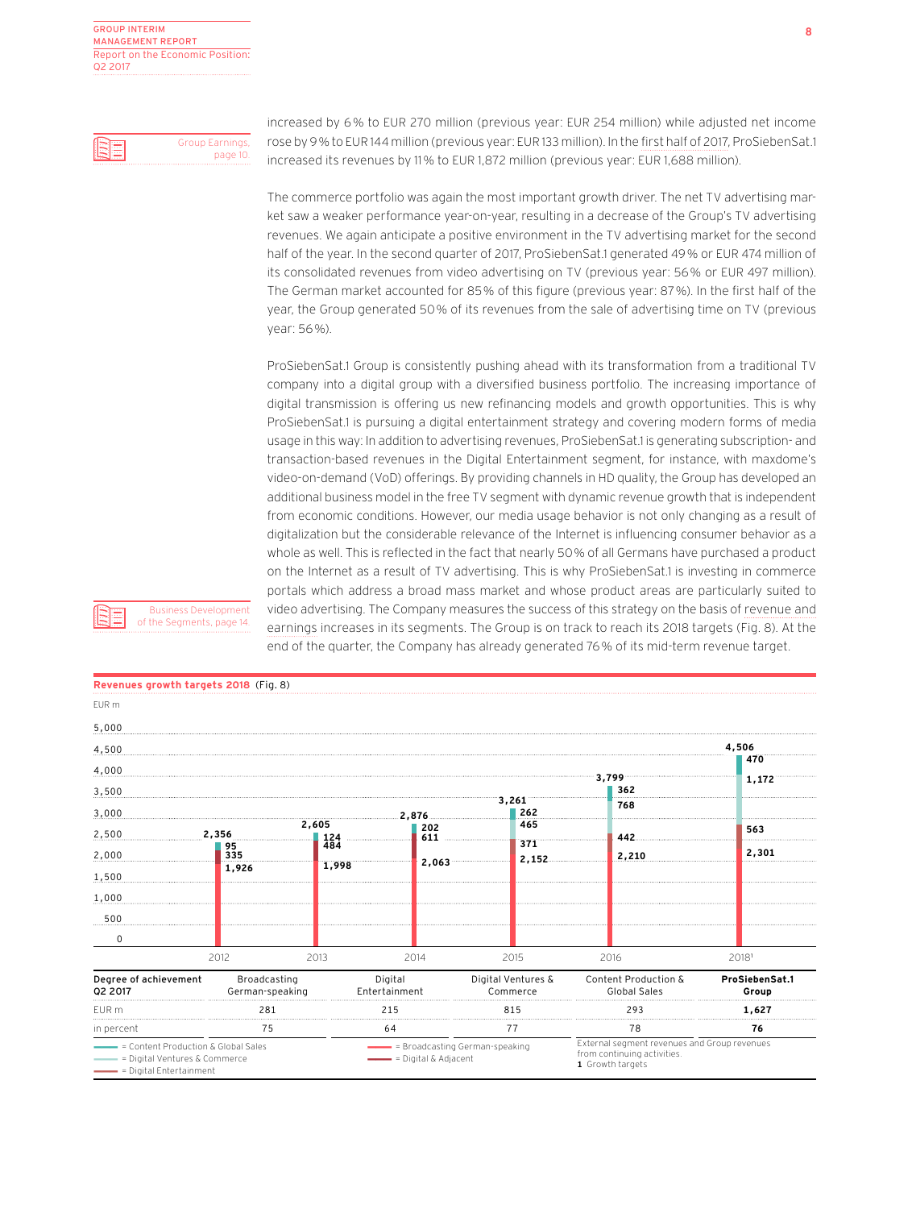increased by 6% to EUR 270 million (previous year: EUR 254 million) while adjusted net income rose by 9% to EUR 144 million (previous year: EUR 133 million). In the first half of 2017, ProSiebenSat.1 increased its revenues by 11% to EUR 1,872 million (previous year: EUR 1,688 million).

Group Earnings, page 10.

The commerce portfolio was again the most important growth driver. The net TV advertising market saw a weaker performance year-on-year, resulting in a decrease of the Group's TV advertising revenues. We again anticipate a positive environment in the TV advertising market for the second half of the year. In the second quarter of 2017, ProSiebenSat.1 generated 49% or EUR 474 million of its consolidated revenues from video advertising on TV (previous year: 56% or EUR 497 million). The German market accounted for 85% of this figure (previous year: 87%). In the first half of the year, the Group generated 50% of its revenues from the sale of advertising time on TV (previous year: 56%).

ProSiebenSat.1 Group is consistently pushing ahead with its transformation from a traditional TV company into a digital group with a diversified business portfolio. The increasing importance of digital transmission is offering us new refinancing models and growth opportunities. This is why ProSiebenSat.1 is pursuing a digital entertainment strategy and covering modern forms of media usage in this way: In addition to advertising revenues, ProSiebenSat.1 is generating subscription- and transaction-based revenues in the Digital Entertainment segment, for instance, with maxdome's video-on-demand (VoD) offerings. By providing channels in HD quality, the Group has developed an additional business model in the free TV segment with dynamic revenue growth that is independent from economic conditions. However, our media usage behavior is not only changing as a result of digitalization but the considerable relevance of the Internet is influencing consumer behavior as a whole as well. This is reflected in the fact that nearly 50% of all Germans have purchased a product on the Internet as a result of TV advertising. This is why ProSiebenSat.1 is investing in commerce portals which address a broad mass market and whose product areas are particularly suited to video advertising. The Company measures the success of this strategy on the basis of revenue and earnings increases in its segments. The Group is on track to reach its 2018 targets (Fig. 8). At the end of the quarter, the Company has already generated 76% of its mid-term revenue target.

Business Development of the Segments, page 14.

**Revenues growth targets 2018** (Fig. 8)

EUR m

| | 2012 | 2013 | 2014 | 2015 | 2016 | 2018[1] |
|---|---|---|---|---|---|---|
| Total | 2,356 | 2,605 | 2,876 | 3,261 | 3,799 | 4,506 |
| Content Production & Global Sales | | | | 262 | 362 | 470 |
| Digital Ventures & Commerce | | | | 465 | 768 | 1,172 |
| Digital Entertainment | | | | 371 | 442 | 563 |
| Digital & Adjacent | 95 | 124 | 202 | | | |
| | 335 | 484 | 611 | | | |
| Broadcasting German-speaking | 1,926 | 1,998 | 2,063 | 2,152 | 2,210 | 2,301 |

| Degree of achievement Q2 2017 | Broadcasting German-speaking | Digital Entertainment | Digital Ventures & Commerce | Content Production & Global Sales | **ProSiebenSat.1 Group** |
|---|---|---|---|---|---|
| EUR m | 281 | 215 | 815 | 293 | **1,627** |
| in percent | 75 | 64 | 77 | 78 | **76** |

= Content Production & Global Sales
= Digital Ventures & Commerce
= Digital Entertainment
= Broadcasting German-speaking
= Digital & Adjacent

External segment revenues and Group revenues from continuing activities.
1 Growth targets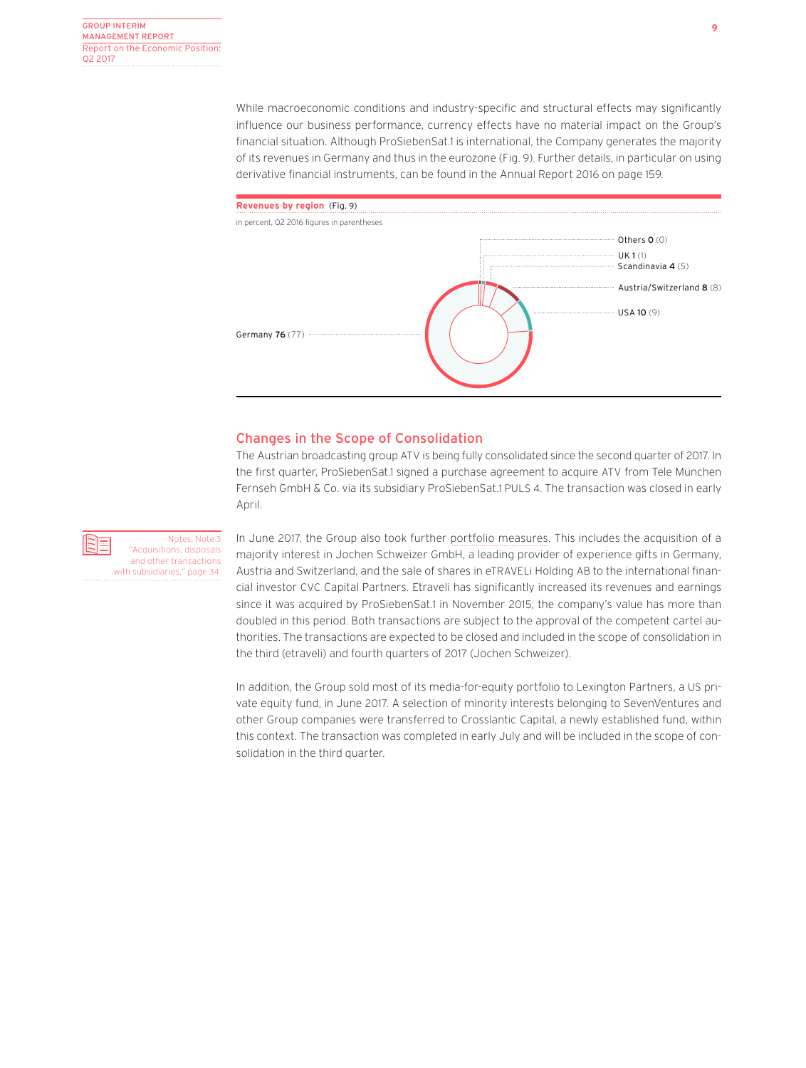While macroeconomic conditions and industry-specific and structural effects may significantly influence our business performance, currency effects have no material impact on the Group's financial situation. Although ProSiebenSat.1 is international, the Company generates the majority of its revenues in Germany and thus in the eurozone (Fig. 9). Further details, in particular on using derivative financial instruments, can be found in the Annual Report 2016 on page 159.

**Revenues by region** (Fig. 9)

in percent, Q2 2016 figures in parentheses

| Region | Q2 2017 | (Q2 2016) |
|---|---|---|
| Germany | 76 | (77) |
| USA | 10 | (9) |
| Austria/Switzerland | 8 | (8) |
| Scandinavia | 4 | (5) |
| UK | 1 | (1) |
| Others | 0 | (0) |

## Changes in the Scope of Consolidation

The Austrian broadcasting group ATV is being fully consolidated since the second quarter of 2017. In the first quarter, ProSiebenSat.1 signed a purchase agreement to acquire ATV from Tele München Fernseh GmbH & Co. via its subsidiary ProSiebenSat.1 PULS 4. The transaction was closed in early April.

Notes, Note 3 "Acquisitions, disposals and other transactions with subsidiaries," page 34.

In June 2017, the Group also took further portfolio measures. This includes the acquisition of a majority interest in Jochen Schweizer GmbH, a leading provider of experience gifts in Germany, Austria and Switzerland, and the sale of shares in eTRAVELi Holding AB to the international financial investor CVC Capital Partners. Etraveli has significantly increased its revenues and earnings since it was acquired by ProSiebenSat.1 in November 2015; the company's value has more than doubled in this period. Both transactions are subject to the approval of the competent cartel authorities. The transactions are expected to be closed and included in the scope of consolidation in the third (etraveli) and fourth quarters of 2017 (Jochen Schweizer).

In addition, the Group sold most of its media-for-equity portfolio to Lexington Partners, a US private equity fund, in June 2017. A selection of minority interests belonging to SevenVentures and other Group companies were transferred to Crosslantic Capital, a newly established fund, within this context. The transaction was completed in early July and will be included in the scope of consolidation in the third quarter.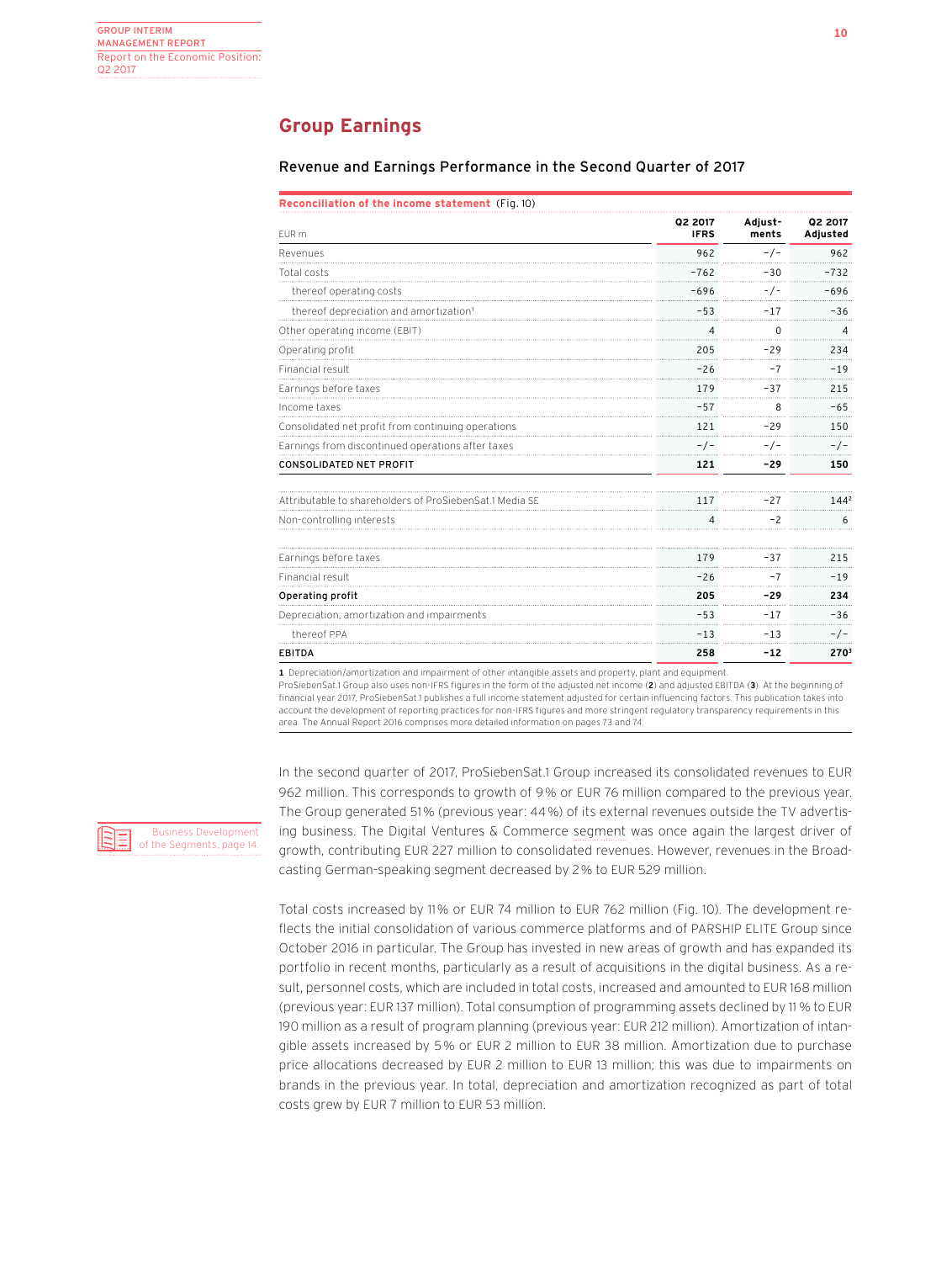## Group Earnings

### Revenue and Earnings Performance in the Second Quarter of 2017

**Reconciliation of the income statement** (Fig. 10)

| EUR m | Q2 2017 IFRS | Adjust-ments | Q2 2017 Adjusted |
|---|---|---|---|
| Revenues | 962 | -/- | 962 |
| Total costs | -762 | -30 | -732 |
| thereof operating costs | -696 | -/- | -696 |
| thereof depreciation and amortization[1] | -53 | -17 | -36 |
| Other operating income (EBIT) | 4 | 0 | 4 |
| Operating profit | 205 | -29 | 234 |
| Financial result | -26 | -7 | -19 |
| Earnings before taxes | 179 | -37 | 215 |
| Income taxes | -57 | 8 | -65 |
| Consolidated net profit from continuing operations | 121 | -29 | 150 |
| Earnings from discontinued operations after taxes | -/- | -/- | -/- |
| **CONSOLIDATED NET PROFIT** | **121** | **-29** | **150** |
| | | | |
| Attributable to shareholders of ProSiebenSat.1 Media SE | 117 | -27 | 144[2] |
| Non-controlling interests | 4 | -2 | 6 |
| | | | |
| Earnings before taxes | 179 | -37 | 215 |
| Financial result | -26 | -7 | -19 |
| **Operating profit** | **205** | **-29** | **234** |
| Depreciation, amortization and impairments | -53 | -17 | -36 |
| thereof PPA | -13 | -13 | -/- |
| **EBITDA** | **258** | **-12** | **270[3]** |

**1** Depreciation/amortization and impairment of other intangible assets and property, plant and equipment.
ProSiebenSat.1 Group also uses non-IFRS figures in the form of the adjusted net income (**2**) and adjusted EBITDA (**3**). At the beginning of financial year 2017, ProSiebenSat.1 publishes a full income statement adjusted for certain influencing factors. This publication takes into account the development of reporting practices for non-IFRS figures and more stringent regulatory transparency requirements in this area. The Annual Report 2016 comprises more detailed information on pages 73 and 74.

Business Development of the Segments, page 14.

In the second quarter of 2017, ProSiebenSat.1 Group increased its consolidated revenues to EUR 962 million. This corresponds to growth of 9% or EUR 76 million compared to the previous year. The Group generated 51% (previous year: 44%) of its external revenues outside the TV advertising business. The Digital Ventures & Commerce segment was once again the largest driver of growth, contributing EUR 227 million to consolidated revenues. However, revenues in the Broadcasting German-speaking segment decreased by 2% to EUR 529 million.

Total costs increased by 11% or EUR 74 million to EUR 762 million (Fig. 10). The development reflects the initial consolidation of various commerce platforms and of PARSHIP ELITE Group since October 2016 in particular. The Group has invested in new areas of growth and has expanded its portfolio in recent months, particularly as a result of acquisitions in the digital business. As a result, personnel costs, which are included in total costs, increased and amounted to EUR 168 million (previous year: EUR 137 million). Total consumption of programming assets declined by 11% to EUR 190 million as a result of program planning (previous year: EUR 212 million). Amortization of intangible assets increased by 5% or EUR 2 million to EUR 38 million. Amortization due to purchase price allocations decreased by EUR 2 million to EUR 13 million; this was due to impairments on brands in the previous year. In total, depreciation and amortization recognized as part of total costs grew by EUR 7 million to EUR 53 million.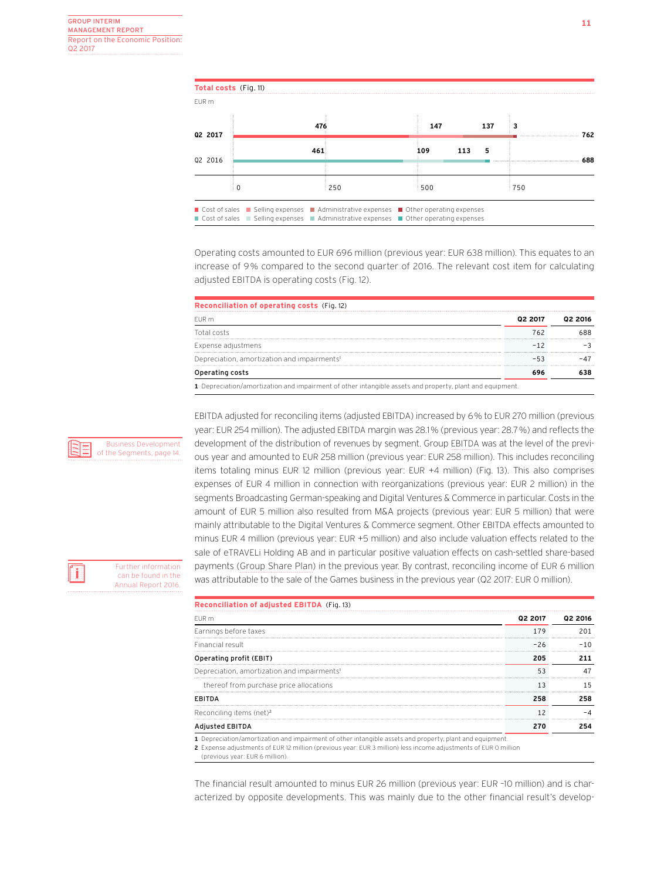**Total costs** (Fig. 11)

EUR m

| | Cost of sales | Selling expenses | Administrative expenses | Other operating expenses | Total |
|---|---|---|---|---|---|
| Q2 2017 | 476 | 147 | 137 | 3 | 762 |
| Q2 2016 | 461 | 109 | 113 | 5 | 688 |

Operating costs amounted to EUR 696 million (previous year: EUR 638 million). This equates to an increase of 9% compared to the second quarter of 2016. The relevant cost item for calculating adjusted EBITDA is operating costs (Fig. 12).

**Reconciliation of operating costs** (Fig. 12)

| EUR m | Q2 2017 | Q2 2016 |
|---|---|---|
| Total costs | 762 | 688 |
| Expense adjustmens | −12 | −3 |
| Depreciation, amortization and impairments[1] | −53 | −47 |
| **Operating costs** | **696** | **638** |

1 Depreciation/amortization and impairment of other intangible assets and property, plant and equipment.

Business Development of the Segments, page 14.

EBITDA adjusted for reconciling items (adjusted EBITDA) increased by 6% to EUR 270 million (previous year: EUR 254 million). The adjusted EBITDA margin was 28.1% (previous year: 28.7%) and reflects the development of the distribution of revenues by segment. Group EBITDA was at the level of the previous year and amounted to EUR 258 million (previous year: EUR 258 million). This includes reconciling items totaling minus EUR 12 million (previous year: EUR +4 million) (Fig. 13). This also comprises expenses of EUR 4 million in connection with reorganizations (previous year: EUR 2 million) in the segments Broadcasting German-speaking and Digital Ventures & Commerce in particular. Costs in the amount of EUR 5 million also resulted from M&A projects (previous year: EUR 5 million) that were mainly attributable to the Digital Ventures & Commerce segment. Other EBITDA effects amounted to minus EUR 4 million (previous year: EUR +5 million) and also include valuation effects related to the sale of eTRAVELi Holding AB and in particular positive valuation effects on cash-settled share-based payments (Group Share Plan) in the previous year. By contrast, reconciling income of EUR 6 million was attributable to the sale of the Games business in the previous year (Q2 2017: EUR 0 million).

Further information can be found in the Annual Report 2016.

**Reconciliation of adjusted EBITDA** (Fig. 13)

| EUR m | Q2 2017 | Q2 2016 |
|---|---|---|
| Earnings before taxes | 179 | 201 |
| Financial result | −26 | −10 |
| **Operating profit (EBIT)** | **205** | **211** |
| Depreciation, amortization and impairments[1] | 53 | 47 |
| thereof from purchase price allocations | 13 | 15 |
| **EBITDA** | **258** | **258** |
| Reconciling items (net)[2] | 12 | −4 |
| **Adjusted EBITDA** | **270** | **254** |

1 Depreciation/amortization and impairment of other intangible assets and property, plant and equipment.
2 Expense adjustments of EUR 12 million (previous year: EUR 3 million) less income adjustments of EUR 0 million (previous year: EUR 6 million).

The financial result amounted to minus EUR 26 million (previous year: EUR −10 million) and is characterized by opposite developments. This was mainly due to the other financial result's develop-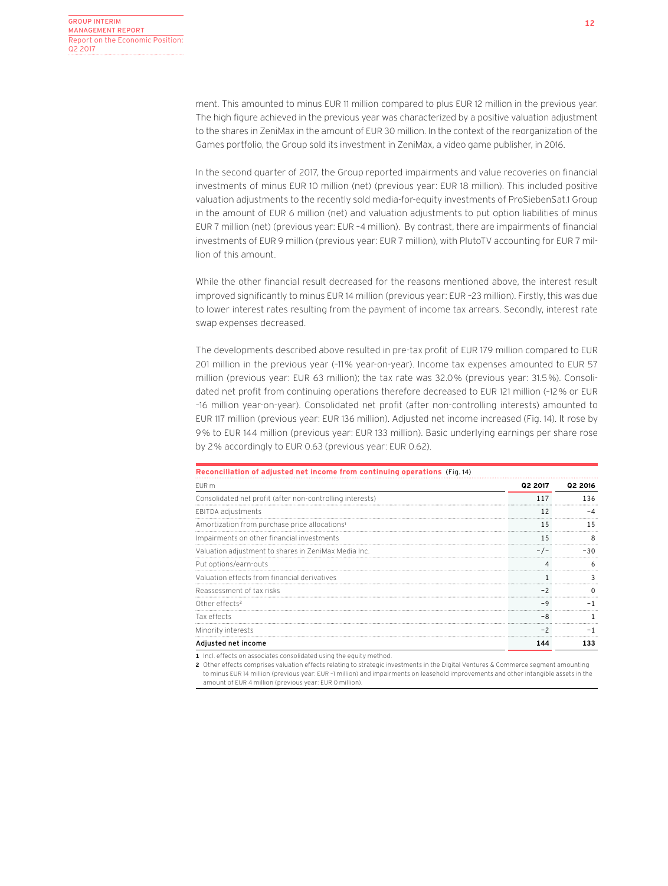ment. This amounted to minus EUR 11 million compared to plus EUR 12 million in the previous year. The high figure achieved in the previous year was characterized by a positive valuation adjustment to the shares in ZeniMax in the amount of EUR 30 million. In the context of the reorganization of the Games portfolio, the Group sold its investment in ZeniMax, a video game publisher, in 2016.

In the second quarter of 2017, the Group reported impairments and value recoveries on financial investments of minus EUR 10 million (net) (previous year: EUR 18 million). This included positive valuation adjustments to the recently sold media-for-equity investments of ProSiebenSat.1 Group in the amount of EUR 6 million (net) and valuation adjustments to put option liabilities of minus EUR 7 million (net) (previous year: EUR –4 million). By contrast, there are impairments of financial investments of EUR 9 million (previous year: EUR 7 million), with PlutoTV accounting for EUR 7 million of this amount.

While the other financial result decreased for the reasons mentioned above, the interest result improved significantly to minus EUR 14 million (previous year: EUR –23 million). Firstly, this was due to lower interest rates resulting from the payment of income tax arrears. Secondly, interest rate swap expenses decreased.

The developments described above resulted in pre-tax profit of EUR 179 million compared to EUR 201 million in the previous year (–11% year-on-year). Income tax expenses amounted to EUR 57 million (previous year: EUR 63 million); the tax rate was 32.0% (previous year: 31.5%). Consolidated net profit from continuing operations therefore decreased to EUR 121 million (–12% or EUR –16 million year-on-year). Consolidated net profit (after non-controlling interests) amounted to EUR 117 million (previous year: EUR 136 million). Adjusted net income increased (Fig. 14). It rose by 9% to EUR 144 million (previous year: EUR 133 million). Basic underlying earnings per share rose by 2% accordingly to EUR 0.63 (previous year: EUR 0.62).

**Reconciliation of adjusted net income from continuing operations** (Fig. 14)

| EUR m | Q2 2017 | Q2 2016 |
|---|---|---|
| Consolidated net profit (after non-controlling interests) | 117 | 136 |
| EBITDA adjustments | 12 | –4 |
| Amortization from purchase price allocations[1] | 15 | 15 |
| Impairments on other financial investments | 15 | 8 |
| Valuation adjustment to shares in ZeniMax Media Inc. | –/– | –30 |
| Put options/earn-outs | 4 | 6 |
| Valuation effects from financial derivatives | 1 | 3 |
| Reassessment of tax risks | –2 | 0 |
| Other effects[2] | –9 | –1 |
| Tax effects | –8 | 1 |
| Minority interests | –2 | –1 |
| **Adjusted net income** | **144** | **133** |

**1** Incl. effects on associates consolidated using the equity method.

**2** Other effects comprises valuation effects relating to strategic investments in the Digital Ventures & Commerce segment amounting to minus EUR 14 million (previous year: EUR –1 million) and impairments on leasehold improvements and other intangible assets in the amount of EUR 4 million (previous year: EUR 0 million).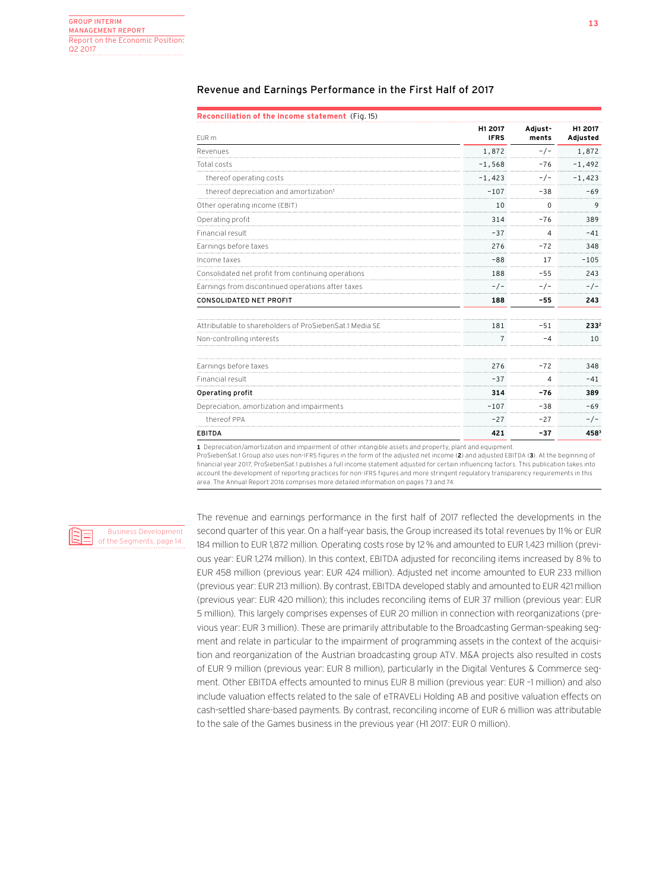## Revenue and Earnings Performance in the First Half of 2017

**Reconciliation of the income statement** (Fig. 15)

| EUR m | H1 2017 IFRS | Adjust-ments | H1 2017 Adjusted |
|---|---|---|---|
| Revenues | 1,872 | -/- | 1,872 |
| Total costs | -1,568 | -76 | -1,492 |
| thereof operating costs | -1,423 | -/- | -1,423 |
| thereof depreciation and amortization[1] | -107 | -38 | -69 |
| Other operating income (EBIT) | 10 | 0 | 9 |
| Operating profit | 314 | -76 | 389 |
| Financial result | -37 | 4 | -41 |
| Earnings before taxes | 276 | -72 | 348 |
| Income taxes | -88 | 17 | -105 |
| Consolidated net profit from continuing operations | 188 | -55 | 243 |
| Earnings from discontinued operations after taxes | -/- | -/- | -/- |
| **CONSOLIDATED NET PROFIT** | **188** | **-55** | **243** |
| | | | |
| Attributable to shareholders of ProSiebenSat.1 Media SE | 181 | -51 | **233**[2] |
| Non-controlling interests | 7 | -4 | 10 |
| | | | |
| Earnings before taxes | 276 | -72 | 348 |
| Financial result | -37 | 4 | -41 |
| **Operating profit** | **314** | **-76** | **389** |
| Depreciation, amortization and impairments | -107 | -38 | -69 |
| thereof PPA | -27 | -27 | -/- |
| **EBITDA** | **421** | **-37** | **458**[3] |

**1** Depreciation/amortization and impairment of other intangible assets and property, plant and equipment.
ProSiebenSat.1 Group also uses non-IFRS figures in the form of the adjusted net income (**2**) and adjusted EBITDA (**3**). At the beginning of financial year 2017, ProSiebenSat.1 publishes a full income statement adjusted for certain influencing factors. This publication takes into account the development of reporting practices for non-IFRS figures and more stringent regulatory transparency requirements in this area. The Annual Report 2016 comprises more detailed information on pages 73 and 74.

Business Development of the Segments, page 14.

The revenue and earnings performance in the first half of 2017 reflected the developments in the second quarter of this year. On a half-year basis, the Group increased its total revenues by 11% or EUR 184 million to EUR 1,872 million. Operating costs rose by 12% and amounted to EUR 1,423 million (previous year: EUR 1,274 million). In this context, EBITDA adjusted for reconciling items increased by 8% to EUR 458 million (previous year: EUR 424 million). Adjusted net income amounted to EUR 233 million (previous year: EUR 213 million). By contrast, EBITDA developed stably and amounted to EUR 421 million (previous year: EUR 420 million); this includes reconciling items of EUR 37 million (previous year: EUR 5 million). This largely comprises expenses of EUR 20 million in connection with reorganizations (previous year: EUR 3 million). These are primarily attributable to the Broadcasting German-speaking segment and relate in particular to the impairment of programming assets in the context of the acquisition and reorganization of the Austrian broadcasting group ATV. M&A projects also resulted in costs of EUR 9 million (previous year: EUR 8 million), particularly in the Digital Ventures & Commerce segment. Other EBITDA effects amounted to minus EUR 8 million (previous year: EUR -1 million) and also include valuation effects related to the sale of eTRAVELi Holding AB and positive valuation effects on cash-settled share-based payments. By contrast, reconciling income of EUR 6 million was attributable to the sale of the Games business in the previous year (H1 2017: EUR 0 million).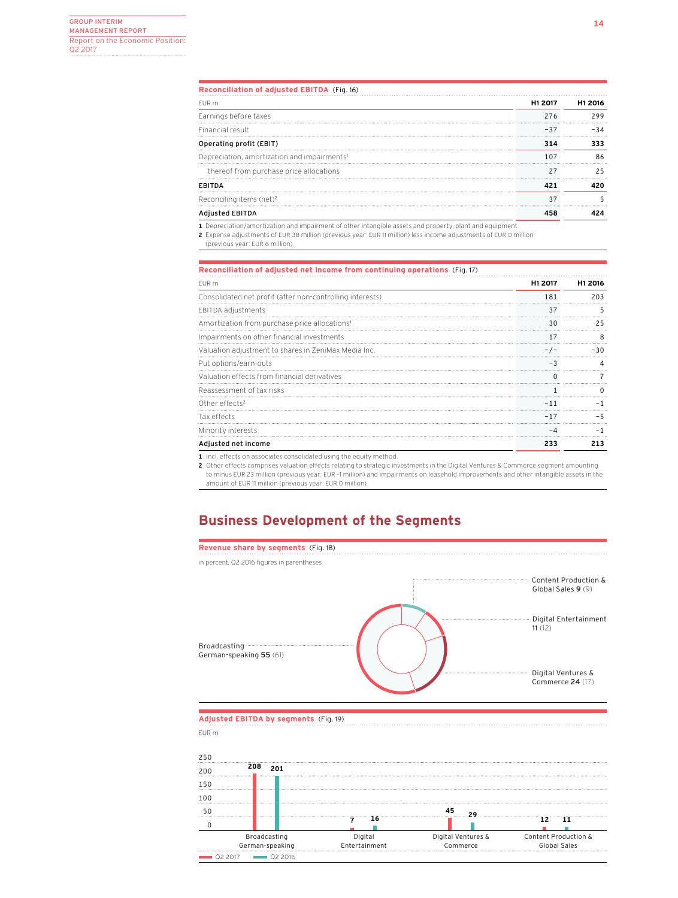**Reconciliation of adjusted EBITDA** (Fig. 16)

| EUR m | H1 2017 | H1 2016 |
|---|---|---|
| Earnings before taxes | 276 | 299 |
| Financial result | –37 | –34 |
| **Operating profit (EBIT)** | **314** | **333** |
| Depreciation, amortization and impairments[1] | 107 | 86 |
| thereof from purchase price allocations | 27 | 25 |
| **EBITDA** | **421** | **420** |
| Reconciling items (net)[2] | 37 | 5 |
| **Adjusted EBITDA** | **458** | **424** |

1 Depreciation/amortization and impairment of other intangible assets and property, plant and equipment.
2 Expense adjustments of EUR 38 million (previous year: EUR 11 million) less income adjustments of EUR 0 million (previous year: EUR 6 million).

**Reconciliation of adjusted net income from continuing operations** (Fig. 17)

| EUR m | H1 2017 | H1 2016 |
|---|---|---|
| Consolidated net profit (after non-controlling interests) | 181 | 203 |
| EBITDA adjustments | 37 | 5 |
| Amortization from purchase price allocations[1] | 30 | 25 |
| Impairments on other financial investments | 17 | 8 |
| Valuation adjustment to shares in ZeniMax Media Inc. | –/– | –30 |
| Put options/earn-outs | –3 | 4 |
| Valuation effects from financial derivatives | 0 | 7 |
| Reassessment of tax risks | 1 | 0 |
| Other effects[2] | –11 | –1 |
| Tax effects | –17 | –5 |
| Minority interests | –4 | –1 |
| **Adjusted net income** | **233** | **213** |

1 Incl. effects on associates consolidated using the equity method.
2 Other effects comprises valuation effects relating to strategic investments in the Digital Ventures & Commerce segment amounting to minus EUR 23 million (previous year: EUR –1 million) and impairments on leasehold improvements and other intangible assets in the amount of EUR 11 million (previous year: EUR 0 million).

## Business Development of the Segments

**Revenue share by segments** (Fig. 18)

in percent, Q2 2016 figures in parentheses

- Broadcasting German-speaking **55** (61)
- Content Production & Global Sales **9** (9)
- Digital Entertainment **11** (12)
- Digital Ventures & Commerce **24** (17)

**Adjusted EBITDA by segments** (Fig. 19)

EUR m

| | Q2 2017 | Q2 2016 |
|---|---|---|
| Broadcasting German-speaking | 208 | 201 |
| Digital Entertainment | 7 | 16 |
| Digital Ventures & Commerce | 45 | 29 |
| Content Production & Global Sales | 12 | 11 |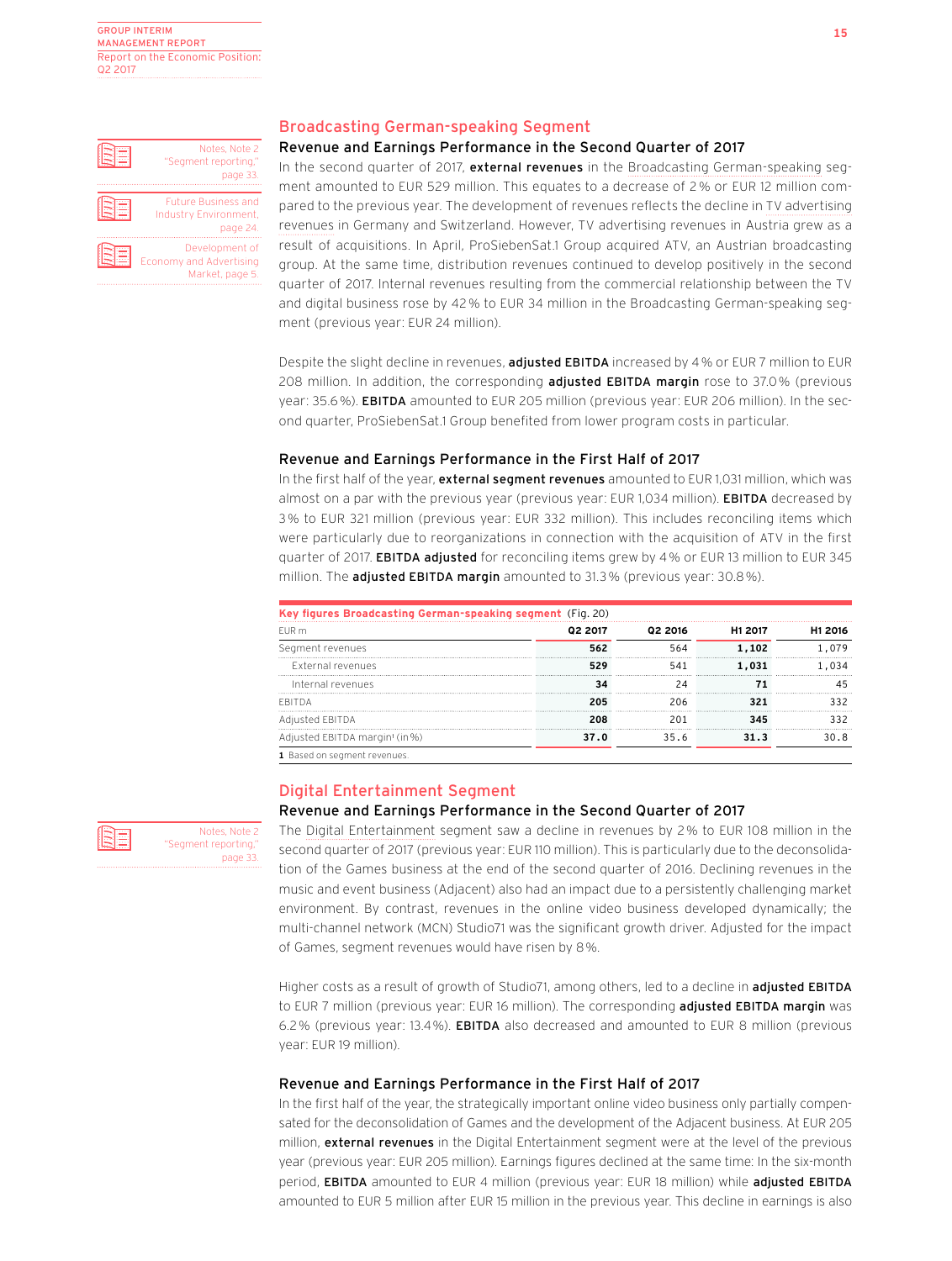Notes, Note 2 "Segment reporting," page 33.

Future Business and Industry Environment, page 24.

Development of Economy and Advertising Market, page 5.

## Broadcasting German-speaking Segment

### Revenue and Earnings Performance in the Second Quarter of 2017

In the second quarter of 2017, **external revenues** in the Broadcasting German-speaking segment amounted to EUR 529 million. This equates to a decrease of 2% or EUR 12 million compared to the previous year. The development of revenues reflects the decline in TV advertising revenues in Germany and Switzerland. However, TV advertising revenues in Austria grew as a result of acquisitions. In April, ProSiebenSat.1 Group acquired ATV, an Austrian broadcasting group. At the same time, distribution revenues continued to develop positively in the second quarter of 2017. Internal revenues resulting from the commercial relationship between the TV and digital business rose by 42% to EUR 34 million in the Broadcasting German-speaking segment (previous year: EUR 24 million).

Despite the slight decline in revenues, **adjusted EBITDA** increased by 4% or EUR 7 million to EUR 208 million. In addition, the corresponding **adjusted EBITDA margin** rose to 37.0% (previous year: 35.6%). **EBITDA** amounted to EUR 205 million (previous year: EUR 206 million). In the second quarter, ProSiebenSat.1 Group benefited from lower program costs in particular.

### Revenue and Earnings Performance in the First Half of 2017

In the first half of the year, **external segment revenues** amounted to EUR 1,031 million, which was almost on a par with the previous year (previous year: EUR 1,034 million). **EBITDA** decreased by 3% to EUR 321 million (previous year: EUR 332 million). This includes reconciling items which were particularly due to reorganizations in connection with the acquisition of ATV in the first quarter of 2017. **EBITDA adjusted** for reconciling items grew by 4% or EUR 13 million to EUR 345 million. The **adjusted EBITDA margin** amounted to 31.3% (previous year: 30.8%).

**Key figures Broadcasting German-speaking segment** (Fig. 20)

| EUR m | Q2 2017 | Q2 2016 | H1 2017 | H1 2016 |
|---|---|---|---|---|
| Segment revenues | **562** | 564 | **1,102** | 1,079 |
| External revenues | **529** | 541 | **1,031** | 1,034 |
| Internal revenues | **34** | 24 | **71** | 45 |
| EBITDA | **205** | 206 | **321** | 332 |
| Adjusted EBITDA | **208** | 201 | **345** | 332 |
| Adjusted EBITDA margin[1] (in %) | **37.0** | 35.6 | **31.3** | 30.8 |

1 Based on segment revenues.

## Digital Entertainment Segment

Notes, Note 2 "Segment reporting," page 33.

### Revenue and Earnings Performance in the Second Quarter of 2017

The Digital Entertainment segment saw a decline in revenues by 2% to EUR 108 million in the second quarter of 2017 (previous year: EUR 110 million). This is particularly due to the deconsolidation of the Games business at the end of the second quarter of 2016. Declining revenues in the music and event business (Adjacent) also had an impact due to a persistently challenging market environment. By contrast, revenues in the online video business developed dynamically; the multi-channel network (MCN) Studio71 was the significant growth driver. Adjusted for the impact of Games, segment revenues would have risen by 8%.

Higher costs as a result of growth of Studio71, among others, led to a decline in **adjusted EBITDA** to EUR 7 million (previous year: EUR 16 million). The corresponding **adjusted EBITDA margin** was 6.2% (previous year: 13.4%). **EBITDA** also decreased and amounted to EUR 8 million (previous year: EUR 19 million).

### Revenue and Earnings Performance in the First Half of 2017

In the first half of the year, the strategically important online video business only partially compensated for the deconsolidation of Games and the development of the Adjacent business. At EUR 205 million, **external revenues** in the Digital Entertainment segment were at the level of the previous year (previous year: EUR 205 million). Earnings figures declined at the same time: In the six-month period, **EBITDA** amounted to EUR 4 million (previous year: EUR 18 million) while **adjusted EBITDA** amounted to EUR 5 million after EUR 15 million in the previous year. This decline in earnings is also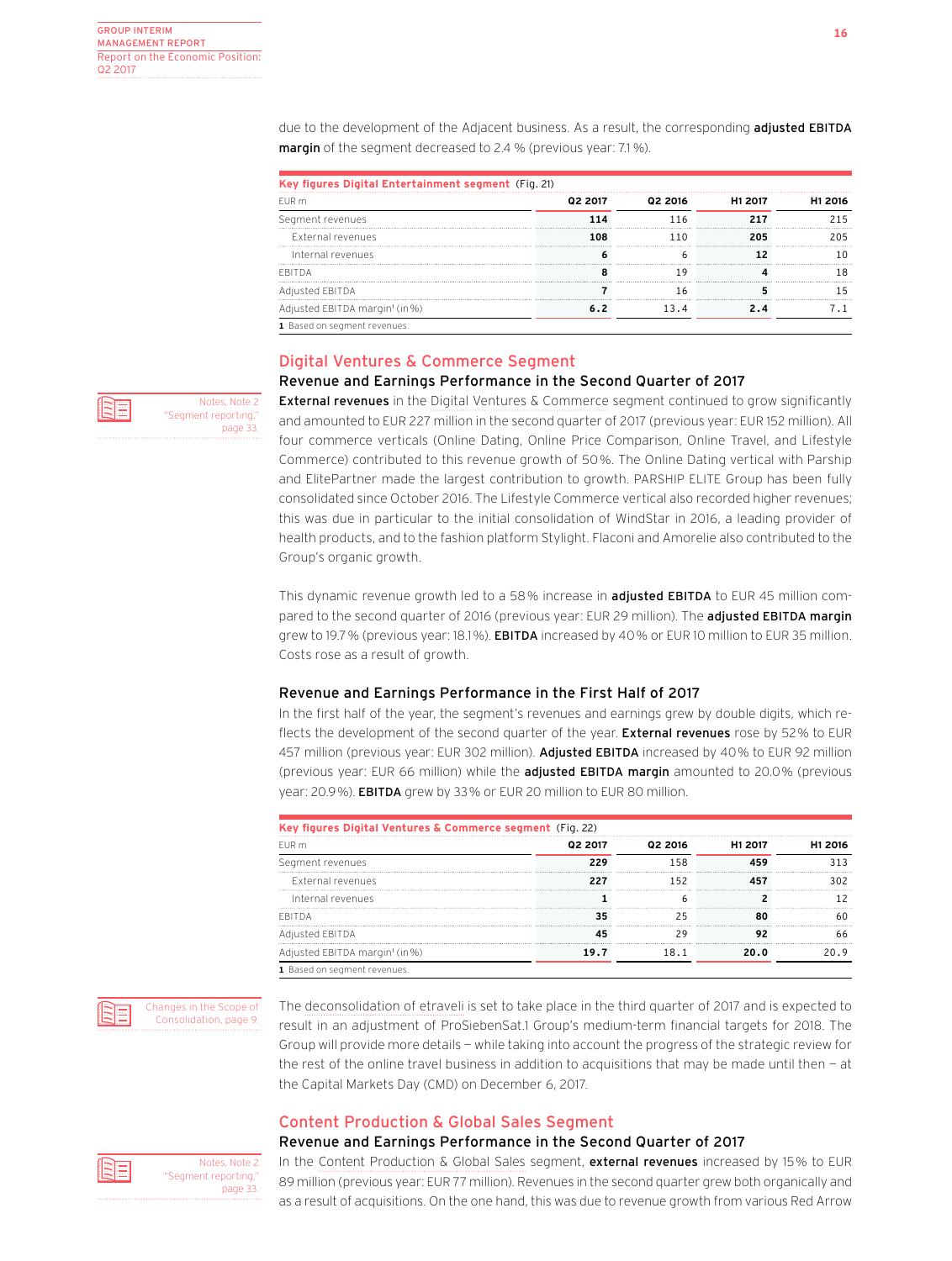due to the development of the Adjacent business. As a result, the corresponding **adjusted EBITDA margin** of the segment decreased to 2.4 % (previous year: 7.1 %).

**Key figures Digital Entertainment segment** (Fig. 21)

| EUR m | Q2 2017 | Q2 2016 | H1 2017 | H1 2016 |
|---|---|---|---|---|
| Segment revenues | **114** | 116 | **217** | 215 |
| External revenues | **108** | 110 | **205** | 205 |
| Internal revenues | **6** | 6 | **12** | 10 |
| EBITDA | **8** | 19 | **4** | 18 |
| Adjusted EBITDA | **7** | 16 | **5** | 15 |
| Adjusted EBITDA margin[1] (in %) | **6.2** | 13.4 | **2.4** | 7.1 |

1 Based on segment revenues.

## Digital Ventures & Commerce Segment

### Revenue and Earnings Performance in the Second Quarter of 2017

Notes, Note 2 "Segment reporting," page 33.

**External revenues** in the Digital Ventures & Commerce segment continued to grow significantly and amounted to EUR 227 million in the second quarter of 2017 (previous year: EUR 152 million). All four commerce verticals (Online Dating, Online Price Comparison, Online Travel, and Lifestyle Commerce) contributed to this revenue growth of 50 %. The Online Dating vertical with Parship and ElitePartner made the largest contribution to growth. PARSHIP ELITE Group has been fully consolidated since October 2016. The Lifestyle Commerce vertical also recorded higher revenues; this was due in particular to the initial consolidation of WindStar in 2016, a leading provider of health products, and to the fashion platform Stylight. Flaconi and Amorelie also contributed to the Group's organic growth.

This dynamic revenue growth led to a 58 % increase in **adjusted EBITDA** to EUR 45 million compared to the second quarter of 2016 (previous year: EUR 29 million). The **adjusted EBITDA margin** grew to 19.7 % (previous year: 18.1 %). **EBITDA** increased by 40 % or EUR 10 million to EUR 35 million. Costs rose as a result of growth.

### Revenue and Earnings Performance in the First Half of 2017

In the first half of the year, the segment's revenues and earnings grew by double digits, which reflects the development of the second quarter of the year. **External revenues** rose by 52 % to EUR 457 million (previous year: EUR 302 million). **Adjusted EBITDA** increased by 40 % to EUR 92 million (previous year: EUR 66 million) while the **adjusted EBITDA margin** amounted to 20.0 % (previous year: 20.9 %). **EBITDA** grew by 33 % or EUR 20 million to EUR 80 million.

**Key figures Digital Ventures & Commerce segment** (Fig. 22)

| EUR m | Q2 2017 | Q2 2016 | H1 2017 | H1 2016 |
|---|---|---|---|---|
| Segment revenues | **229** | 158 | **459** | 313 |
| External revenues | **227** | 152 | **457** | 302 |
| Internal revenues | **1** | 6 | **2** | 12 |
| EBITDA | **35** | 25 | **80** | 60 |
| Adjusted EBITDA | **45** | 29 | **92** | 66 |
| Adjusted EBITDA margin[1] (in %) | **19.7** | 18.1 | **20.0** | 20.9 |

1 Based on segment revenues.

Changes in the Scope of Consolidation, page 9.

The deconsolidation of etraveli is set to take place in the third quarter of 2017 and is expected to result in an adjustment of ProSiebenSat.1 Group's medium-term financial targets for 2018. The Group will provide more details – while taking into account the progress of the strategic review for the rest of the online travel business in addition to acquisitions that may be made until then – at the Capital Markets Day (CMD) on December 6, 2017.

## Content Production & Global Sales Segment

### Revenue and Earnings Performance in the Second Quarter of 2017

Notes, Note 2 "Segment reporting," page 33.

In the Content Production & Global Sales segment, **external revenues** increased by 15 % to EUR 89 million (previous year: EUR 77 million). Revenues in the second quarter grew both organically and as a result of acquisitions. On the one hand, this was due to revenue growth from various Red Arrow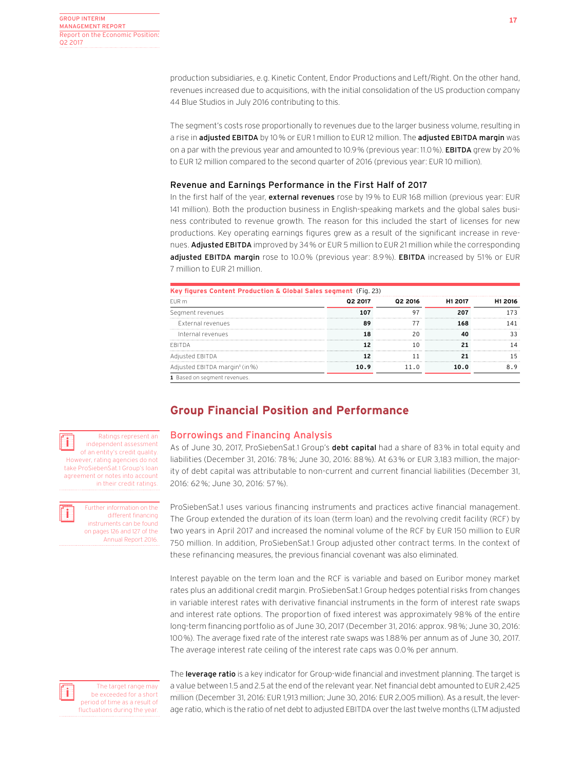production subsidiaries, e.g. Kinetic Content, Endor Productions and Left/Right. On the other hand, revenues increased due to acquisitions, with the initial consolidation of the US production company 44 Blue Studios in July 2016 contributing to this.

The segment's costs rose proportionally to revenues due to the larger business volume, resulting in a rise in **adjusted EBITDA** by 10% or EUR 1 million to EUR 12 million. The **adjusted EBITDA margin** was on a par with the previous year and amounted to 10.9% (previous year: 11.0%). **EBITDA** grew by 20% to EUR 12 million compared to the second quarter of 2016 (previous year: EUR 10 million).

### Revenue and Earnings Performance in the First Half of 2017

In the first half of the year, **external revenues** rose by 19% to EUR 168 million (previous year: EUR 141 million). Both the production business in English-speaking markets and the global sales business contributed to revenue growth. The reason for this included the start of licenses for new productions. Key operating earnings figures grew as a result of the significant increase in revenues. **Adjusted EBITDA** improved by 34% or EUR 5 million to EUR 21 million while the corresponding **adjusted EBITDA margin** rose to 10.0% (previous year: 8.9%). **EBITDA** increased by 51% or EUR 7 million to EUR 21 million.

**Key figures Content Production & Global Sales segment** (Fig. 23)

| EUR m | Q2 2017 | Q2 2016 | H1 2017 | H1 2016 |
|---|---|---|---|---|
| Segment revenues | **107** | 97 | **207** | 173 |
| External revenues | **89** | 77 | **168** | 141 |
| Internal revenues | **18** | 20 | **40** | 33 |
| EBITDA | **12** | 10 | **21** | 14 |
| Adjusted EBITDA | **12** | 11 | **21** | 15 |
| Adjusted EBITDA margin[1] (in %) | **10.9** | 11.0 | **10.0** | 8.9 |

1 Based on segment revenues.

## Group Financial Position and Performance

### Borrowings and Financing Analysis

Ratings represent an independent assessment of an entity's credit quality. However, rating agencies do not take ProSiebenSat.1 Group's loan agreement or notes into account in their credit ratings.

As of June 30, 2017, ProSiebenSat.1 Group's **debt capital** had a share of 83% in total equity and liabilities (December 31, 2016: 78%; June 30, 2016: 88%). At 63% or EUR 3,183 million, the majority of debt capital was attributable to non-current and current financial liabilities (December 31, 2016: 62%; June 30, 2016: 57%).

Further information on the different financing instruments can be found on pages 126 and 127 of the Annual Report 2016.

ProSiebenSat.1 uses various financing instruments and practices active financial management. The Group extended the duration of its loan (term loan) and the revolving credit facility (RCF) by two years in April 2017 and increased the nominal volume of the RCF by EUR 150 million to EUR 750 million. In addition, ProSiebenSat.1 Group adjusted other contract terms. In the context of these refinancing measures, the previous financial covenant was also eliminated.

Interest payable on the term loan and the RCF is variable and based on Euribor money market rates plus an additional credit margin. ProSiebenSat.1 Group hedges potential risks from changes in variable interest rates with derivative financial instruments in the form of interest rate swaps and interest rate options. The proportion of fixed interest was approximately 98% of the entire long-term financing portfolio as of June 30, 2017 (December 31, 2016: approx. 98%; June 30, 2016: 100%). The average fixed rate of the interest rate swaps was 1.88% per annum as of June 30, 2017. The average interest rate ceiling of the interest rate caps was 0.0% per annum.

The target range may be exceeded for a short period of time as a result of fluctuations during the year.

The **leverage ratio** is a key indicator for Group-wide financial and investment planning. The target is a value between 1.5 and 2.5 at the end of the relevant year. Net financial debt amounted to EUR 2,425 million (December 31, 2016: EUR 1,913 million; June 30, 2016: EUR 2,005 million). As a result, the leverage ratio, which is the ratio of net debt to adjusted EBITDA over the last twelve months (LTM adjusted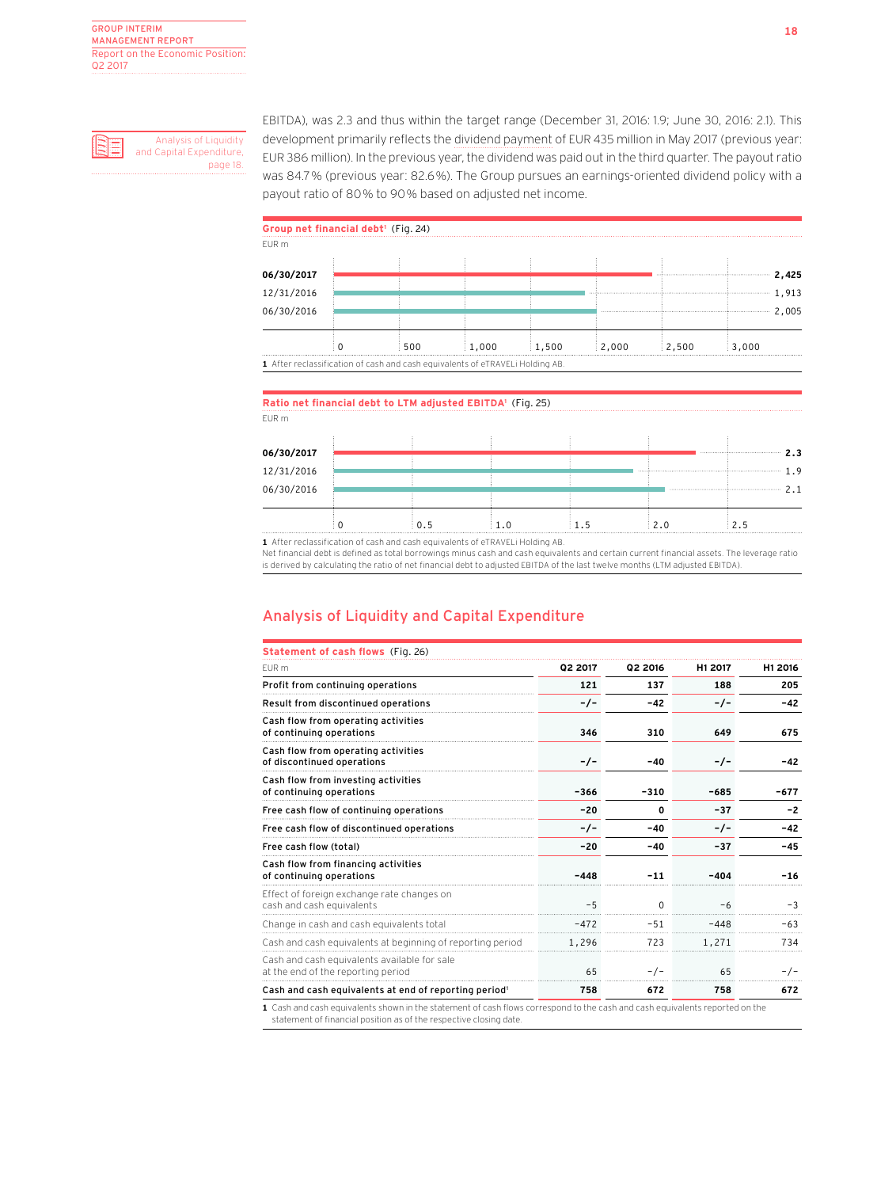EBITDA), was 2.3 and thus within the target range (December 31, 2016: 1.9; June 30, 2016: 2.1). This development primarily reflects the dividend payment of EUR 435 million in May 2017 (previous year: EUR 386 million). In the previous year, the dividend was paid out in the third quarter. The payout ratio was 84.7% (previous year: 82.6%). The Group pursues an earnings-oriented dividend policy with a payout ratio of 80% to 90% based on adjusted net income.

Analysis of Liquidity and Capital Expenditure, page 18.

**Group net financial debt**[1] (Fig. 24)

EUR m

| Date | Value |
|---|---|
| 06/30/2017 | 2,425 |
| 12/31/2016 | 1,913 |
| 06/30/2016 | 2,005 |

1 After reclassification of cash and cash equivalents of eTRAVELi Holding AB.

**Ratio net financial debt to LTM adjusted EBITDA**[1] (Fig. 25)

EUR m

| Date | Value |
|---|---|
| 06/30/2017 | 2.3 |
| 12/31/2016 | 1.9 |
| 06/30/2016 | 2.1 |

1 After reclassification of cash and cash equivalents of eTRAVELi Holding AB.
Net financial debt is defined as total borrowings minus cash and cash equivalents and certain current financial assets. The leverage ratio is derived by calculating the ratio of net financial debt to adjusted EBITDA of the last twelve months (LTM adjusted EBITDA).

## Analysis of Liquidity and Capital Expenditure

**Statement of cash flows** (Fig. 26)

| EUR m | Q2 2017 | Q2 2016 | H1 2017 | H1 2016 |
|---|---|---|---|---|
| **Profit from continuing operations** | **121** | **137** | **188** | **205** |
| **Result from discontinued operations** | **-/-** | **-42** | **-/-** | **-42** |
| **Cash flow from operating activities of continuing operations** | **346** | **310** | **649** | **675** |
| **Cash flow from operating activities of discontinued operations** | **-/-** | **-40** | **-/-** | **-42** |
| **Cash flow from investing activities of continuing operations** | **-366** | **-310** | **-685** | **-677** |
| **Free cash flow of continuing operations** | **-20** | **0** | **-37** | **-2** |
| **Free cash flow of discontinued operations** | **-/-** | **-40** | **-/-** | **-42** |
| **Free cash flow (total)** | **-20** | **-40** | **-37** | **-45** |
| **Cash flow from financing activities of continuing operations** | **-448** | **-11** | **-404** | **-16** |
| Effect of foreign exchange rate changes on cash and cash equivalents | -5 | 0 | -6 | -3 |
| Change in cash and cash equivalents total | -472 | -51 | -448 | -63 |
| Cash and cash equivalents at beginning of reporting period | 1,296 | 723 | 1,271 | 734 |
| Cash and cash equivalents available for sale at the end of the reporting period | 65 | -/- | 65 | -/- |
| **Cash and cash equivalents at end of reporting period**[1] | **758** | **672** | **758** | **672** |

1 Cash and cash equivalents shown in the statement of cash flows correspond to the cash and cash equivalents reported on the statement of financial position as of the respective closing date.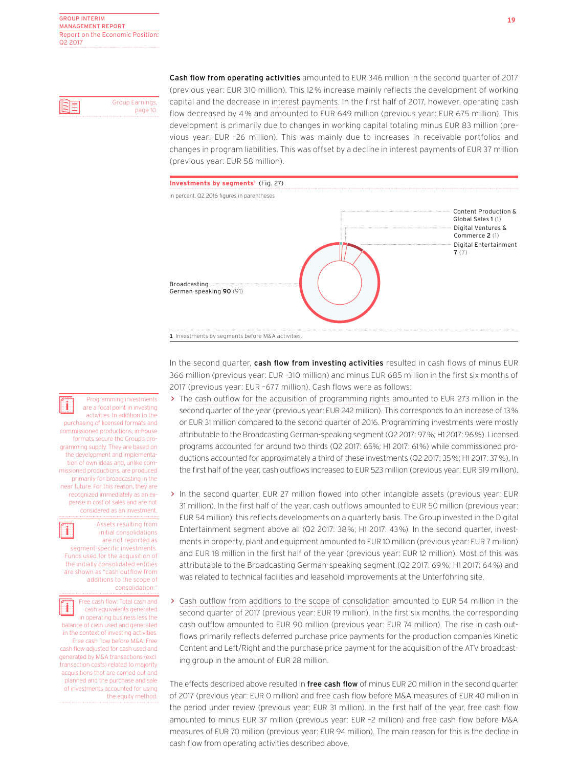**Cash flow from operating activities** amounted to EUR 346 million in the second quarter of 2017 (previous year: EUR 310 million). This 12% increase mainly reflects the development of working capital and the decrease in interest payments. In the first half of 2017, however, operating cash flow decreased by 4% and amounted to EUR 649 million (previous year: EUR 675 million). This development is primarily due to changes in working capital totaling minus EUR 83 million (previous year: EUR –26 million). This was mainly due to increases in receivable portfolios and changes in program liabilities. This was offset by a decline in interest payments of EUR 37 million (previous year: EUR 58 million).

Group Earnings, page 10.

**Investments by segments**[1] (Fig. 27)

in percent, Q2 2016 figures in parentheses

- Broadcasting German-speaking **90** (91)
- Content Production & Global Sales **1** (1)
- Digital Ventures & Commerce **2** (1)
- Digital Entertainment **7** (7)

1 Investments by segments before M&A activities.

In the second quarter, **cash flow from investing activities** resulted in cash flows of minus EUR 366 million (previous year: EUR –310 million) and minus EUR 685 million in the first six months of 2017 (previous year: EUR –677 million). Cash flows were as follows:

- The cash outflow for the acquisition of programming rights amounted to EUR 273 million in the second quarter of the year (previous year: EUR 242 million). This corresponds to an increase of 13% or EUR 31 million compared to the second quarter of 2016. Programming investments were mostly attributable to the Broadcasting German-speaking segment (Q2 2017: 97%; H1 2017: 96%). Licensed programs accounted for around two thirds (Q2 2017: 65%; H1 2017: 61%) while commissioned productions accounted for approximately a third of these investments (Q2 2017: 35%; H1 2017: 37%). In the first half of the year, cash outflows increased to EUR 523 million (previous year: EUR 519 million).

- In the second quarter, EUR 27 million flowed into other intangible assets (previous year: EUR 31 million). In the first half of the year, cash outflows amounted to EUR 50 million (previous year: EUR 54 million); this reflects developments on a quarterly basis. The Group invested in the Digital Entertainment segment above all (Q2 2017: 38%; H1 2017: 43%). In the second quarter, investments in property, plant and equipment amounted to EUR 10 million (previous year: EUR 7 million) and EUR 18 million in the first half of the year (previous year: EUR 12 million). Most of this was attributable to the Broadcasting German-speaking segment (Q2 2017: 69%; H1 2017: 64%) and was related to technical facilities and leasehold improvements at the Unterföhring site.

- Cash outflow from additions to the scope of consolidation amounted to EUR 54 million in the second quarter of 2017 (previous year: EUR 19 million). In the first six months, the corresponding cash outflow amounted to EUR 90 million (previous year: EUR 74 million). The rise in cash outflows primarily reflects deferred purchase price payments for the production companies Kinetic Content and Left/Right and the purchase price payment for the acquisition of the ATV broadcasting group in the amount of EUR 28 million.

Programming investments are a focal point in investing activities. In addition to the purchasing of licensed formats and commissioned productions, in-house formats secure the Group's programming supply. They are based on the development and implementation of own ideas and, unlike commissioned productions, are produced primarily for broadcasting in the near future. For this reason, they are recognized immediately as an expense in cost of sales and are not considered as an investment.

Assets resulting from initial consolidations are not reported as segment-specific investments. Funds used for the acquisition of the initially consolidated entities are shown as "cash outflow from additions to the scope of consolidation."

Free cash flow: Total cash and cash equivalents generated in operating business less the balance of cash used and generated in the context of investing activities. Free cash flow before M&A: Free cash flow adjusted for cash used and generated by M&A transactions (excl. transaction costs) related to majority acquisitions that are carried out and planned and the purchase and sale of investments accounted for using the equity method.

The effects described above resulted in **free cash flow** of minus EUR 20 million in the second quarter of 2017 (previous year: EUR 0 million) and free cash flow before M&A measures of EUR 40 million in the period under review (previous year: EUR 31 million). In the first half of the year, free cash flow amounted to minus EUR 37 million (previous year: EUR –2 million) and free cash flow before M&A measures of EUR 70 million (previous year: EUR 94 million). The main reason for this is the decline in cash flow from operating activities described above.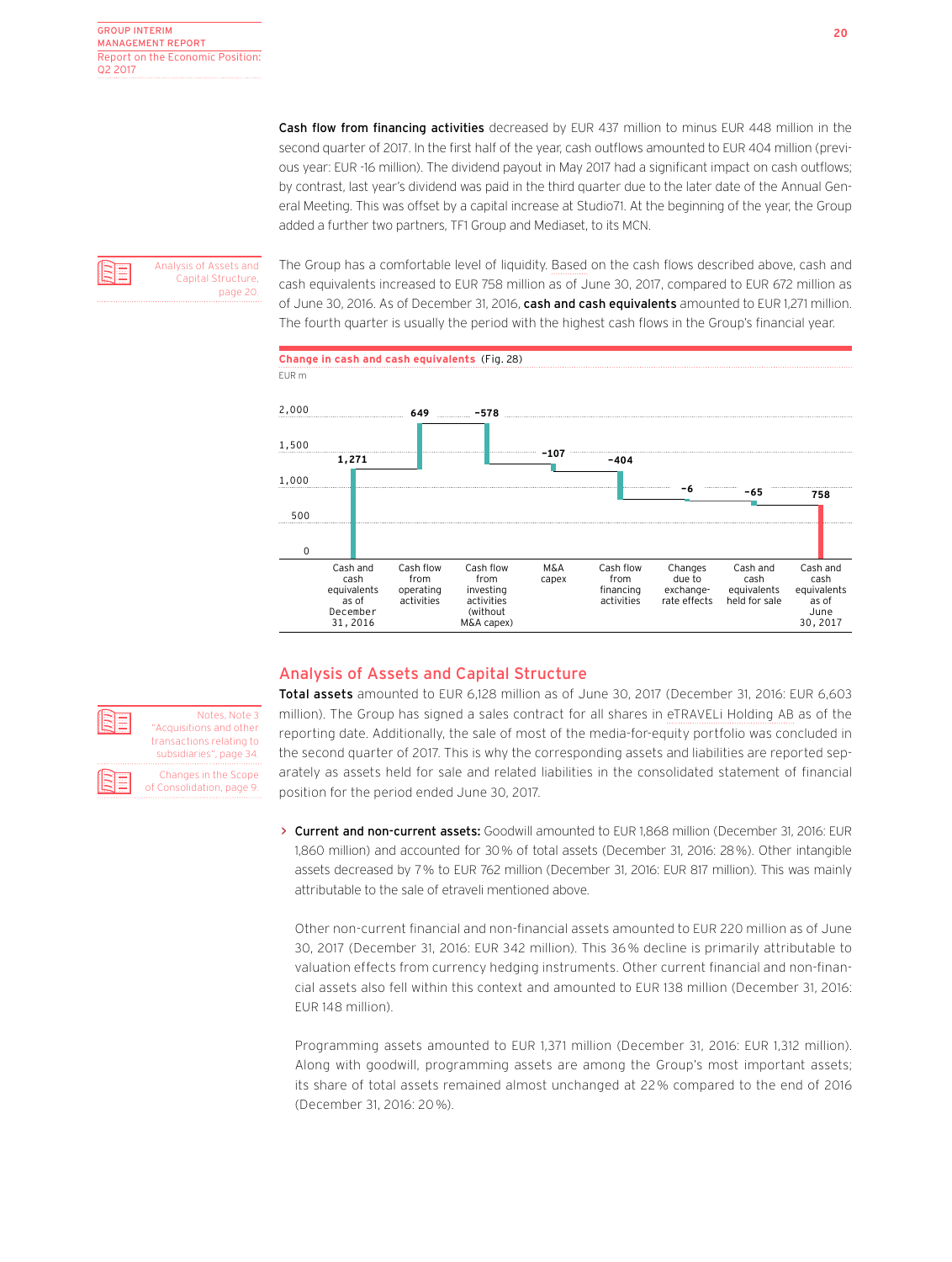**Cash flow from financing activities** decreased by EUR 437 million to minus EUR 448 million in the second quarter of 2017. In the first half of the year, cash outflows amounted to EUR 404 million (previous year: EUR -16 million). The dividend payout in May 2017 had a significant impact on cash outflows; by contrast, last year's dividend was paid in the third quarter due to the later date of the Annual General Meeting. This was offset by a capital increase at Studio71. At the beginning of the year, the Group added a further two partners, TF1 Group and Mediaset, to its MCN.

Analysis of Assets and Capital Structure, page 20.

The Group has a comfortable level of liquidity. Based on the cash flows described above, cash and cash equivalents increased to EUR 758 million as of June 30, 2017, compared to EUR 672 million as of June 30, 2016. As of December 31, 2016, **cash and cash equivalents** amounted to EUR 1,271 million. The fourth quarter is usually the period with the highest cash flows in the Group's financial year.

**Change in cash and cash equivalents** (Fig. 28)

EUR m

| Cash and cash equivalents as of December 31, 2016 | Cash flow from operating activities | Cash flow from investing activities (without M&A capex) | M&A capex | Cash flow from financing activities | Changes due to exchange-rate effects | Cash and cash equivalents held for sale | Cash and cash equivalents as of June 30, 2017 |
|---|---|---|---|---|---|---|---|
| 1,271 | 649 | -578 | -107 | -404 | -6 | -65 | 758 |

## Analysis of Assets and Capital Structure

Notes, Note 3 "Acquisitions and other transactions relating to subsidiaries", page 34.

Changes in the Scope of Consolidation, page 9.

**Total assets** amounted to EUR 6,128 million as of June 30, 2017 (December 31, 2016: EUR 6,603 million). The Group has signed a sales contract for all shares in eTRAVELi Holding AB as of the reporting date. Additionally, the sale of most of the media-for-equity portfolio was concluded in the second quarter of 2017. This is why the corresponding assets and liabilities are reported separately as assets held for sale and related liabilities in the consolidated statement of financial position for the period ended June 30, 2017.

› **Current and non-current assets:** Goodwill amounted to EUR 1,868 million (December 31, 2016: EUR 1,860 million) and accounted for 30% of total assets (December 31, 2016: 28%). Other intangible assets decreased by 7% to EUR 762 million (December 31, 2016: EUR 817 million). This was mainly attributable to the sale of etraveli mentioned above.

  Other non-current financial and non-financial assets amounted to EUR 220 million as of June 30, 2017 (December 31, 2016: EUR 342 million). This 36% decline is primarily attributable to valuation effects from currency hedging instruments. Other current financial and non-financial assets also fell within this context and amounted to EUR 138 million (December 31, 2016: EUR 148 million).

  Programming assets amounted to EUR 1,371 million (December 31, 2016: EUR 1,312 million). Along with goodwill, programming assets are among the Group's most important assets; its share of total assets remained almost unchanged at 22% compared to the end of 2016 (December 31, 2016: 20%).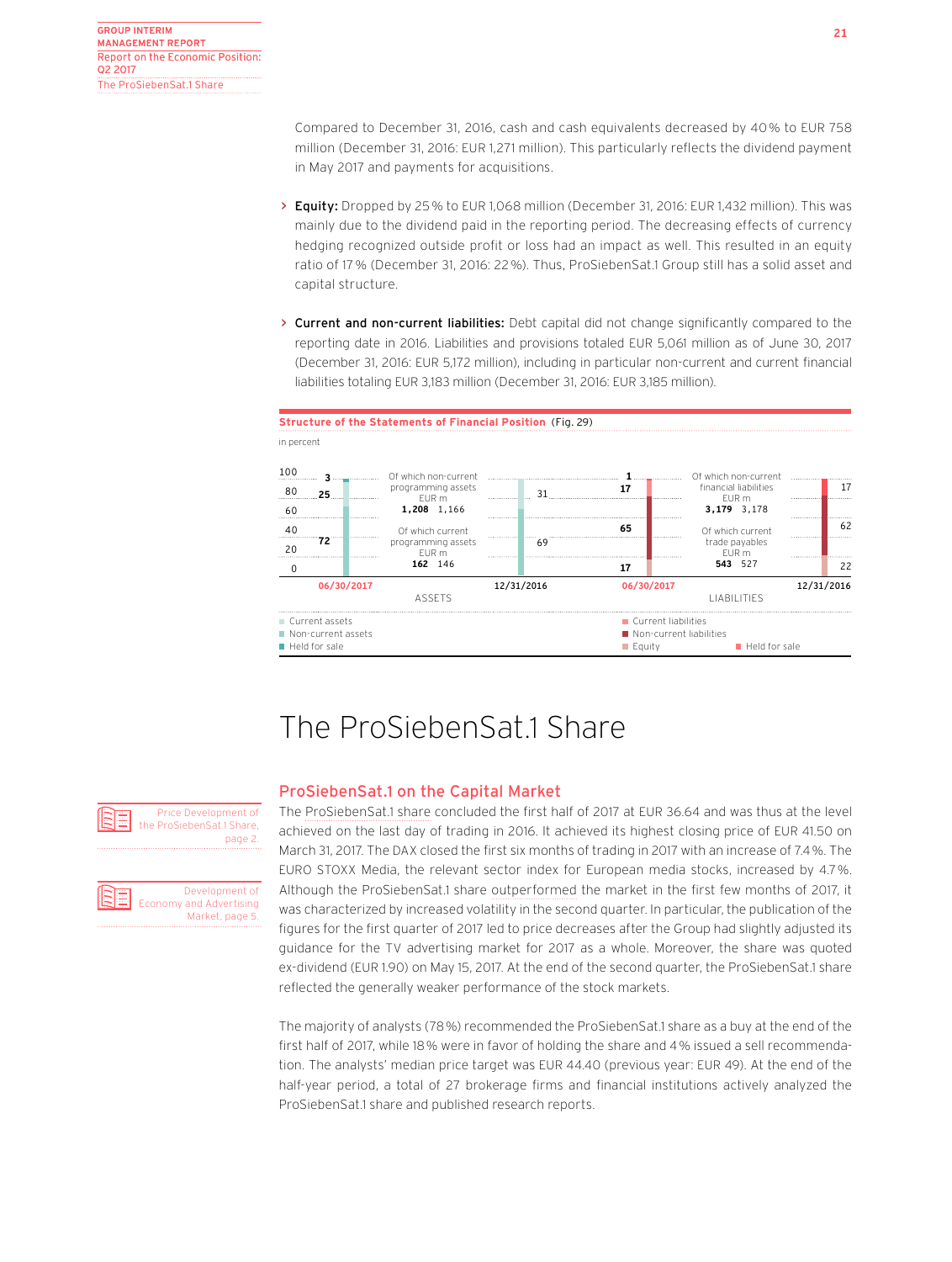Compared to December 31, 2016, cash and cash equivalents decreased by 40% to EUR 758 million (December 31, 2016: EUR 1,271 million). This particularly reflects the dividend payment in May 2017 and payments for acquisitions.

- **Equity:** Dropped by 25% to EUR 1,068 million (December 31, 2016: EUR 1,432 million). This was mainly due to the dividend paid in the reporting period. The decreasing effects of currency hedging recognized outside profit or loss had an impact as well. This resulted in an equity ratio of 17% (December 31, 2016: 22%). Thus, ProSiebenSat.1 Group still has a solid asset and capital structure.

- **Current and non-current liabilities:** Debt capital did not change significantly compared to the reporting date in 2016. Liabilities and provisions totaled EUR 5,061 million as of June 30, 2017 (December 31, 2016: EUR 5,172 million), including in particular non-current and current financial liabilities totaling EUR 3,183 million (December 31, 2016: EUR 3,185 million).

**Structure of the Statements of Financial Position** (Fig. 29)

in percent

| ASSETS | 06/30/2017 | 12/31/2016 |
|---|---|---|
| Held for sale | 3 | |
| Current assets | 25 | 31 |
| Non-current assets | 72 | 69 |
| Of which non-current programming assets EUR m | 1,208 | 1,166 |
| Of which current programming assets EUR m | 162 | 146 |

| LIABILITIES | 06/30/2017 | 12/31/2016 |
|---|---|---|
| Held for sale | 1 | |
| Current liabilities | 17 | 17 |
| Non-current liabilities | 65 | 62 |
| Equity | 17 | 22 |
| Of which non-current financial liabilities EUR m | 3,179 | 3,178 |
| Of which current trade payables EUR m | 543 | 527 |

# The ProSiebenSat.1 Share

## ProSiebenSat.1 on the Capital Market

Price Development of the ProSiebenSat.1 Share, page 2.

Development of Economy and Advertising Market, page 5.

The ProSiebenSat.1 share concluded the first half of 2017 at EUR 36.64 and was thus at the level achieved on the last day of trading in 2016. It achieved its highest closing price of EUR 41.50 on March 31, 2017. The DAX closed the first six months of trading in 2017 with an increase of 7.4%. The EURO STOXX Media, the relevant sector index for European media stocks, increased by 4.7%. Although the ProSiebenSat.1 share outperformed the market in the first few months of 2017, it was characterized by increased volatility in the second quarter. In particular, the publication of the figures for the first quarter of 2017 led to price decreases after the Group had slightly adjusted its guidance for the TV advertising market for 2017 as a whole. Moreover, the share was quoted ex-dividend (EUR 1.90) on May 15, 2017. At the end of the second quarter, the ProSiebenSat.1 share reflected the generally weaker performance of the stock markets.

The majority of analysts (78%) recommended the ProSiebenSat.1 share as a buy at the end of the first half of 2017, while 18% were in favor of holding the share and 4% issued a sell recommendation. The analysts' median price target was EUR 44.40 (previous year: EUR 49). At the end of the half-year period, a total of 27 brokerage firms and financial institutions actively analyzed the ProSiebenSat.1 share and published research reports.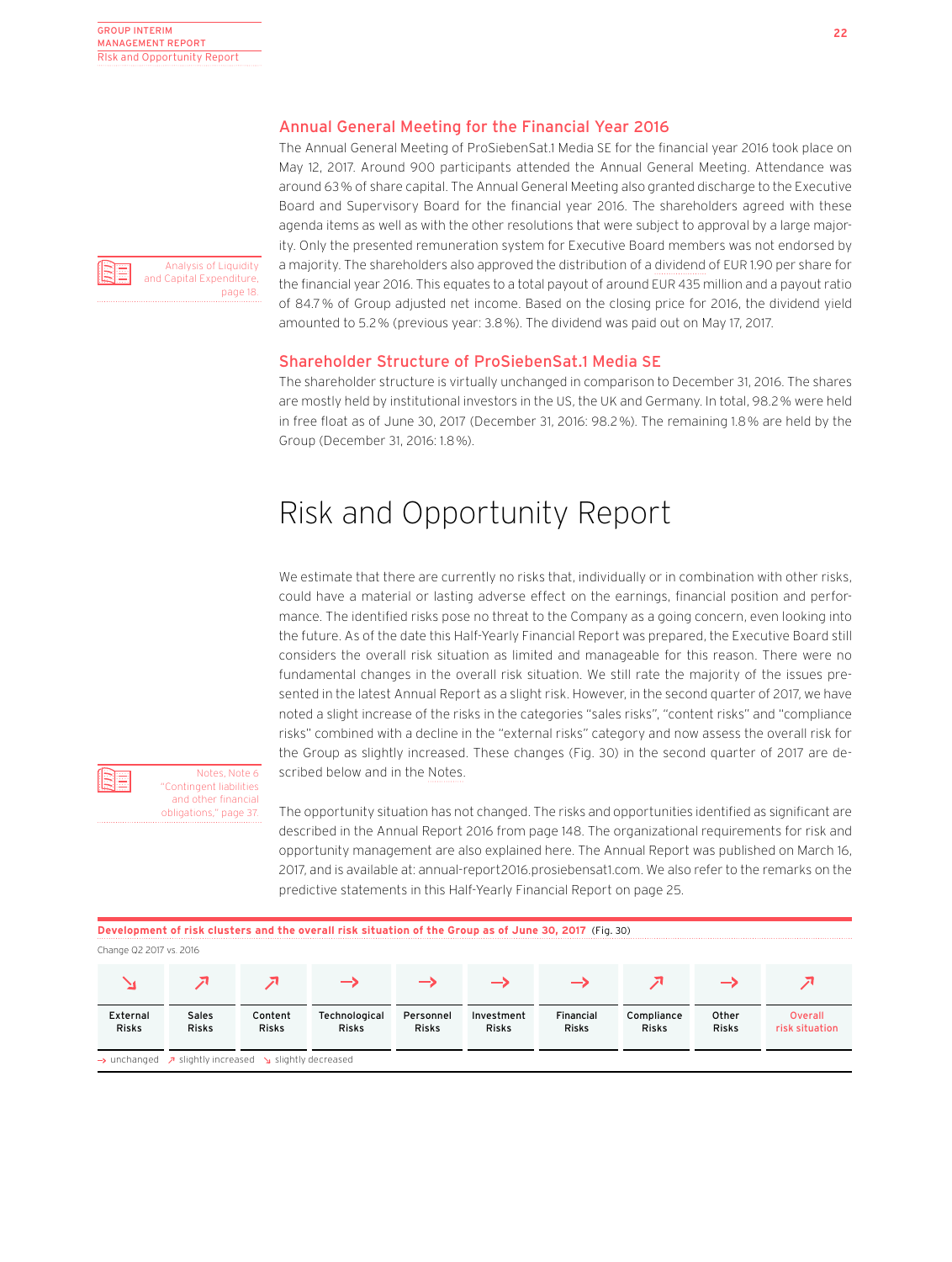## Annual General Meeting for the Financial Year 2016

The Annual General Meeting of ProSiebenSat.1 Media SE for the financial year 2016 took place on May 12, 2017. Around 900 participants attended the Annual General Meeting. Attendance was around 63% of share capital. The Annual General Meeting also granted discharge to the Executive Board and Supervisory Board for the financial year 2016. The shareholders agreed with these agenda items as well as with the other resolutions that were subject to approval by a large majority. Only the presented remuneration system for Executive Board members was not endorsed by a majority. The shareholders also approved the distribution of a dividend of EUR 1.90 per share for the financial year 2016. This equates to a total payout of around EUR 435 million and a payout ratio of 84.7% of Group adjusted net income. Based on the closing price for 2016, the dividend yield amounted to 5.2% (previous year: 3.8%). The dividend was paid out on May 17, 2017.

Analysis of Liquidity and Capital Expenditure, page 18.

## Shareholder Structure of ProSiebenSat.1 Media SE

The shareholder structure is virtually unchanged in comparison to December 31, 2016. The shares are mostly held by institutional investors in the US, the UK and Germany. In total, 98.2% were held in free float as of June 30, 2017 (December 31, 2016: 98.2%). The remaining 1.8% are held by the Group (December 31, 2016: 1.8%).

# Risk and Opportunity Report

We estimate that there are currently no risks that, individually or in combination with other risks, could have a material or lasting adverse effect on the earnings, financial position and performance. The identified risks pose no threat to the Company as a going concern, even looking into the future. As of the date this Half-Yearly Financial Report was prepared, the Executive Board still considers the overall risk situation as limited and manageable for this reason. There were no fundamental changes in the overall risk situation. We still rate the majority of the issues presented in the latest Annual Report as a slight risk. However, in the second quarter of 2017, we have noted a slight increase of the risks in the categories "sales risks", "content risks" and "compliance risks" combined with a decline in the "external risks" category and now assess the overall risk for the Group as slightly increased. These changes (Fig. 30) in the second quarter of 2017 are described below and in the Notes.

Notes, Note 6 "Contingent liabilities and other financial obligations," page 37.

The opportunity situation has not changed. The risks and opportunities identified as significant are described in the Annual Report 2016 from page 148. The organizational requirements for risk and opportunity management are also explained here. The Annual Report was published on March 16, 2017, and is available at: annual-report2016.prosiebensat1.com. We also refer to the remarks on the predictive statements in this Half-Yearly Financial Report on page 25.

**Development of risk clusters and the overall risk situation of the Group as of June 30, 2017** (Fig. 30)

Change Q2 2017 vs. 2016

| ↘ | ↗ | ↗ | → | → | → | → | ↗ | → | ↗ |
|---|---|---|---|---|---|---|---|---|---|
| External Risks | Sales Risks | Content Risks | Technological Risks | Personnel Risks | Investment Risks | Financial Risks | Compliance Risks | Other Risks | Overall risk situation |

→ unchanged ↗ slightly increased ↘ slightly decreased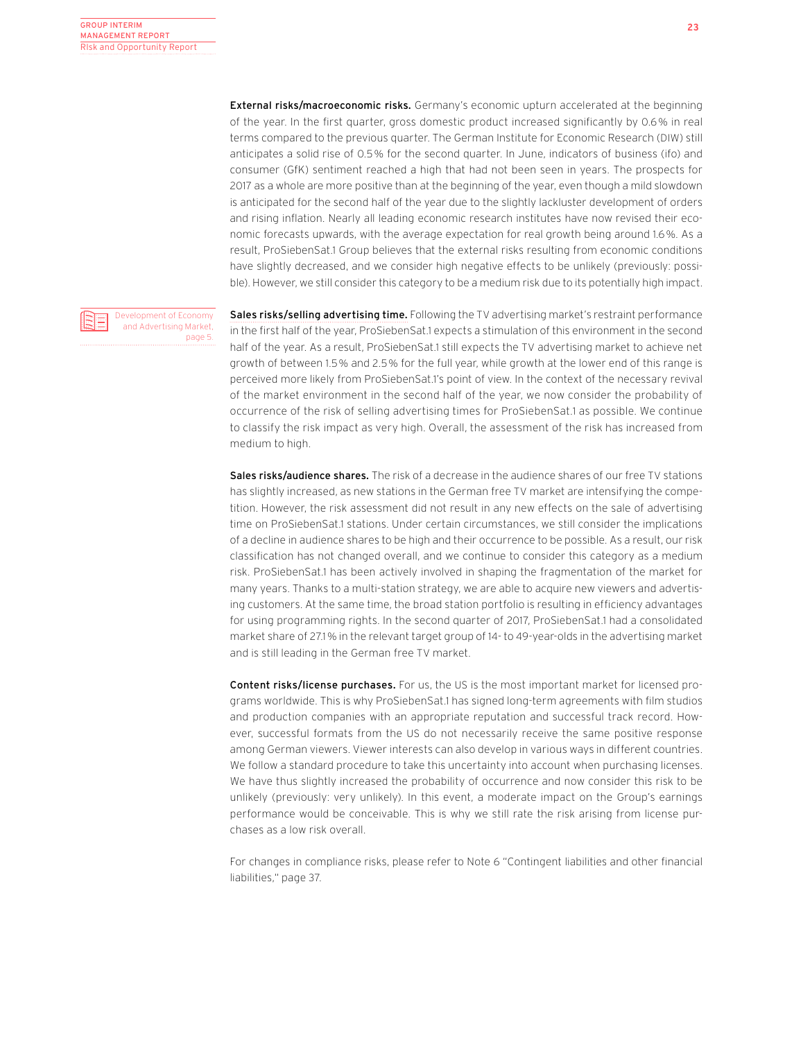**External risks/macroeconomic risks.** Germany's economic upturn accelerated at the beginning of the year. In the first quarter, gross domestic product increased significantly by 0.6% in real terms compared to the previous quarter. The German Institute for Economic Research (DIW) still anticipates a solid rise of 0.5% for the second quarter. In June, indicators of business (ifo) and consumer (GfK) sentiment reached a high that had not been seen in years. The prospects for 2017 as a whole are more positive than at the beginning of the year, even though a mild slowdown is anticipated for the second half of the year due to the slightly lackluster development of orders and rising inflation. Nearly all leading economic research institutes have now revised their economic forecasts upwards, with the average expectation for real growth being around 1.6%. As a result, ProSiebenSat.1 Group believes that the external risks resulting from economic conditions have slightly decreased, and we consider high negative effects to be unlikely (previously: possible). However, we still consider this category to be a medium risk due to its potentially high impact.

Development of Economy and Advertising Market, page 5.

**Sales risks/selling advertising time.** Following the TV advertising market's restraint performance in the first half of the year, ProSiebenSat.1 expects a stimulation of this environment in the second half of the year. As a result, ProSiebenSat.1 still expects the TV advertising market to achieve net growth of between 1.5% and 2.5% for the full year, while growth at the lower end of this range is perceived more likely from ProSiebenSat.1's point of view. In the context of the necessary revival of the market environment in the second half of the year, we now consider the probability of occurrence of the risk of selling advertising times for ProSiebenSat.1 as possible. We continue to classify the risk impact as very high. Overall, the assessment of the risk has increased from medium to high.

**Sales risks/audience shares.** The risk of a decrease in the audience shares of our free TV stations has slightly increased, as new stations in the German free TV market are intensifying the competition. However, the risk assessment did not result in any new effects on the sale of advertising time on ProSiebenSat.1 stations. Under certain circumstances, we still consider the implications of a decline in audience shares to be high and their occurrence to be possible. As a result, our risk classification has not changed overall, and we continue to consider this category as a medium risk. ProSiebenSat.1 has been actively involved in shaping the fragmentation of the market for many years. Thanks to a multi-station strategy, we are able to acquire new viewers and advertising customers. At the same time, the broad station portfolio is resulting in efficiency advantages for using programming rights. In the second quarter of 2017, ProSiebenSat.1 had a consolidated market share of 27.1% in the relevant target group of 14- to 49-year-olds in the advertising market and is still leading in the German free TV market.

**Content risks/license purchases.** For us, the US is the most important market for licensed programs worldwide. This is why ProSiebenSat.1 has signed long-term agreements with film studios and production companies with an appropriate reputation and successful track record. However, successful formats from the US do not necessarily receive the same positive response among German viewers. Viewer interests can also develop in various ways in different countries. We follow a standard procedure to take this uncertainty into account when purchasing licenses. We have thus slightly increased the probability of occurrence and now consider this risk to be unlikely (previously: very unlikely). In this event, a moderate impact on the Group's earnings performance would be conceivable. This is why we still rate the risk arising from license purchases as a low risk overall.

For changes in compliance risks, please refer to Note 6 "Contingent liabilities and other financial liabilities," page 37.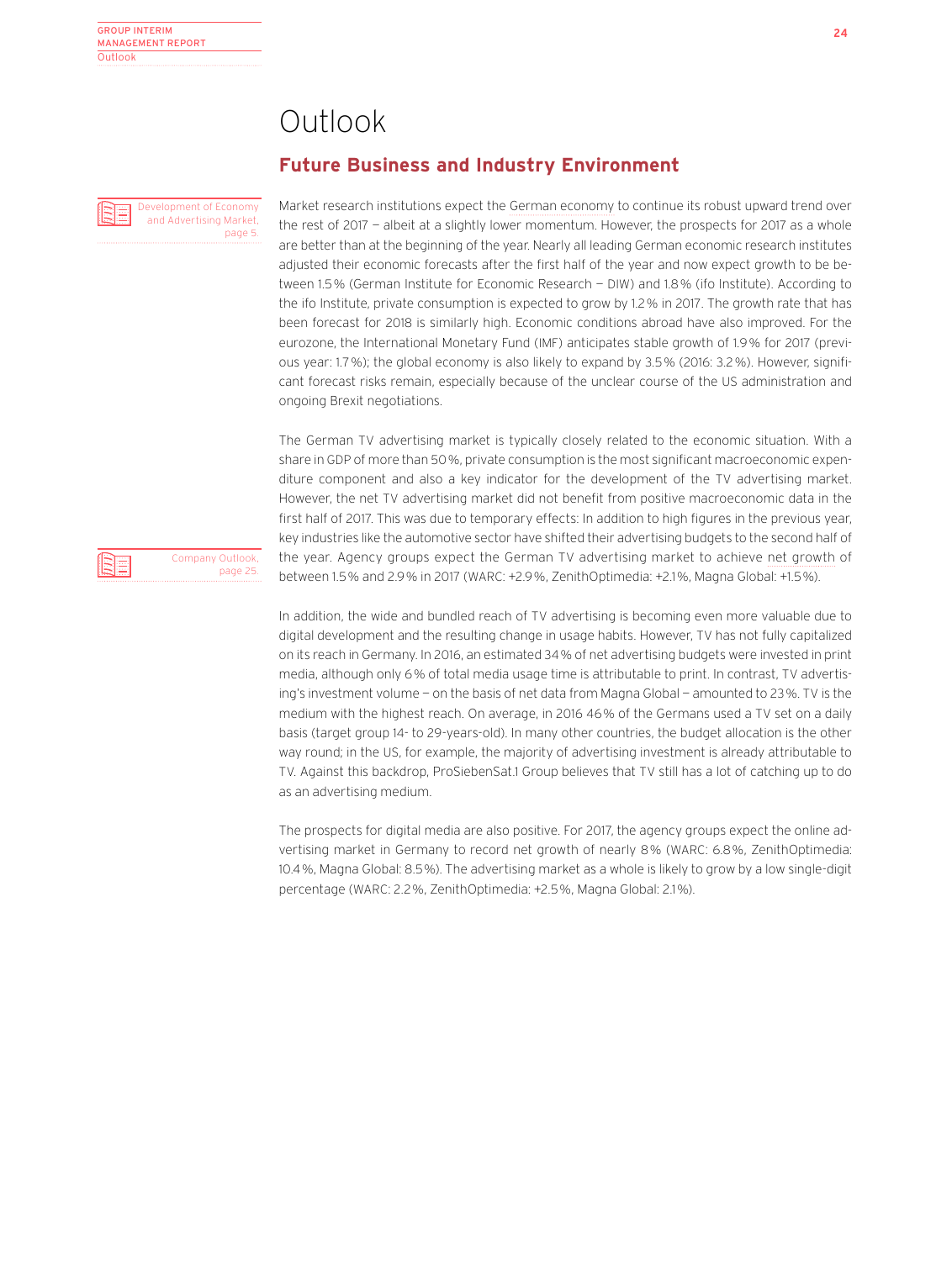# Outlook

## Future Business and Industry Environment

Development of Economy and Advertising Market, page 5.

Market research institutions expect the German economy to continue its robust upward trend over the rest of 2017 — albeit at a slightly lower momentum. However, the prospects for 2017 as a whole are better than at the beginning of the year. Nearly all leading German economic research institutes adjusted their economic forecasts after the first half of the year and now expect growth to be between 1.5% (German Institute for Economic Research — DIW) and 1.8% (ifo Institute). According to the ifo Institute, private consumption is expected to grow by 1.2% in 2017. The growth rate that has been forecast for 2018 is similarly high. Economic conditions abroad have also improved. For the eurozone, the International Monetary Fund (IMF) anticipates stable growth of 1.9% for 2017 (previous year: 1.7%); the global economy is also likely to expand by 3.5% (2016: 3.2%). However, significant forecast risks remain, especially because of the unclear course of the US administration and ongoing Brexit negotiations.

The German TV advertising market is typically closely related to the economic situation. With a share in GDP of more than 50%, private consumption is the most significant macroeconomic expenditure component and also a key indicator for the development of the TV advertising market. However, the net TV advertising market did not benefit from positive macroeconomic data in the first half of 2017. This was due to temporary effects: In addition to high figures in the previous year, key industries like the automotive sector have shifted their advertising budgets to the second half of the year. Agency groups expect the German TV advertising market to achieve net growth of between 1.5% and 2.9% in 2017 (WARC: +2.9%, ZenithOptimedia: +2.1%, Magna Global: +1.5%).

Company Outlook, page 25.

In addition, the wide and bundled reach of TV advertising is becoming even more valuable due to digital development and the resulting change in usage habits. However, TV has not fully capitalized on its reach in Germany. In 2016, an estimated 34% of net advertising budgets were invested in print media, although only 6% of total media usage time is attributable to print. In contrast, TV advertising's investment volume — on the basis of net data from Magna Global — amounted to 23%. TV is the medium with the highest reach. On average, in 2016 46% of the Germans used a TV set on a daily basis (target group 14- to 29-years-old). In many other countries, the budget allocation is the other way round; in the US, for example, the majority of advertising investment is already attributable to TV. Against this backdrop, ProSiebenSat.1 Group believes that TV still has a lot of catching up to do as an advertising medium.

The prospects for digital media are also positive. For 2017, the agency groups expect the online advertising market in Germany to record net growth of nearly 8% (WARC: 6.8%, ZenithOptimedia: 10.4%, Magna Global: 8.5%). The advertising market as a whole is likely to grow by a low single-digit percentage (WARC: 2.2%, ZenithOptimedia: +2.5%, Magna Global: 2.1%).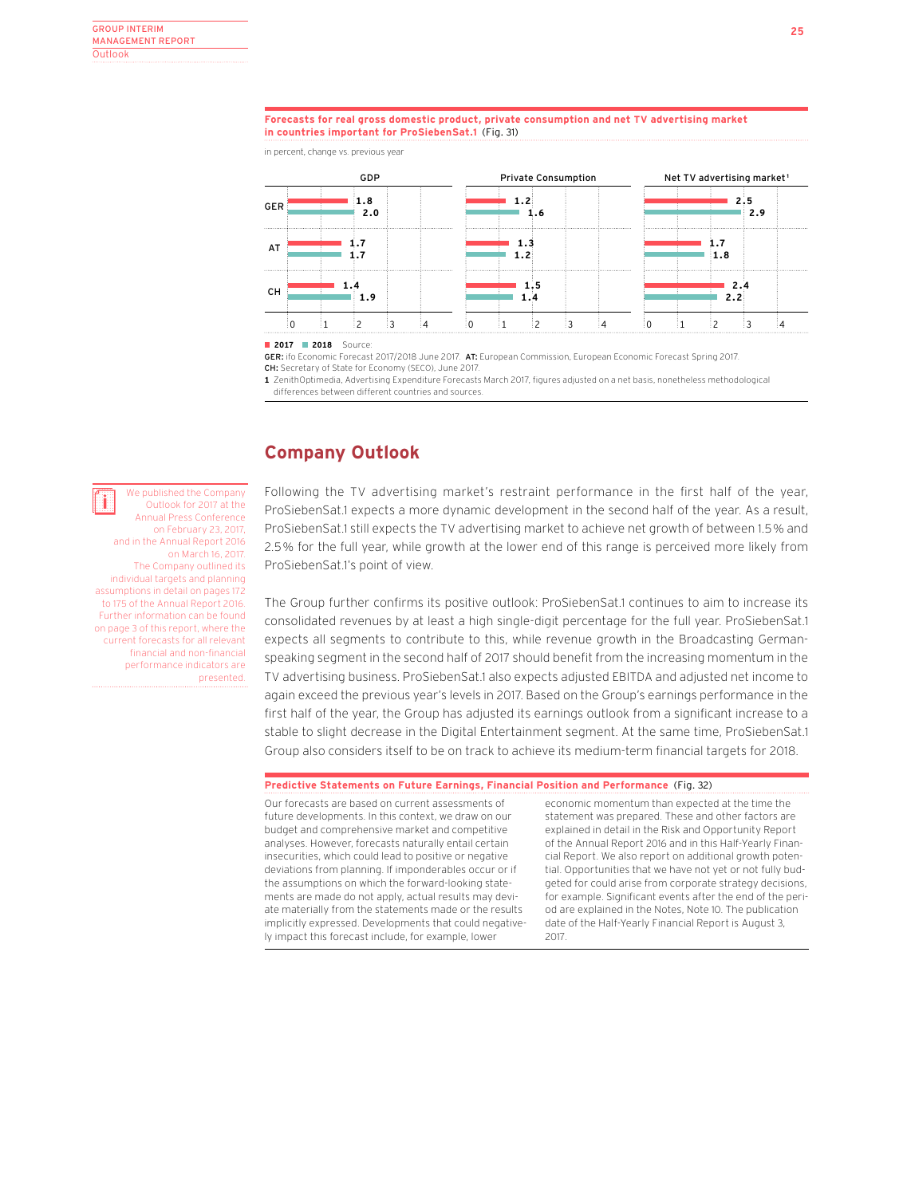**Forecasts for real gross domestic product, private consumption and net TV advertising market in countries important for ProSiebenSat.1** (Fig. 31)

in percent, change vs. previous year

| | GDP 2017 | GDP 2018 | Private Consumption 2017 | Private Consumption 2018 | Net TV advertising market[1] 2017 | Net TV advertising market[1] 2018 |
|---|---|---|---|---|---|---|
| GER | 1.8 | 2.0 | 1.2 | 1.6 | 2.5 | 2.9 |
| AT | 1.7 | 1.7 | 1.3 | 1.2 | 1.7 | 1.8 |
| CH | 1.4 | 1.9 | 1.5 | 1.4 | 2.4 | 2.2 |

■ 2017 ■ 2018 Source:
**GER:** ifo Economic Forecast 2017/2018 June 2017. **AT:** European Commission, European Economic Forecast Spring 2017.
**CH:** Secretary of State for Economy (SECO), June 2017.
**1** ZenithOptimedia, Advertising Expenditure Forecasts March 2017, figures adjusted on a net basis, nonetheless methodological differences between different countries and sources.

## Company Outlook

We published the Company Outlook for 2017 at the Annual Press Conference on February 23, 2017, and in the Annual Report 2016 on March 16, 2017. The Company outlined its individual targets and planning assumptions in detail on pages 172 to 175 of the Annual Report 2016. Further information can be found on page 3 of this report, where the current forecasts for all relevant financial and non-financial performance indicators are presented.

Following the TV advertising market's restraint performance in the first half of the year, ProSiebenSat.1 expects a more dynamic development in the second half of the year. As a result, ProSiebenSat.1 still expects the TV advertising market to achieve net growth of between 1.5% and 2.5% for the full year, while growth at the lower end of this range is perceived more likely from ProSiebenSat.1's point of view.

The Group further confirms its positive outlook: ProSiebenSat.1 continues to aim to increase its consolidated revenues by at least a high single-digit percentage for the full year. ProSiebenSat.1 expects all segments to contribute to this, while revenue growth in the Broadcasting German-speaking segment in the second half of 2017 should benefit from the increasing momentum in the TV advertising business. ProSiebenSat.1 also expects adjusted EBITDA and adjusted net income to again exceed the previous year's levels in 2017. Based on the Group's earnings performance in the first half of the year, the Group has adjusted its earnings outlook from a significant increase to a stable to slight decrease in the Digital Entertainment segment. At the same time, ProSiebenSat.1 Group also considers itself to be on track to achieve its medium-term financial targets for 2018.

**Predictive Statements on Future Earnings, Financial Position and Performance** (Fig. 32)

Our forecasts are based on current assessments of future developments. In this context, we draw on our budget and comprehensive market and competitive analyses. However, forecasts naturally entail certain insecurities, which could lead to positive or negative deviations from planning. If imponderables occur or if the assumptions on which the forward-looking statements are made do not apply, actual results may deviate materially from the statements made or the results implicitly expressed. Developments that could negatively impact this forecast include, for example, lower economic momentum than expected at the time the statement was prepared. These and other factors are explained in detail in the Risk and Opportunity Report of the Annual Report 2016 and in this Half-Yearly Financial Report. We also report on additional growth potential. Opportunities that we have not yet or not fully budgeted for could arise from corporate strategy decisions, for example. Significant events after the end of the period are explained in the Notes, Note 10. The publication date of the Half-Yearly Financial Report is August 3, 2017.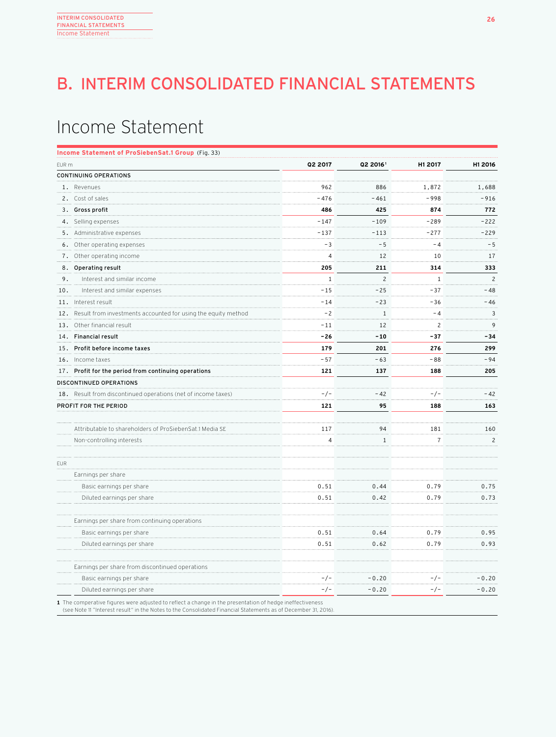# B. INTERIM CONSOLIDATED FINANCIAL STATEMENTS

## Income Statement

**Income Statement of ProSiebenSat.1 Group** (Fig. 33)

| EUR m | | Q2 2017 | Q2 2016[1] | H1 2017 | H1 2016 |
|---|---|---|---|---|---|
| **CONTINUING OPERATIONS** | | | | | |
| 1. | Revenues | 962 | 886 | 1,872 | 1,688 |
| 2. | Cost of sales | -476 | -461 | -998 | -916 |
| 3. | **Gross profit** | **486** | **425** | **874** | **772** |
| 4. | Selling expenses | -147 | -109 | -289 | -222 |
| 5. | Administrative expenses | -137 | -113 | -277 | -229 |
| 6. | Other operating expenses | -3 | -5 | -4 | -5 |
| 7. | Other operating income | 4 | 12 | 10 | 17 |
| 8. | **Operating result** | **205** | **211** | **314** | **333** |
| 9. | Interest and similar income | 1 | 2 | 1 | 2 |
| 10. | Interest and similar expenses | -15 | -25 | -37 | -48 |
| 11. | Interest result | -14 | -23 | -36 | -46 |
| 12. | Result from investments accounted for using the equity method | -2 | 1 | -4 | 3 |
| 13. | Other financial result | -11 | 12 | 2 | 9 |
| 14. | **Financial result** | **-26** | **-10** | **-37** | **-34** |
| 15. | **Profit before income taxes** | **179** | **201** | **276** | **299** |
| 16. | Income taxes | -57 | -63 | -88 | -94 |
| 17. | **Profit for the period from continuing operations** | **121** | **137** | **188** | **205** |
| **DISCONTINUED OPERATIONS** | | | | | |
| 18. | Result from discontinued operations (net of income taxes) | -/- | -42 | -/- | -42 |
| **PROFIT FOR THE PERIOD** | | **121** | **95** | **188** | **163** |
| | Attributable to shareholders of ProSiebenSat.1 Media SE | 117 | 94 | 181 | 160 |
| | Non-controlling interests | 4 | 1 | 7 | 2 |
| EUR | | | | | |
| | Earnings per share | | | | |
| | Basic earnings per share | 0.51 | 0.44 | 0.79 | 0.75 |
| | Diluted earnings per share | 0.51 | 0.42 | 0.79 | 0.73 |
| | Earnings per share from continuing operations | | | | |
| | Basic earnings per share | 0.51 | 0.64 | 0.79 | 0.95 |
| | Diluted earnings per share | 0.51 | 0.62 | 0.79 | 0.93 |
| | Earnings per share from discontinued operations | | | | |
| | Basic earnings per share | -/- | -0.20 | -/- | -0.20 |
| | Diluted earnings per share | -/- | -0.20 | -/- | -0.20 |

**1** The comperative figures were adjusted to reflect a change in the presentation of hedge ineffectiveness (see Note 11 "Interest result" in the Notes to the Consolidated Financial Statements as of December 31, 2016).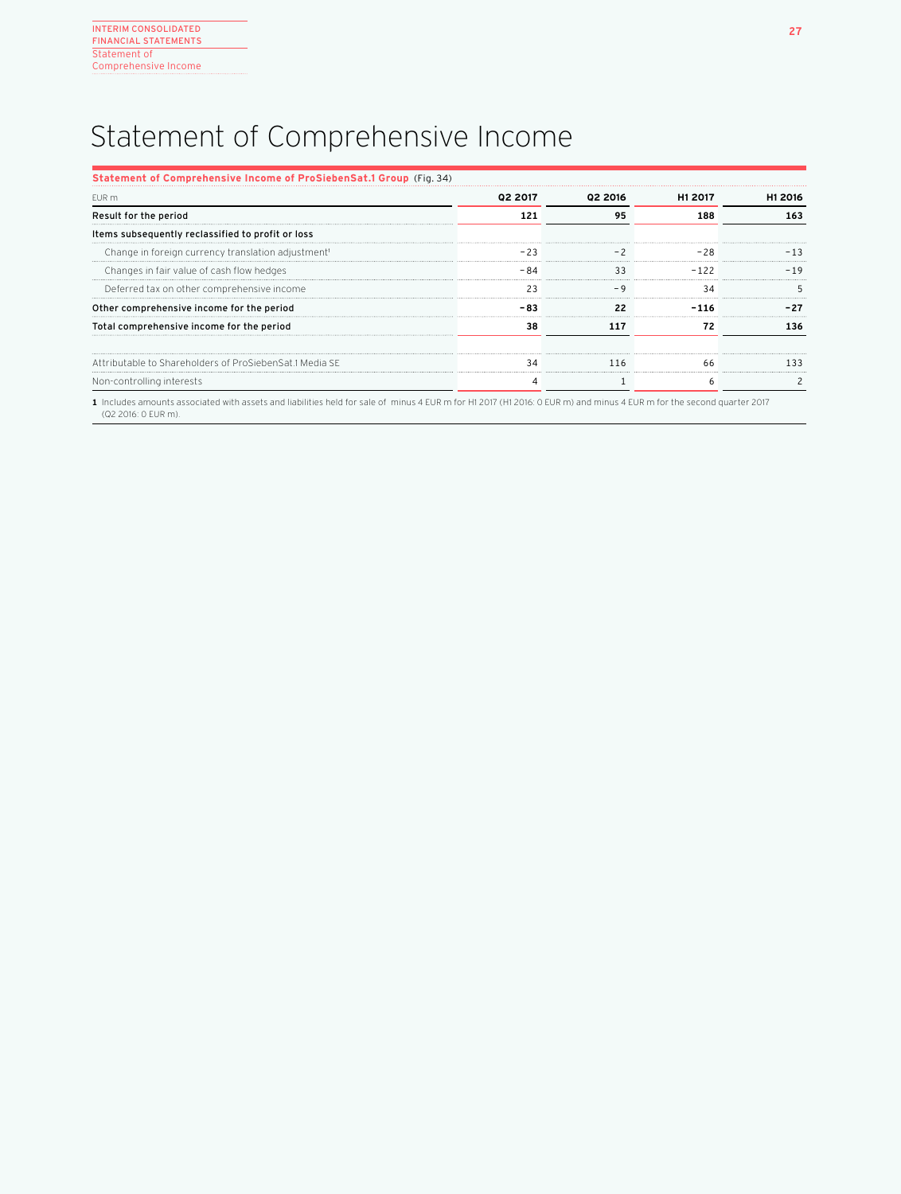# Statement of Comprehensive Income

**Statement of Comprehensive Income of ProSiebenSat.1 Group** (Fig. 34)

| EUR m | Q2 2017 | Q2 2016 | H1 2017 | H1 2016 |
|---|---|---|---|---|
| **Result for the period** | **121** | **95** | **188** | **163** |
| **Items subsequently reclassified to profit or loss** | | | | |
| Change in foreign currency translation adjustment[1] | -23 | -2 | -28 | -13 |
| Changes in fair value of cash flow hedges | -84 | 33 | -122 | -19 |
| Deferred tax on other comprehensive income | 23 | -9 | 34 | 5 |
| **Other comprehensive income for the period** | **-83** | **22** | **-116** | **-27** |
| **Total comprehensive income for the period** | **38** | **117** | **72** | **136** |
| | | | | |
| Attributable to Shareholders of ProSiebenSat.1 Media SE | 34 | 116 | 66 | 133 |
| Non-controlling interests | 4 | 1 | 6 | 2 |

**1** Includes amounts associated with assets and liabilities held for sale of minus 4 EUR m for H1 2017 (H1 2016: 0 EUR m) and minus 4 EUR m for the second quarter 2017 (Q2 2016: 0 EUR m).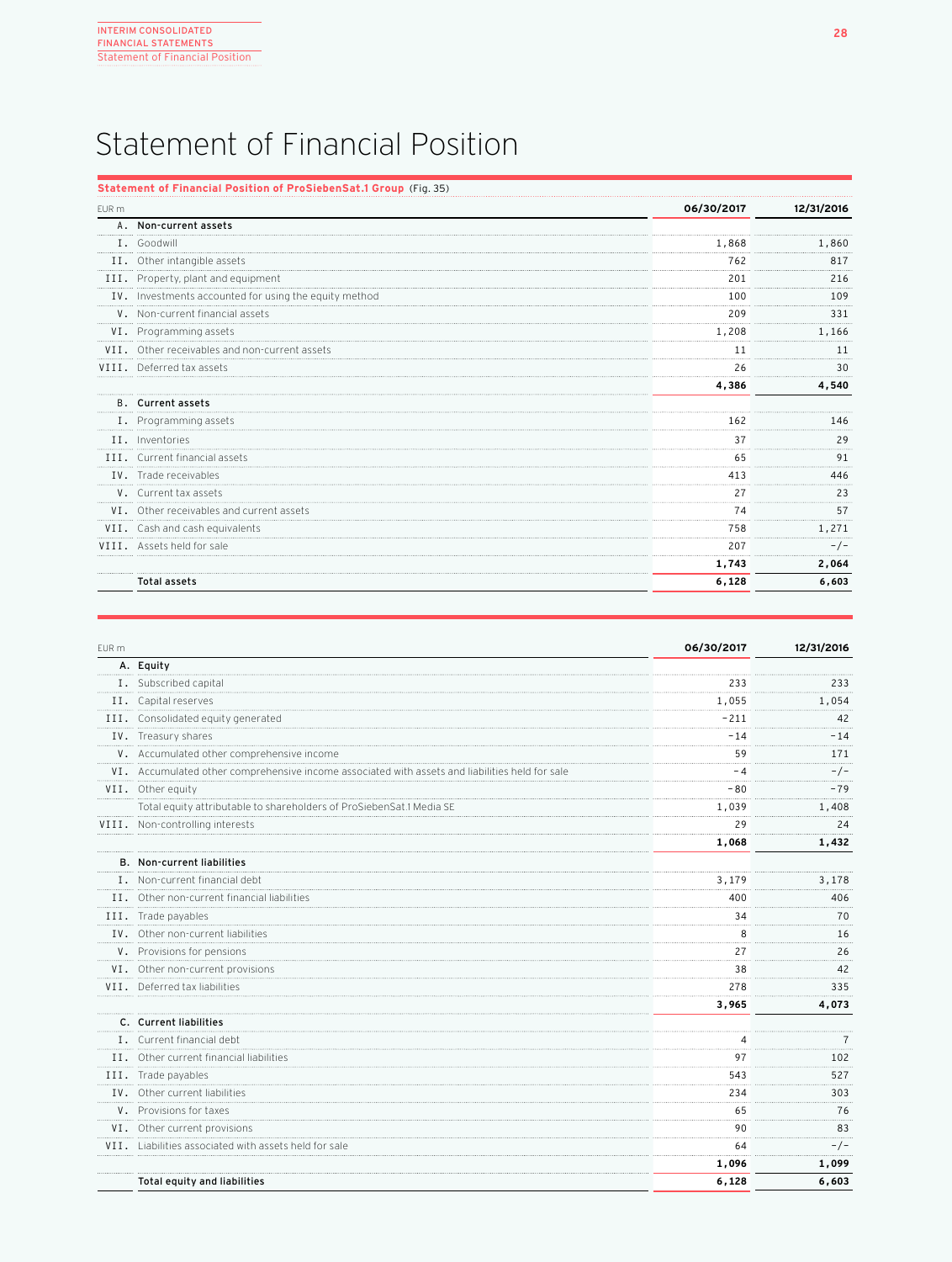# Statement of Financial Position

**Statement of Financial Position of ProSiebenSat.1 Group** (Fig. 35)

| EUR m | | 06/30/2017 | 12/31/2016 |
|---|---|---|---|
| A. | **Non-current assets** | | |
| I. | Goodwill | 1,868 | 1,860 |
| II. | Other intangible assets | 762 | 817 |
| III. | Property, plant and equipment | 201 | 216 |
| IV. | Investments accounted for using the equity method | 100 | 109 |
| V. | Non-current financial assets | 209 | 331 |
| VI. | Programming assets | 1,208 | 1,166 |
| VII. | Other receivables and non-current assets | 11 | 11 |
| VIII. | Deferred tax assets | 26 | 30 |
| | | **4,386** | **4,540** |
| B. | **Current assets** | | |
| I. | Programming assets | 162 | 146 |
| II. | Inventories | 37 | 29 |
| III. | Current financial assets | 65 | 91 |
| IV. | Trade receivables | 413 | 446 |
| V. | Current tax assets | 27 | 23 |
| VI. | Other receivables and current assets | 74 | 57 |
| VII. | Cash and cash equivalents | 758 | 1,271 |
| VIII. | Assets held for sale | 207 | -/- |
| | | **1,743** | **2,064** |
| | **Total assets** | **6,128** | **6,603** |

| EUR m | | 06/30/2017 | 12/31/2016 |
|---|---|---|---|
| A. | **Equity** | | |
| I. | Subscribed capital | 233 | 233 |
| II. | Capital reserves | 1,055 | 1,054 |
| III. | Consolidated equity generated | -211 | 42 |
| IV. | Treasury shares | -14 | -14 |
| V. | Accumulated other comprehensive income | 59 | 171 |
| VI. | Accumulated other comprehensive income associated with assets and liabilities held for sale | -4 | -/- |
| VII. | Other equity | -80 | -79 |
| | Total equity attributable to shareholders of ProSiebenSat.1 Media SE | 1,039 | 1,408 |
| VIII. | Non-controlling interests | 29 | 24 |
| | | **1,068** | **1,432** |
| B. | **Non-current liabilities** | | |
| I. | Non-current financial debt | 3,179 | 3,178 |
| II. | Other non-current financial liabilities | 400 | 406 |
| III. | Trade payables | 34 | 70 |
| IV. | Other non-current liabilities | 8 | 16 |
| V. | Provisions for pensions | 27 | 26 |
| VI. | Other non-current provisions | 38 | 42 |
| VII. | Deferred tax liabilities | 278 | 335 |
| | | **3,965** | **4,073** |
| C. | **Current liabilities** | | |
| I. | Current financial debt | 4 | 7 |
| II. | Other current financial liabilities | 97 | 102 |
| III. | Trade payables | 543 | 527 |
| IV. | Other current liabilities | 234 | 303 |
| V. | Provisions for taxes | 65 | 76 |
| VI. | Other current provisions | 90 | 83 |
| VII. | Liabilities associated with assets held for sale | 64 | -/- |
| | | **1,096** | **1,099** |
| | **Total equity and liabilities** | **6,128** | **6,603** |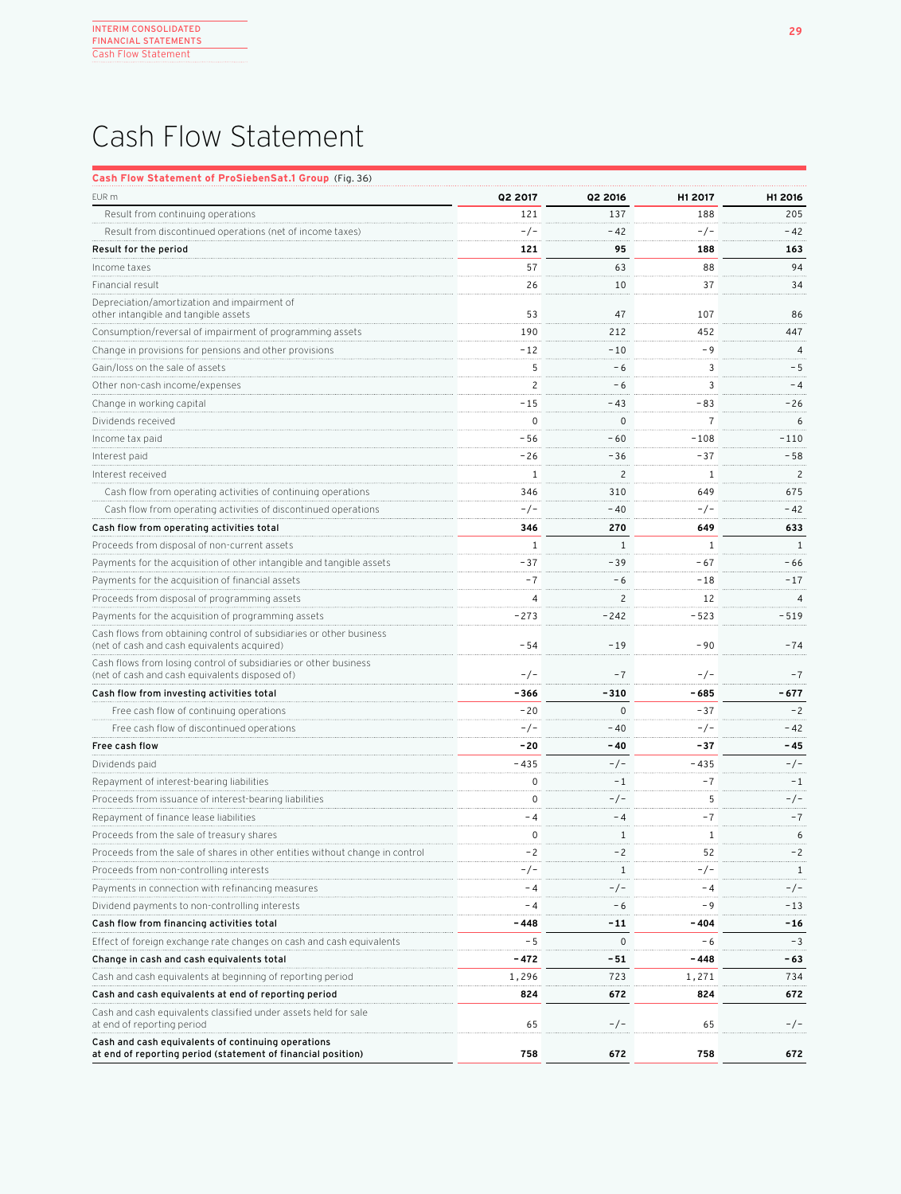# Cash Flow Statement

**Cash Flow Statement of ProSiebenSat.1 Group** (Fig. 36)

| EUR m | Q2 2017 | Q2 2016 | H1 2017 | H1 2016 |
|---|---|---|---|---|
| Result from continuing operations | 121 | 137 | 188 | 205 |
| Result from discontinued operations (net of income taxes) | -/- | -42 | -/- | -42 |
| **Result for the period** | **121** | **95** | **188** | **163** |
| Income taxes | 57 | 63 | 88 | 94 |
| Financial result | 26 | 10 | 37 | 34 |
| Depreciation/amortization and impairment of other intangible and tangible assets | 53 | 47 | 107 | 86 |
| Consumption/reversal of impairment of programming assets | 190 | 212 | 452 | 447 |
| Change in provisions for pensions and other provisions | -12 | -10 | -9 | 4 |
| Gain/loss on the sale of assets | 5 | -6 | 3 | -5 |
| Other non-cash income/expenses | 2 | -6 | 3 | -4 |
| Change in working capital | -15 | -43 | -83 | -26 |
| Dividends received | 0 | 0 | 7 | 6 |
| Income tax paid | -56 | -60 | -108 | -110 |
| Interest paid | -26 | -36 | -37 | -58 |
| Interest received | 1 | 2 | 1 | 2 |
| Cash flow from operating activities of continuing operations | 346 | 310 | 649 | 675 |
| Cash flow from operating activities of discontinued operations | -/- | -40 | -/- | -42 |
| **Cash flow from operating activities total** | **346** | **270** | **649** | **633** |
| Proceeds from disposal of non-current assets | 1 | 1 | 1 | 1 |
| Payments for the acquisition of other intangible and tangible assets | -37 | -39 | -67 | -66 |
| Payments for the acquisition of financial assets | -7 | -6 | -18 | -17 |
| Proceeds from disposal of programming assets | 4 | 2 | 12 | 4 |
| Payments for the acquisition of programming assets | -273 | -242 | -523 | -519 |
| Cash flows from obtaining control of subsidiaries or other business (net of cash and cash equivalents acquired) | -54 | -19 | -90 | -74 |
| Cash flows from losing control of subsidiaries or other business (net of cash and cash equivalents disposed of) | -/- | -7 | -/- | -7 |
| **Cash flow from investing activities total** | **-366** | **-310** | **-685** | **-677** |
| Free cash flow of continuing operations | -20 | 0 | -37 | -2 |
| Free cash flow of discontinued operations | -/- | -40 | -/- | -42 |
| **Free cash flow** | **-20** | **-40** | **-37** | **-45** |
| Dividends paid | -435 | -/- | -435 | -/- |
| Repayment of interest-bearing liabilities | 0 | -1 | -7 | -1 |
| Proceeds from issuance of interest-bearing liabilities | 0 | -/- | 5 | -/- |
| Repayment of finance lease liabilities | -4 | -4 | -7 | -7 |
| Proceeds from the sale of treasury shares | 0 | 1 | 1 | 6 |
| Proceeds from the sale of shares in other entities without change in control | -2 | -2 | 52 | -2 |
| Proceeds from non-controlling interests | -/- | 1 | -/- | 1 |
| Payments in connection with refinancing measures | -4 | -/- | -4 | -/- |
| Dividend payments to non-controlling interests | -4 | -6 | -9 | -13 |
| **Cash flow from financing activities total** | **-448** | **-11** | **-404** | **-16** |
| Effect of foreign exchange rate changes on cash and cash equivalents | -5 | 0 | -6 | -3 |
| **Change in cash and cash equivalents total** | **-472** | **-51** | **-448** | **-63** |
| Cash and cash equivalents at beginning of reporting period | 1,296 | 723 | 1,271 | 734 |
| **Cash and cash equivalents at end of reporting period** | **824** | **672** | **824** | **672** |
| Cash and cash equivalents classified under assets held for sale at end of reporting period | 65 | -/- | 65 | -/- |
| **Cash and cash equivalents of continuing operations at end of reporting period (statement of financial position)** | **758** | **672** | **758** | **672** |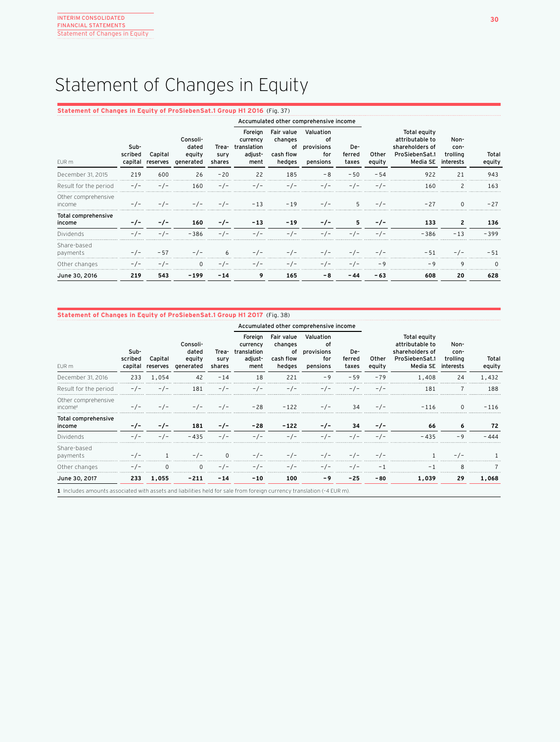# Statement of Changes in Equity

**Statement of Changes in Equity of ProSiebenSat.1 Group H1 2016** (Fig. 37)

| EUR m | Subscribed capital | Capital reserves | Consolidated equity generated | Treasury shares | Accumulated other comprehensive income: Foreign currency translation adjustment | Fair value changes of cash flow hedges | Valuation of provisions for pensions | Deferred taxes | Other equity | Total equity attributable to shareholders of ProSiebenSat.1 Media SE | Non-controlling interests | Total equity |
|---|---|---|---|---|---|---|---|---|---|---|---|---|
| December 31, 2015 | 219 | 600 | 26 | -20 | 22 | 185 | -8 | -50 | -54 | 922 | 21 | 943 |
| Result for the period | -/- | -/- | 160 | -/- | -/- | -/- | -/- | -/- | -/- | 160 | 2 | 163 |
| Other comprehensive income | -/- | -/- | -/- | -/- | -13 | -19 | -/- | 5 | -/- | -27 | 0 | -27 |
| **Total comprehensive income** | **-/-** | **-/-** | **160** | **-/-** | **-13** | **-19** | **-/-** | **5** | **-/-** | **133** | **2** | **136** |
| Dividends | -/- | -/- | -386 | -/- | -/- | -/- | -/- | -/- | -/- | -386 | -13 | -399 |
| Share-based payments | -/- | -57 | -/- | 6 | -/- | -/- | -/- | -/- | -/- | -51 | -/- | -51 |
| Other changes | -/- | -/- | 0 | -/- | -/- | -/- | -/- | -/- | -9 | -9 | 9 | 0 |
| **June 30, 2016** | **219** | **543** | **-199** | **-14** | **9** | **165** | **-8** | **-44** | **-63** | **608** | **20** | **628** |

**Statement of Changes in Equity of ProSiebenSat.1 Group H1 2017** (Fig. 38)

| EUR m | Subscribed capital | Capital reserves | Consolidated equity generated | Treasury shares | Accumulated other comprehensive income: Foreign currency translation adjustment | Fair value changes of cash flow hedges | Valuation of provisions for pensions | Deferred taxes | Other equity | Total equity attributable to shareholders of ProSiebenSat.1 Media SE | Non-controlling interests | Total equity |
|---|---|---|---|---|---|---|---|---|---|---|---|---|
| December 31, 2016 | 233 | 1,054 | 42 | -14 | 18 | 221 | -9 | -59 | -79 | 1,408 | 24 | 1,432 |
| Result for the period | -/- | -/- | 181 | -/- | -/- | -/- | -/- | -/- | -/- | 181 | 7 | 188 |
| Other comprehensive income[1] | -/- | -/- | -/- | -/- | -28 | -122 | -/- | 34 | -/- | -116 | 0 | -116 |
| **Total comprehensive income** | **-/-** | **-/-** | **181** | **-/-** | **-28** | **-122** | **-/-** | **34** | **-/-** | **66** | **6** | **72** |
| Dividends | -/- | -/- | -435 | -/- | -/- | -/- | -/- | -/- | -/- | -435 | -9 | -444 |
| Share-based payments | -/- | 1 | -/- | 0 | -/- | -/- | -/- | -/- | -/- | 1 | -/- | 1 |
| Other changes | -/- | 0 | 0 | -/- | -/- | -/- | -/- | -/- | -1 | -1 | 8 | 7 |
| **June 30, 2017** | **233** | **1,055** | **-211** | **-14** | **-10** | **100** | **-9** | **-25** | **-80** | **1,039** | **29** | **1,068** |

**1** Includes amounts associated with assets and liabilities held for sale from foreign currency translation (-4 EUR m).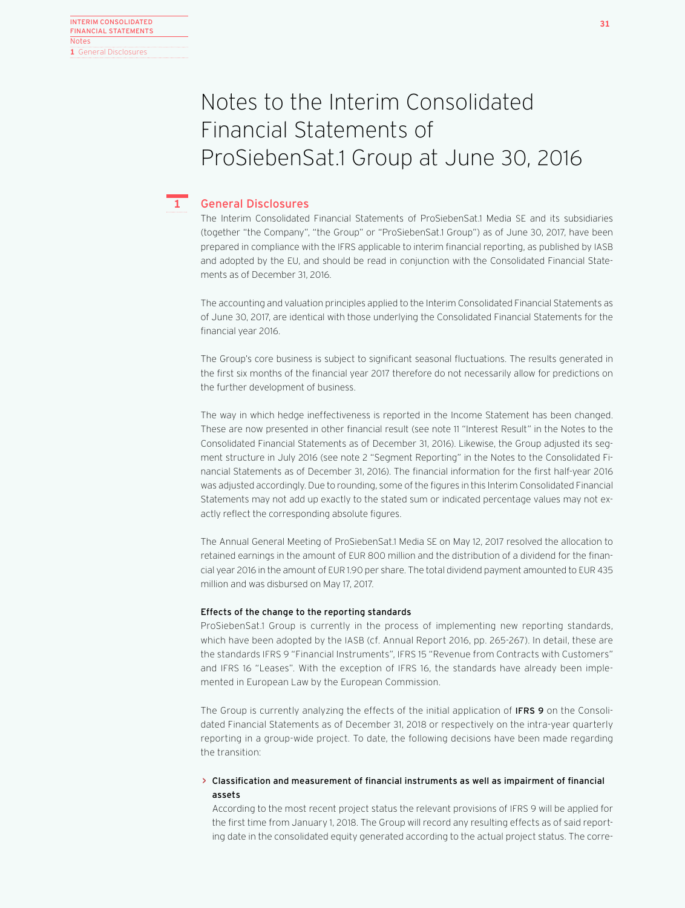# Notes to the Interim Consolidated Financial Statements of ProSiebenSat.1 Group at June 30, 2016

## 1 General Disclosures

The Interim Consolidated Financial Statements of ProSiebenSat.1 Media SE and its subsidiaries (together "the Company", "the Group" or "ProSiebenSat.1 Group") as of June 30, 2017, have been prepared in compliance with the IFRS applicable to interim financial reporting, as published by IASB and adopted by the EU, and should be read in conjunction with the Consolidated Financial Statements as of December 31, 2016.

The accounting and valuation principles applied to the Interim Consolidated Financial Statements as of June 30, 2017, are identical with those underlying the Consolidated Financial Statements for the financial year 2016.

The Group's core business is subject to significant seasonal fluctuations. The results generated in the first six months of the financial year 2017 therefore do not necessarily allow for predictions on the further development of business.

The way in which hedge ineffectiveness is reported in the Income Statement has been changed. These are now presented in other financial result (see note 11 "Interest Result" in the Notes to the Consolidated Financial Statements as of December 31, 2016). Likewise, the Group adjusted its segment structure in July 2016 (see note 2 "Segment Reporting" in the Notes to the Consolidated Financial Statements as of December 31, 2016). The financial information for the first half-year 2016 was adjusted accordingly. Due to rounding, some of the figures in this Interim Consolidated Financial Statements may not add up exactly to the stated sum or indicated percentage values may not exactly reflect the corresponding absolute figures.

The Annual General Meeting of ProSiebenSat.1 Media SE on May 12, 2017 resolved the allocation to retained earnings in the amount of EUR 800 million and the distribution of a dividend for the financial year 2016 in the amount of EUR 1.90 per share. The total dividend payment amounted to EUR 435 million and was disbursed on May 17, 2017.

### Effects of the change to the reporting standards

ProSiebenSat.1 Group is currently in the process of implementing new reporting standards, which have been adopted by the IASB (cf. Annual Report 2016, pp. 265-267). In detail, these are the standards IFRS 9 "Financial Instruments", IFRS 15 "Revenue from Contracts with Customers" and IFRS 16 "Leases". With the exception of IFRS 16, the standards have already been implemented in European Law by the European Commission.

The Group is currently analyzing the effects of the initial application of **IFRS 9** on the Consolidated Financial Statements as of December 31, 2018 or respectively on the intra-year quarterly reporting in a group-wide project. To date, the following decisions have been made regarding the transition:

- **Classification and measurement of financial instruments as well as impairment of financial assets**
  According to the most recent project status the relevant provisions of IFRS 9 will be applied for the first time from January 1, 2018. The Group will record any resulting effects as of said reporting date in the consolidated equity generated according to the actual project status. The corre-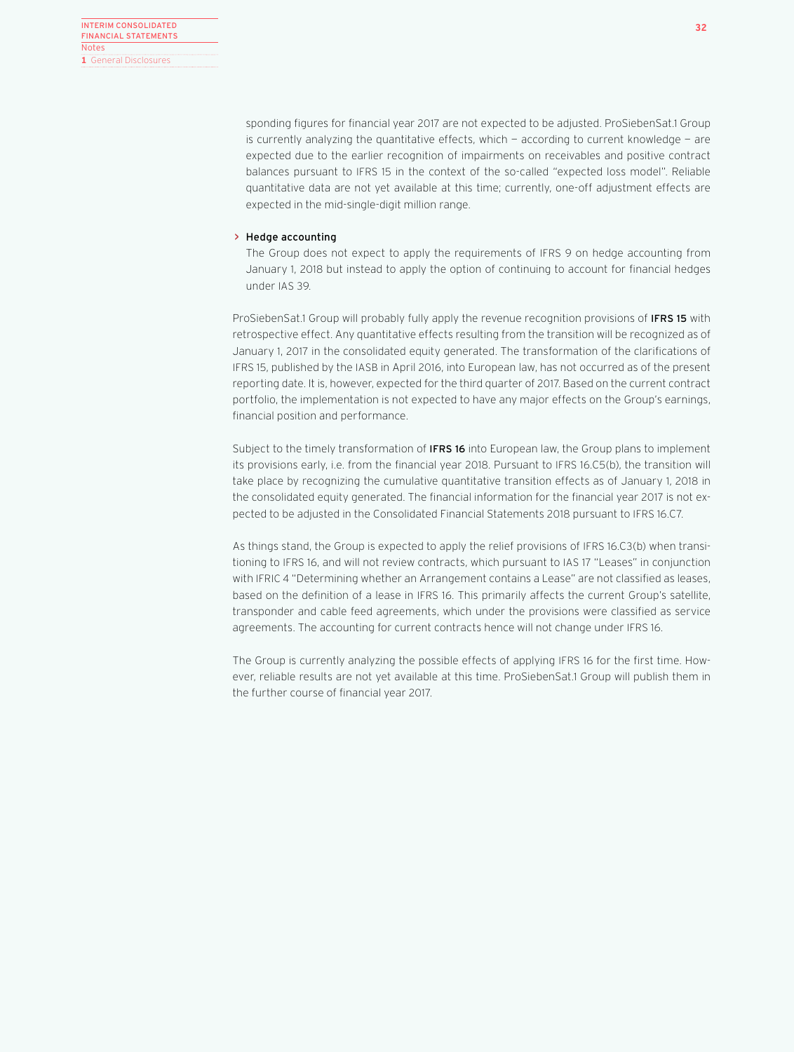sponding figures for financial year 2017 are not expected to be adjusted. ProSiebenSat.1 Group is currently analyzing the quantitative effects, which — according to current knowledge — are expected due to the earlier recognition of impairments on receivables and positive contract balances pursuant to IFRS 15 in the context of the so-called "expected loss model". Reliable quantitative data are not yet available at this time; currently, one-off adjustment effects are expected in the mid-single-digit million range.

› **Hedge accounting**
The Group does not expect to apply the requirements of IFRS 9 on hedge accounting from January 1, 2018 but instead to apply the option of continuing to account for financial hedges under IAS 39.

ProSiebenSat.1 Group will probably fully apply the revenue recognition provisions of **IFRS 15** with retrospective effect. Any quantitative effects resulting from the transition will be recognized as of January 1, 2017 in the consolidated equity generated. The transformation of the clarifications of IFRS 15, published by the IASB in April 2016, into European law, has not occurred as of the present reporting date. It is, however, expected for the third quarter of 2017. Based on the current contract portfolio, the implementation is not expected to have any major effects on the Group's earnings, financial position and performance.

Subject to the timely transformation of **IFRS 16** into European law, the Group plans to implement its provisions early, i.e. from the financial year 2018. Pursuant to IFRS 16.C5(b), the transition will take place by recognizing the cumulative quantitative transition effects as of January 1, 2018 in the consolidated equity generated. The financial information for the financial year 2017 is not expected to be adjusted in the Consolidated Financial Statements 2018 pursuant to IFRS 16.C7.

As things stand, the Group is expected to apply the relief provisions of IFRS 16.C3(b) when transitioning to IFRS 16, and will not review contracts, which pursuant to IAS 17 "Leases" in conjunction with IFRIC 4 "Determining whether an Arrangement contains a Lease" are not classified as leases, based on the definition of a lease in IFRS 16. This primarily affects the current Group's satellite, transponder and cable feed agreements, which under the provisions were classified as service agreements. The accounting for current contracts hence will not change under IFRS 16.

The Group is currently analyzing the possible effects of applying IFRS 16 for the first time. However, reliable results are not yet available at this time. ProSiebenSat.1 Group will publish them in the further course of financial year 2017.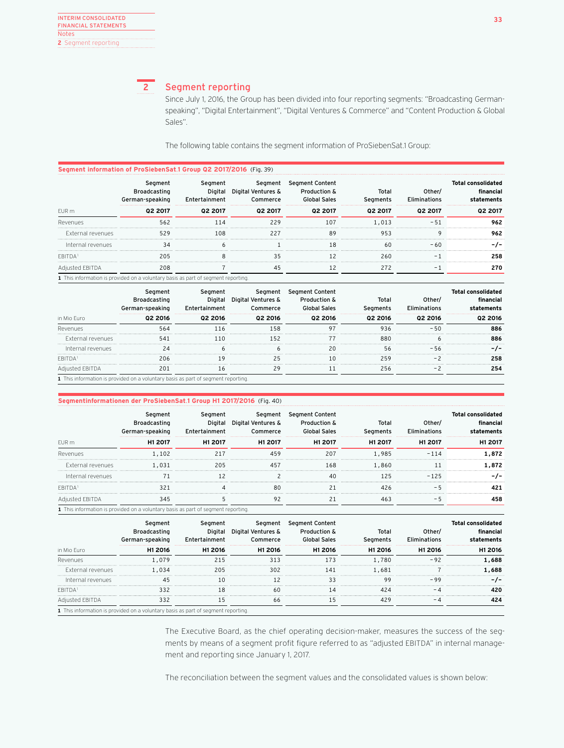## 2 Segment reporting

Since July 1, 2016, the Group has been divided into four reporting segments: "Broadcasting German-speaking", "Digital Entertainment", "Digital Ventures & Commerce" and "Content Production & Global Sales".

The following table contains the segment information of ProSiebenSat.1 Group:

**Segment information of ProSiebenSat.1 Group Q2 2017/2016** (Fig. 39)

| EUR m | Segment Broadcasting German-speaking Q2 2017 | Segment Digital Entertainment Q2 2017 | Segment Digital Ventures & Commerce Q2 2017 | Segment Content Production & Global Sales Q2 2017 | Total Segments Q2 2017 | Other/ Eliminations Q2 2017 | Total consolidated financial statements Q2 2017 |
|---|---|---|---|---|---|---|---|
| Revenues | 562 | 114 | 229 | 107 | 1,013 | −51 | **962** |
| External revenues | 529 | 108 | 227 | 89 | 953 | 9 | **962** |
| Internal revenues | 34 | 6 | 1 | 18 | 60 | −60 | **-/-** |
| EBITDA[1] | 205 | 8 | 35 | 12 | 260 | −1 | **258** |
| Adjusted EBITDA | 208 | 7 | 45 | 12 | 272 | −1 | **270** |

1 This information is provided on a voluntary basis as part of segment reporting.

| in Mio Euro | Segment Broadcasting German-speaking Q2 2016 | Segment Digital Entertainment Q2 2016 | Segment Digital Ventures & Commerce Q2 2016 | Segment Content Production & Global Sales Q2 2016 | Total Segments Q2 2016 | Other/ Eliminations Q2 2016 | Total consolidated financial statements Q2 2016 |
|---|---|---|---|---|---|---|---|
| Revenues | 564 | 116 | 158 | 97 | 936 | −50 | **886** |
| External revenues | 541 | 110 | 152 | 77 | 880 | 6 | **886** |
| Internal revenues | 24 | 6 | 6 | 20 | 56 | −56 | **-/-** |
| EBITDA[1] | 206 | 19 | 25 | 10 | 259 | −2 | **258** |
| Adjusted EBITDA | 201 | 16 | 29 | 11 | 256 | −2 | **254** |

1 This information is provided on a voluntary basis as part of segment reporting.

**Segmentinformationen der ProSiebenSat.1 Group H1 2017/2016** (Fig. 40)

| EUR m | Segment Broadcasting German-speaking H1 2017 | Segment Digital Entertainment H1 2017 | Segment Digital Ventures & Commerce H1 2017 | Segment Content Production & Global Sales H1 2017 | Total Segments H1 2017 | Other/ Eliminations H1 2017 | Total consolidated financial statements H1 2017 |
|---|---|---|---|---|---|---|---|
| Revenues | 1,102 | 217 | 459 | 207 | 1,985 | −114 | **1,872** |
| External revenues | 1,031 | 205 | 457 | 168 | 1,860 | 11 | **1,872** |
| Internal revenues | 71 | 12 | 2 | 40 | 125 | −125 | **-/-** |
| EBITDA[1] | 321 | 4 | 80 | 21 | 426 | −5 | **421** |
| Adjusted EBITDA | 345 | 5 | 92 | 21 | 463 | −5 | **458** |

1 This information is provided on a voluntary basis as part of segment reporting.

| in Mio Euro | Segment Broadcasting German-speaking H1 2016 | Segment Digital Entertainment H1 2016 | Segment Digital Ventures & Commerce H1 2016 | Segment Content Production & Global Sales H1 2016 | Total Segments H1 2016 | Other/ Eliminations H1 2016 | Total consolidated financial statements H1 2016 |
|---|---|---|---|---|---|---|---|
| Revenues | 1,079 | 215 | 313 | 173 | 1,780 | −92 | **1,688** |
| External revenues | 1,034 | 205 | 302 | 141 | 1,681 | 7 | **1,688** |
| Internal revenues | 45 | 10 | 12 | 33 | 99 | −99 | **-/-** |
| EBITDA[1] | 332 | 18 | 60 | 14 | 424 | −4 | **420** |
| Adjusted EBITDA | 332 | 15 | 66 | 15 | 429 | −4 | **424** |

1 This information is provided on a voluntary basis as part of segment reporting.

The Executive Board, as the chief operating decision-maker, measures the success of the segments by means of a segment profit figure referred to as "adjusted EBITDA" in internal management and reporting since January 1, 2017.

The reconciliation between the segment values and the consolidated values is shown below: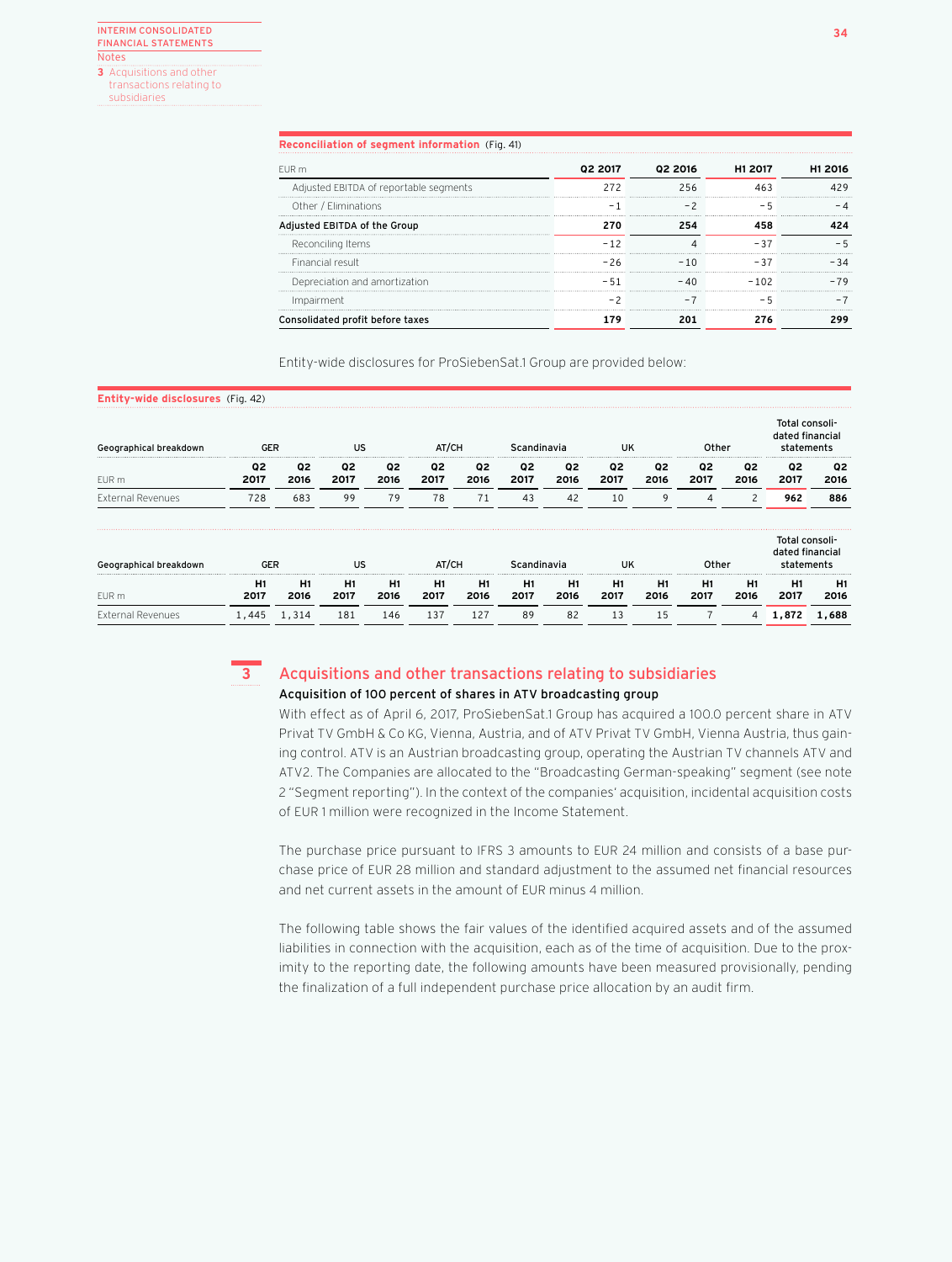**Reconciliation of segment information** (Fig. 41)

| EUR m | Q2 2017 | Q2 2016 | H1 2017 | H1 2016 |
|---|---|---|---|---|
| Adjusted EBITDA of reportable segments | 272 | 256 | 463 | 429 |
| Other / Eliminations | -1 | -2 | -5 | -4 |
| **Adjusted EBITDA of the Group** | **270** | **254** | **458** | **424** |
| Reconciling Items | -12 | 4 | -37 | -5 |
| Financial result | -26 | -10 | -37 | -34 |
| Depreciation and amortization | -51 | -40 | -102 | -79 |
| Impairment | -2 | -7 | -5 | -7 |
| **Consolidated profit before taxes** | **179** | **201** | **276** | **299** |

Entity-wide disclosures for ProSiebenSat.1 Group are provided below:

**Entity-wide disclosures** (Fig. 42)

| Geographical breakdown | GER | | US | | AT/CH | | Scandinavia | | UK | | Other | | Total consolidated financial statements | |
|---|---|---|---|---|---|---|---|---|---|---|---|---|---|---|
| EUR m | Q2 2017 | Q2 2016 | Q2 2017 | Q2 2016 | Q2 2017 | Q2 2016 | Q2 2017 | Q2 2016 | Q2 2017 | Q2 2016 | Q2 2017 | Q2 2016 | Q2 2017 | Q2 2016 |
| External Revenues | 728 | 683 | 99 | 79 | 78 | 71 | 43 | 42 | 10 | 9 | 4 | 2 | **962** | **886** |

| Geographical breakdown | GER | | US | | AT/CH | | Scandinavia | | UK | | Other | | Total consolidated financial statements | |
|---|---|---|---|---|---|---|---|---|---|---|---|---|---|---|
| EUR m | H1 2017 | H1 2016 | H1 2017 | H1 2016 | H1 2017 | H1 2016 | H1 2017 | H1 2016 | H1 2017 | H1 2016 | H1 2017 | H1 2016 | H1 2017 | H1 2016 |
| External Revenues | 1,445 | 1,314 | 181 | 146 | 137 | 127 | 89 | 82 | 13 | 15 | 7 | 4 | **1,872** | **1,688** |

## 3 Acquisitions and other transactions relating to subsidiaries

### Acquisition of 100 percent of shares in ATV broadcasting group

With effect as of April 6, 2017, ProSiebenSat.1 Group has acquired a 100.0 percent share in ATV Privat TV GmbH & Co KG, Vienna, Austria, and of ATV Privat TV GmbH, Vienna Austria, thus gaining control. ATV is an Austrian broadcasting group, operating the Austrian TV channels ATV and ATV2. The Companies are allocated to the "Broadcasting German-speaking" segment (see note 2 "Segment reporting"). In the context of the companies' acquisition, incidental acquisition costs of EUR 1 million were recognized in the Income Statement.

The purchase price pursuant to IFRS 3 amounts to EUR 24 million and consists of a base purchase price of EUR 28 million and standard adjustment to the assumed net financial resources and net current assets in the amount of EUR minus 4 million.

The following table shows the fair values of the identified acquired assets and of the assumed liabilities in connection with the acquisition, each as of the time of acquisition. Due to the proximity to the reporting date, the following amounts have been measured provisionally, pending the finalization of a full independent purchase price allocation by an audit firm.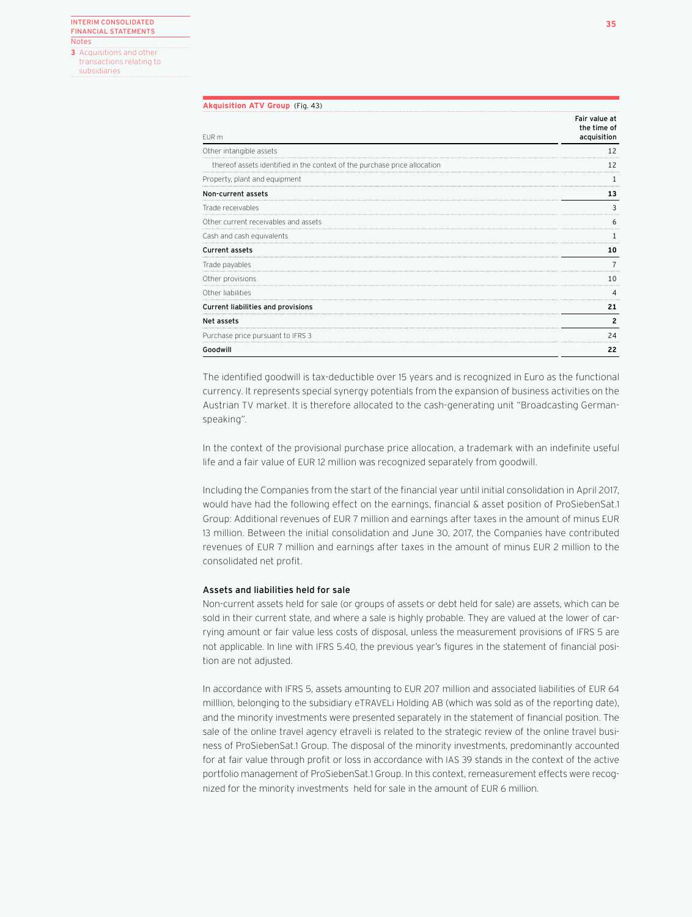**Akquisition ATV Group** (Fig. 43)

| EUR m | Fair value at the time of acquisition |
|---|---|
| Other intangible assets | 12 |
| thereof assets identified in the context of the purchase price allocation | 12 |
| Property, plant and equipment | 1 |
| **Non-current assets** | **13** |
| Trade receivables | 3 |
| Other current receivables and assets | 6 |
| Cash and cash equivalents | 1 |
| **Current assets** | **10** |
| Trade payables | 7 |
| Other provisions | 10 |
| Other liabilities | 4 |
| **Current liabilities and provisions** | **21** |
| **Net assets** | **2** |
| Purchase price pursuant to IFRS 3 | 24 |
| **Goodwill** | **22** |

The identified goodwill is tax-deductible over 15 years and is recognized in Euro as the functional currency. It represents special synergy potentials from the expansion of business activities on the Austrian TV market. It is therefore allocated to the cash-generating unit "Broadcasting German-speaking".

In the context of the provisional purchase price allocation, a trademark with an indefinite useful life and a fair value of EUR 12 million was recognized separately from goodwill.

Including the Companies from the start of the financial year until initial consolidation in April 2017, would have had the following effect on the earnings, financial & asset position of ProSiebenSat.1 Group: Additional revenues of EUR 7 million and earnings after taxes in the amount of minus EUR 13 million. Between the initial consolidation and June 30, 2017, the Companies have contributed revenues of EUR 7 million and earnings after taxes in the amount of minus EUR 2 million to the consolidated net profit.

### Assets and liabilities held for sale

Non-current assets held for sale (or groups of assets or debt held for sale) are assets, which can be sold in their current state, and where a sale is highly probable. They are valued at the lower of carrying amount or fair value less costs of disposal, unless the measurement provisions of IFRS 5 are not applicable. In line with IFRS 5.40, the previous year's figures in the statement of financial position are not adjusted.

In accordance with IFRS 5, assets amounting to EUR 207 million and associated liabilities of EUR 64 milllion, belonging to the subsidiary eTRAVELi Holding AB (which was sold as of the reporting date), and the minority investments were presented separately in the statement of financial position. The sale of the online travel agency etraveli is related to the strategic review of the online travel business of ProSiebenSat.1 Group. The disposal of the minority investments, predominantly accounted for at fair value through profit or loss in accordance with IAS 39 stands in the context of the active portfolio management of ProSiebenSat.1 Group. In this context, remeasurement effects were recognized for the minority investments held for sale in the amount of EUR 6 million.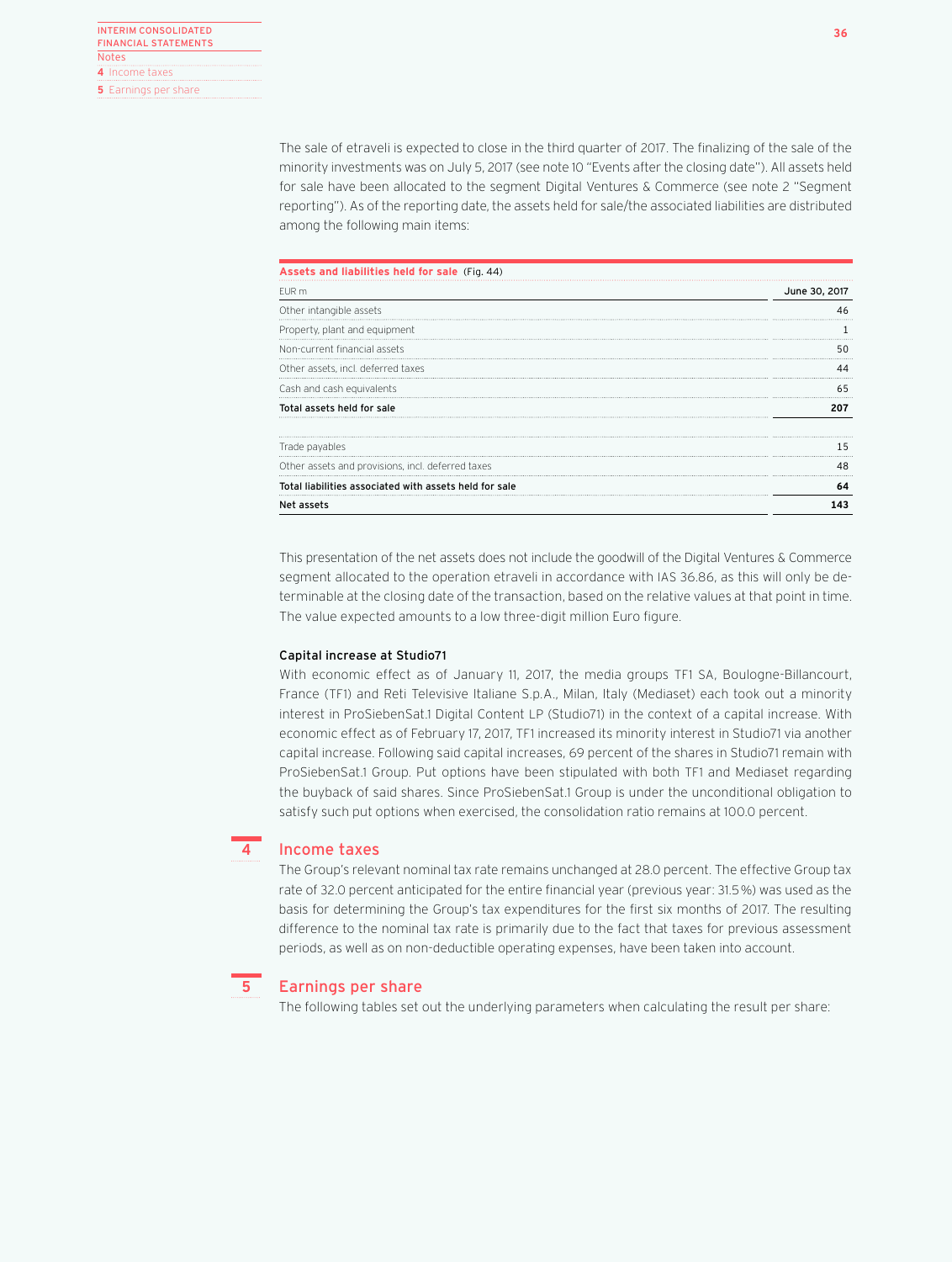The sale of etraveli is expected to close in the third quarter of 2017. The finalizing of the sale of the minority investments was on July 5, 2017 (see note 10 "Events after the closing date"). All assets held for sale have been allocated to the segment Digital Ventures & Commerce (see note 2 "Segment reporting"). As of the reporting date, the assets held for sale/the associated liabilities are distributed among the following main items:

**Assets and liabilities held for sale** (Fig. 44)

| EUR m | June 30, 2017 |
|---|---|
| Other intangible assets | 46 |
| Property, plant and equipment | 1 |
| Non-current financial assets | 50 |
| Other assets, incl. deferred taxes | 44 |
| Cash and cash equivalents | 65 |
| **Total assets held for sale** | **207** |
| | |
| Trade payables | 15 |
| Other assets and provisions, incl. deferred taxes | 48 |
| **Total liabilities associated with assets held for sale** | **64** |
| **Net assets** | **143** |

This presentation of the net assets does not include the goodwill of the Digital Ventures & Commerce segment allocated to the operation etraveli in accordance with IAS 36.86, as this will only be determinable at the closing date of the transaction, based on the relative values at that point in time. The value expected amounts to a low three-digit million Euro figure.

### Capital increase at Studio71

With economic effect as of January 11, 2017, the media groups TF1 SA, Boulogne-Billancourt, France (TF1) and Reti Televisive Italiane S.p.A., Milan, Italy (Mediaset) each took out a minority interest in ProSiebenSat.1 Digital Content LP (Studio71) in the context of a capital increase. With economic effect as of February 17, 2017, TF1 increased its minority interest in Studio71 via another capital increase. Following said capital increases, 69 percent of the shares in Studio71 remain with ProSiebenSat.1 Group. Put options have been stipulated with both TF1 and Mediaset regarding the buyback of said shares. Since ProSiebenSat.1 Group is under the unconditional obligation to satisfy such put options when exercised, the consolidation ratio remains at 100.0 percent.

## 4 Income taxes

The Group's relevant nominal tax rate remains unchanged at 28.0 percent. The effective Group tax rate of 32.0 percent anticipated for the entire financial year (previous year: 31.5%) was used as the basis for determining the Group's tax expenditures for the first six months of 2017. The resulting difference to the nominal tax rate is primarily due to the fact that taxes for previous assessment periods, as well as on non-deductible operating expenses, have been taken into account.

## 5 Earnings per share

The following tables set out the underlying parameters when calculating the result per share: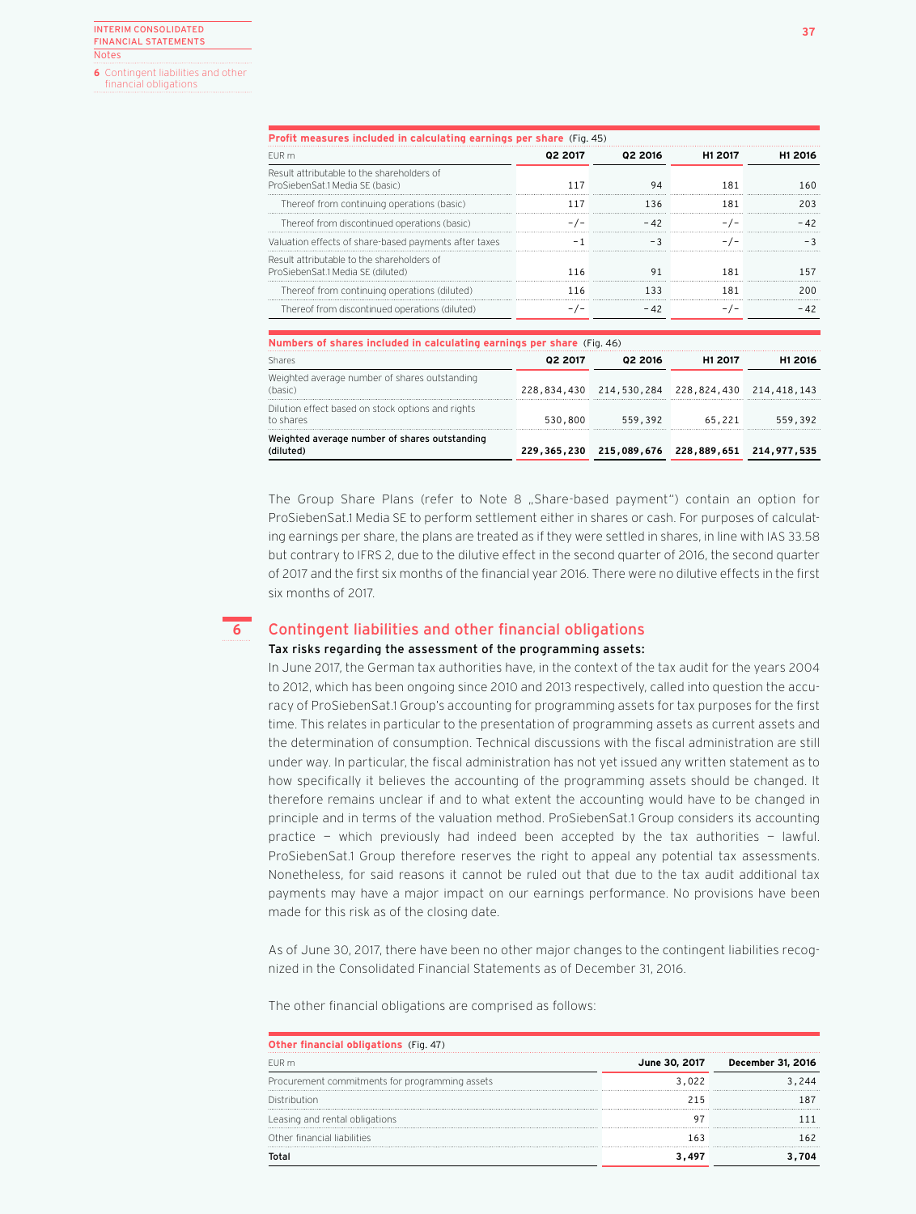**Profit measures included in calculating earnings per share** (Fig. 45)

| EUR m | Q2 2017 | Q2 2016 | H1 2017 | H1 2016 |
|---|---|---|---|---|
| Result attributable to the shareholders of ProSiebenSat.1 Media SE (basic) | 117 | 94 | 181 | 160 |
| Thereof from continuing operations (basic) | 117 | 136 | 181 | 203 |
| Thereof from discontinued operations (basic) | -/- | -42 | -/- | -42 |
| Valuation effects of share-based payments after taxes | -1 | -3 | -/- | -3 |
| Result attributable to the shareholders of ProSiebenSat.1 Media SE (diluted) | 116 | 91 | 181 | 157 |
| Thereof from continuing operations (diluted) | 116 | 133 | 181 | 200 |
| Thereof from discontinued operations (diluted) | -/- | -42 | -/- | -42 |

**Numbers of shares included in calculating earnings per share** (Fig. 46)

| Shares | Q2 2017 | Q2 2016 | H1 2017 | H1 2016 |
|---|---|---|---|---|
| Weighted average number of shares outstanding (basic) | 228,834,430 | 214,530,284 | 228,824,430 | 214,418,143 |
| Dilution effect based on stock options and rights to shares | 530,800 | 559,392 | 65,221 | 559,392 |
| **Weighted average number of shares outstanding (diluted)** | **229,365,230** | **215,089,676** | **228,889,651** | **214,977,535** |

The Group Share Plans (refer to Note 8 „Share-based payment") contain an option for ProSiebenSat.1 Media SE to perform settlement either in shares or cash. For purposes of calculating earnings per share, the plans are treated as if they were settled in shares, in line with IAS 33.58 but contrary to IFRS 2, due to the dilutive effect in the second quarter of 2016, the second quarter of 2017 and the first six months of the financial year 2016. There were no dilutive effects in the first six months of 2017.

## 6 Contingent liabilities and other financial obligations

**Tax risks regarding the assessment of the programming assets:**

In June 2017, the German tax authorities have, in the context of the tax audit for the years 2004 to 2012, which has been ongoing since 2010 and 2013 respectively, called into question the accuracy of ProSiebenSat.1 Group's accounting for programming assets for tax purposes for the first time. This relates in particular to the presentation of programming assets as current assets and the determination of consumption. Technical discussions with the fiscal administration are still under way. In particular, the fiscal administration has not yet issued any written statement as to how specifically it believes the accounting of the programming assets should be changed. It therefore remains unclear if and to what extent the accounting would have to be changed in principle and in terms of the valuation method. ProSiebenSat.1 Group considers its accounting practice — which previously had indeed been accepted by the tax authorities — lawful. ProSiebenSat.1 Group therefore reserves the right to appeal any potential tax assessments. Nonetheless, for said reasons it cannot be ruled out that due to the tax audit additional tax payments may have a major impact on our earnings performance. No provisions have been made for this risk as of the closing date.

As of June 30, 2017, there have been no other major changes to the contingent liabilities recognized in the Consolidated Financial Statements as of December 31, 2016.

The other financial obligations are comprised as follows:

**Other financial obligations** (Fig. 47)

| EUR m | June 30, 2017 | December 31, 2016 |
|---|---|---|
| Procurement commitments for programming assets | 3,022 | 3,244 |
| Distribution | 215 | 187 |
| Leasing and rental obligations | 97 | 111 |
| Other financial liabilities | 163 | 162 |
| **Total** | **3,497** | **3,704** |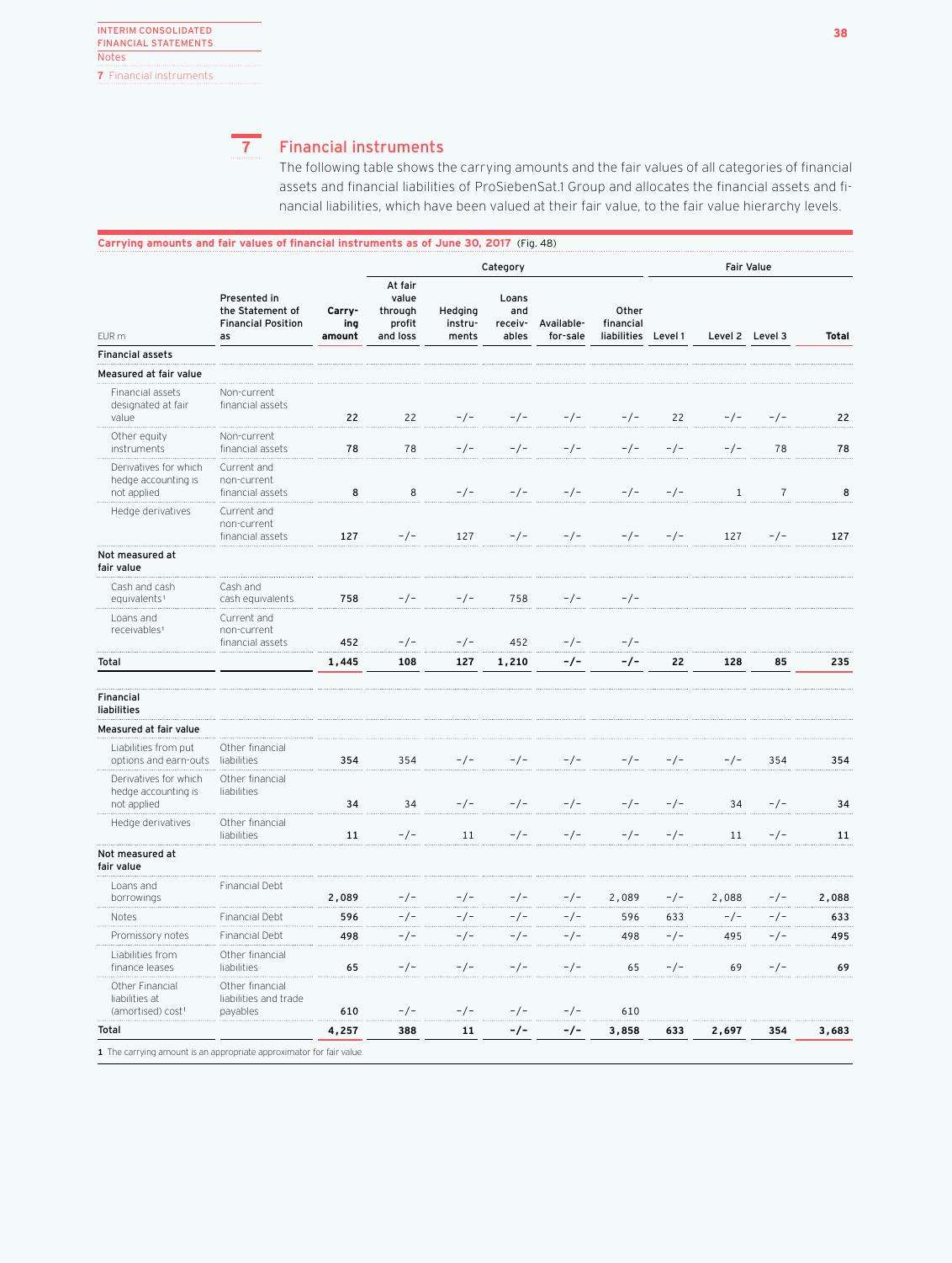## 7 Financial instruments

The following table shows the carrying amounts and the fair values of all categories of financial assets and financial liabilities of ProSiebenSat.1 Group and allocates the financial assets and financial liabilities, which have been valued at their fair value, to the fair value hierarchy levels.

**Carrying amounts and fair values of financial instruments as of June 30, 2017** (Fig. 48)

| | | | Category | | | | | Fair Value | | | |
|---|---|---|---|---|---|---|---|---|---|---|---|
| EUR m | Presented in the Statement of Financial Position as | Carrying amount | At fair value through profit and loss | Hedging instruments | Loans and receivables | Available-for-sale | Other financial liabilities | Level 1 | Level 2 | Level 3 | Total |
| **Financial assets** | | | | | | | | | | | |
| **Measured at fair value** | | | | | | | | | | | |
| Financial assets designated at fair value | Non-current financial assets | 22 | 22 | -/- | -/- | -/- | -/- | 22 | -/- | -/- | 22 |
| Other equity instruments | Non-current financial assets | 78 | 78 | -/- | -/- | -/- | -/- | -/- | -/- | 78 | 78 |
| Derivatives for which hedge accounting is not applied | Current and non-current financial assets | 8 | 8 | -/- | -/- | -/- | -/- | -/- | 1 | 7 | 8 |
| Hedge derivatives | Current and non-current financial assets | 127 | -/- | 127 | -/- | -/- | -/- | -/- | 127 | -/- | 127 |
| **Not measured at fair value** | | | | | | | | | | | |
| Cash and cash equivalents[1] | Cash and cash equivalents | 758 | -/- | -/- | 758 | -/- | -/- | | | | |
| Loans and receivables[1] | Current and non-current financial assets | 452 | -/- | -/- | 452 | -/- | -/- | | | | |
| **Total** | | **1,445** | **108** | **127** | **1,210** | **-/-** | **-/-** | **22** | **128** | **85** | **235** |
| **Financial liabilities** | | | | | | | | | | | |
| **Measured at fair value** | | | | | | | | | | | |
| Liabilities from put options and earn-outs | Other financial liabilities | 354 | 354 | -/- | -/- | -/- | -/- | -/- | -/- | 354 | 354 |
| Derivatives for which hedge accounting is not applied | Other financial liabilities | 34 | 34 | -/- | -/- | -/- | -/- | -/- | 34 | -/- | 34 |
| Hedge derivatives | Other financial liabilities | 11 | -/- | 11 | -/- | -/- | -/- | -/- | 11 | -/- | 11 |
| **Not measured at fair value** | | | | | | | | | | | |
| Loans and borrowings | Financial Debt | 2,089 | -/- | -/- | -/- | -/- | 2,089 | -/- | 2,088 | -/- | 2,088 |
| Notes | Financial Debt | 596 | -/- | -/- | -/- | -/- | 596 | 633 | -/- | -/- | 633 |
| Promissory notes | Financial Debt | 498 | -/- | -/- | -/- | -/- | 498 | -/- | 495 | -/- | 495 |
| Liabilities from finance leases | Other financial liabilities | 65 | -/- | -/- | -/- | -/- | 65 | -/- | 69 | -/- | 69 |
| Other Financial liabilities at (amortised) cost[1] | Other financial liabilities and trade payables | 610 | -/- | -/- | -/- | -/- | 610 | | | | |
| **Total** | | **4,257** | **388** | **11** | **-/-** | **-/-** | **3,858** | **633** | **2,697** | **354** | **3,683** |

1 The carrying amount is an appropriate approximator for fair value.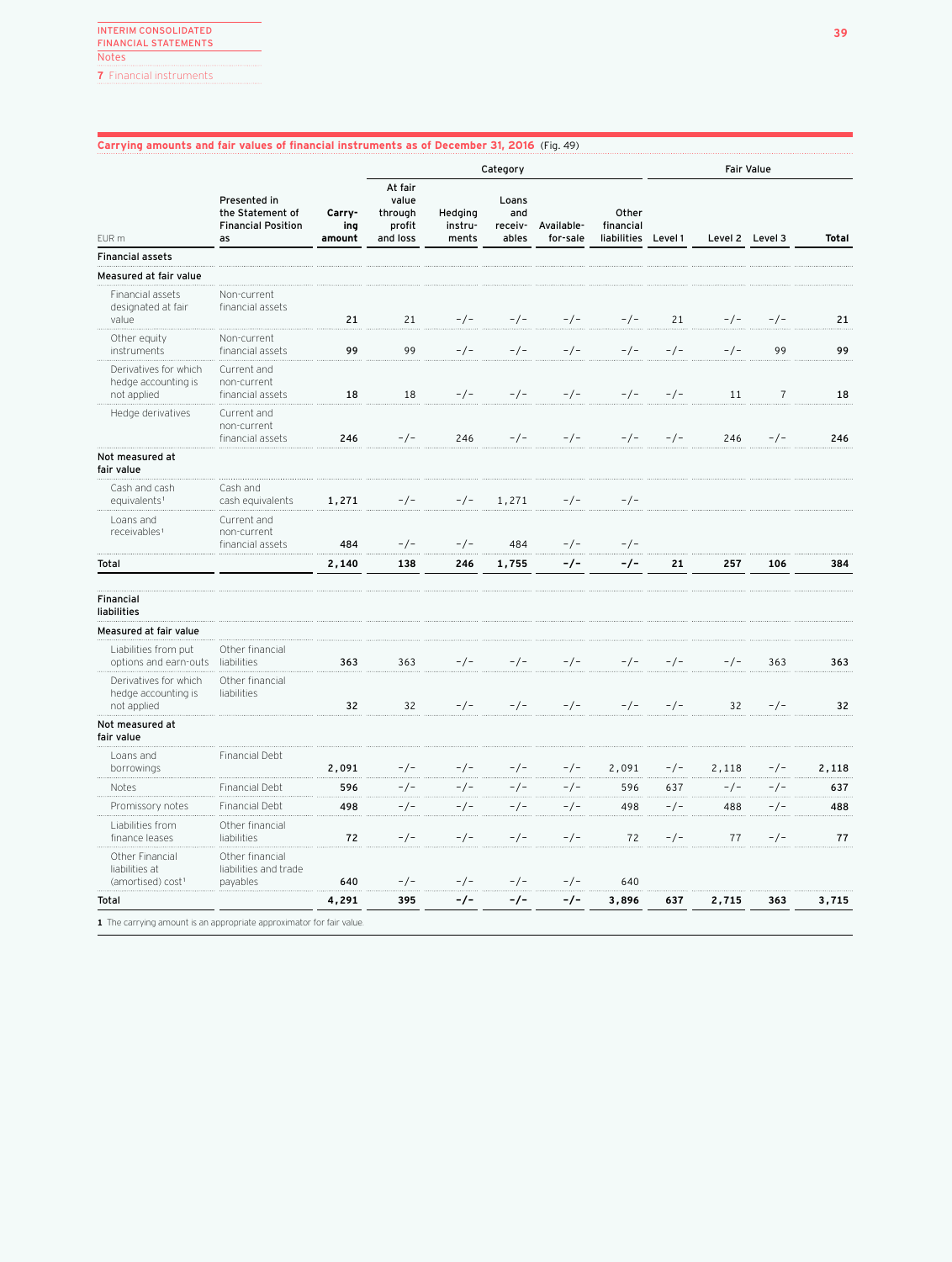**Carrying amounts and fair values of financial instruments as of December 31, 2016** (Fig. 49)

| EUR m | Presented in the Statement of Financial Position as | Carrying amount | Category | | | | | Fair Value | | | |
|---|---|---|---|---|---|---|---|---|---|---|---|
| | | | At fair value through profit and loss | Hedging instruments | Loans and receivables | Available-for-sale | Other financial liabilities | Level 1 | Level 2 | Level 3 | Total |
| **Financial assets** | | | | | | | | | | | |
| **Measured at fair value** | | | | | | | | | | | |
| Financial assets designated at fair value | Non-current financial assets | **21** | 21 | -/- | -/- | -/- | -/- | 21 | -/- | -/- | **21** |
| Other equity instruments | Non-current financial assets | **99** | 99 | -/- | -/- | -/- | -/- | -/- | -/- | 99 | **99** |
| Derivatives for which hedge accounting is not applied | Current and non-current financial assets | **18** | 18 | -/- | -/- | -/- | -/- | -/- | 11 | 7 | **18** |
| Hedge derivatives | Current and non-current financial assets | **246** | -/- | 246 | -/- | -/- | -/- | -/- | 246 | -/- | **246** |
| **Not measured at fair value** | | | | | | | | | | | |
| Cash and cash equivalents[1] | Cash and cash equivalents | **1,271** | -/- | -/- | 1,271 | -/- | -/- | | | | |
| Loans and receivables[1] | Current and non-current financial assets | **484** | -/- | -/- | 484 | -/- | -/- | | | | |
| **Total** | | **2,140** | **138** | **246** | **1,755** | **-/-** | **-/-** | **21** | **257** | **106** | **384** |
| **Financial liabilities** | | | | | | | | | | | |
| **Measured at fair value** | | | | | | | | | | | |
| Liabilities from put options and earn-outs | Other financial liabilities | **363** | 363 | -/- | -/- | -/- | -/- | -/- | -/- | 363 | **363** |
| Derivatives for which hedge accounting is not applied | Other financial liabilities | **32** | 32 | -/- | -/- | -/- | -/- | -/- | 32 | -/- | **32** |
| **Not measured at fair value** | | | | | | | | | | | |
| Loans and borrowings | Financial Debt | **2,091** | -/- | -/- | -/- | -/- | 2,091 | -/- | 2,118 | -/- | **2,118** |
| Notes | Financial Debt | **596** | -/- | -/- | -/- | -/- | 596 | 637 | -/- | -/- | **637** |
| Promissory notes | Financial Debt | **498** | -/- | -/- | -/- | -/- | 498 | -/- | 488 | -/- | **488** |
| Liabilities from finance leases | Other financial liabilities | **72** | -/- | -/- | -/- | -/- | 72 | -/- | 77 | -/- | **77** |
| Other Financial liabilities at (amortised) cost[1] | Other financial liabilities and trade payables | **640** | -/- | -/- | -/- | -/- | 640 | | | | |
| **Total** | | **4,291** | **395** | **-/-** | **-/-** | **-/-** | **3,896** | **637** | **2,715** | **363** | **3,715** |

**1** The carrying amount is an appropriate approximator for fair value.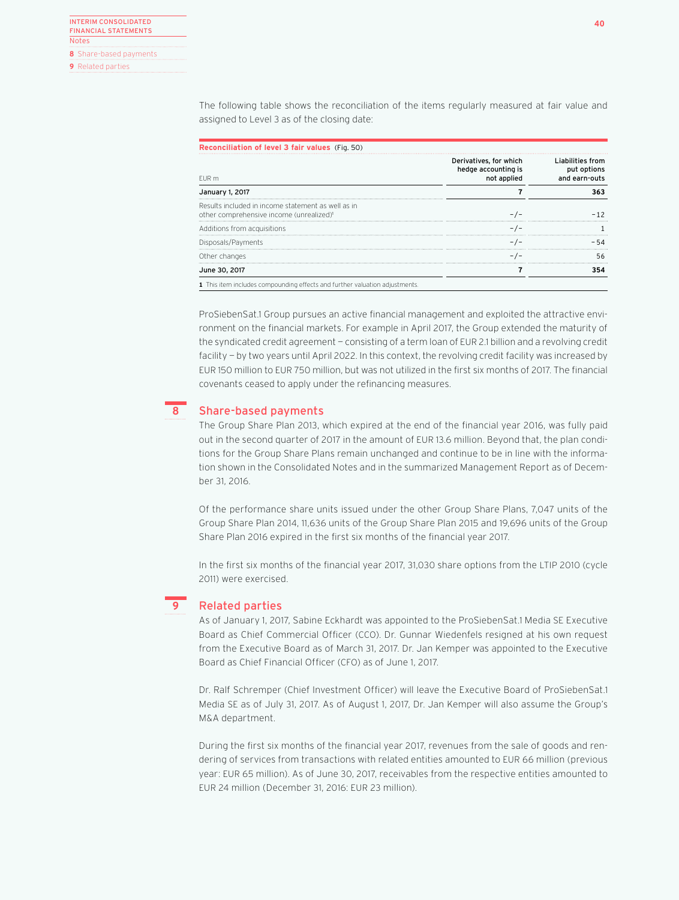The following table shows the reconciliation of the items regularly measured at fair value and assigned to Level 3 as of the closing date:

**Reconciliation of level 3 fair values** (Fig. 50)

| EUR m | Derivatives, for which hedge accounting is not applied | Liabilities from put options and earn-outs |
|---|---|---|
| **January 1, 2017** | **7** | **363** |
| Results included in income statement as well as in other comprehensive income (unrealized)[1] | -/- | -12 |
| Additions from acquisitions | -/- | 1 |
| Disposals/Payments | -/- | -54 |
| Other changes | -/- | 56 |
| **June 30, 2017** | **7** | **354** |

**1** This item includes compounding effects and further valuation adjustments.

ProSiebenSat.1 Group pursues an active financial management and exploited the attractive environment on the financial markets. For example in April 2017, the Group extended the maturity of the syndicated credit agreement — consisting of a term loan of EUR 2.1 billion and a revolving credit facility — by two years until April 2022. In this context, the revolving credit facility was increased by EUR 150 million to EUR 750 million, but was not utilized in the first six months of 2017. The financial covenants ceased to apply under the refinancing measures.

## 8 Share-based payments

The Group Share Plan 2013, which expired at the end of the financial year 2016, was fully paid out in the second quarter of 2017 in the amount of EUR 13.6 million. Beyond that, the plan conditions for the Group Share Plans remain unchanged and continue to be in line with the information shown in the Consolidated Notes and in the summarized Management Report as of December 31, 2016.

Of the performance share units issued under the other Group Share Plans, 7,047 units of the Group Share Plan 2014, 11,636 units of the Group Share Plan 2015 and 19,696 units of the Group Share Plan 2016 expired in the first six months of the financial year 2017.

In the first six months of the financial year 2017, 31,030 share options from the LTIP 2010 (cycle 2011) were exercised.

## 9 Related parties

As of January 1, 2017, Sabine Eckhardt was appointed to the ProSiebenSat.1 Media SE Executive Board as Chief Commercial Officer (CCO). Dr. Gunnar Wiedenfels resigned at his own request from the Executive Board as of March 31, 2017. Dr. Jan Kemper was appointed to the Executive Board as Chief Financial Officer (CFO) as of June 1, 2017.

Dr. Ralf Schremper (Chief Investment Officer) will leave the Executive Board of ProSiebenSat.1 Media SE as of July 31, 2017. As of August 1, 2017, Dr. Jan Kemper will also assume the Group's M&A department.

During the first six months of the financial year 2017, revenues from the sale of goods and rendering of services from transactions with related entities amounted to EUR 66 million (previous year: EUR 65 million). As of June 30, 2017, receivables from the respective entities amounted to EUR 24 million (December 31, 2016: EUR 23 million).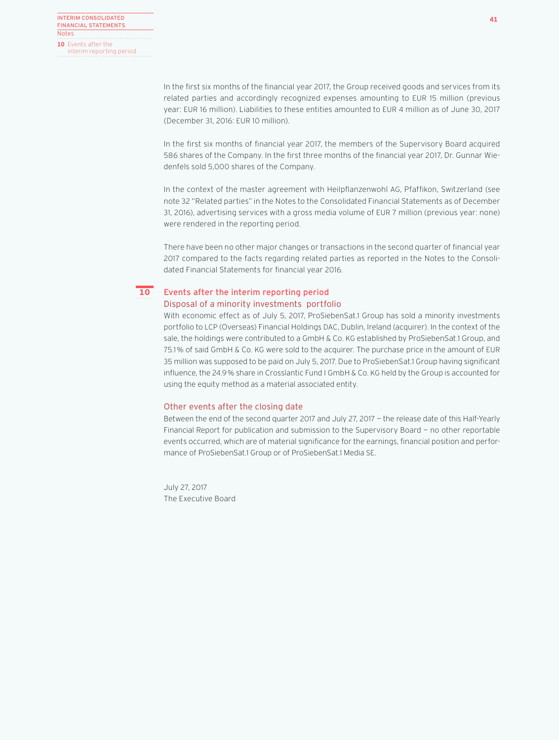In the first six months of the financial year 2017, the Group received goods and services from its related parties and accordingly recognized expenses amounting to EUR 15 million (previous year: EUR 16 million). Liabilities to these entities amounted to EUR 4 million as of June 30, 2017 (December 31, 2016: EUR 10 million).

In the first six months of financial year 2017, the members of the Supervisory Board acquired 586 shares of the Company. In the first three months of the financial year 2017, Dr. Gunnar Wiedenfels sold 5,000 shares of the Company.

In the context of the master agreement with Heilpflanzenwohl AG, Pfaffikon, Switzerland (see note 32 "Related parties" in the Notes to the Consolidated Financial Statements as of December 31, 2016), advertising services with a gross media volume of EUR 7 million (previous year: none) were rendered in the reporting period.

There have been no other major changes or transactions in the second quarter of financial year 2017 compared to the facts regarding related parties as reported in the Notes to the Consolidated Financial Statements for financial year 2016.

## 10 Events after the interim reporting period

### Disposal of a minority investments portfolio

With economic effect as of July 5, 2017, ProSiebenSat.1 Group has sold a minority investments portfolio to LCP (Overseas) Financial Holdings DAC, Dublin, Ireland (acquirer). In the context of the sale, the holdings were contributed to a GmbH & Co. KG established by ProSiebenSat.1 Group, and 75.1% of said GmbH & Co. KG were sold to the acquirer. The purchase price in the amount of EUR 35 million was supposed to be paid on July 5, 2017. Due to ProSiebenSat.1 Group having significant influence, the 24.9% share in Crosslantic Fund I GmbH & Co. KG held by the Group is accounted for using the equity method as a material associated entity.

### Other events after the closing date

Between the end of the second quarter 2017 and July 27, 2017 — the release date of this Half-Yearly Financial Report for publication and submission to the Supervisory Board — no other reportable events occurred, which are of material significance for the earnings, financial position and performance of ProSiebenSat.1 Group or of ProSiebenSat.1 Media SE.

July 27, 2017
The Executive Board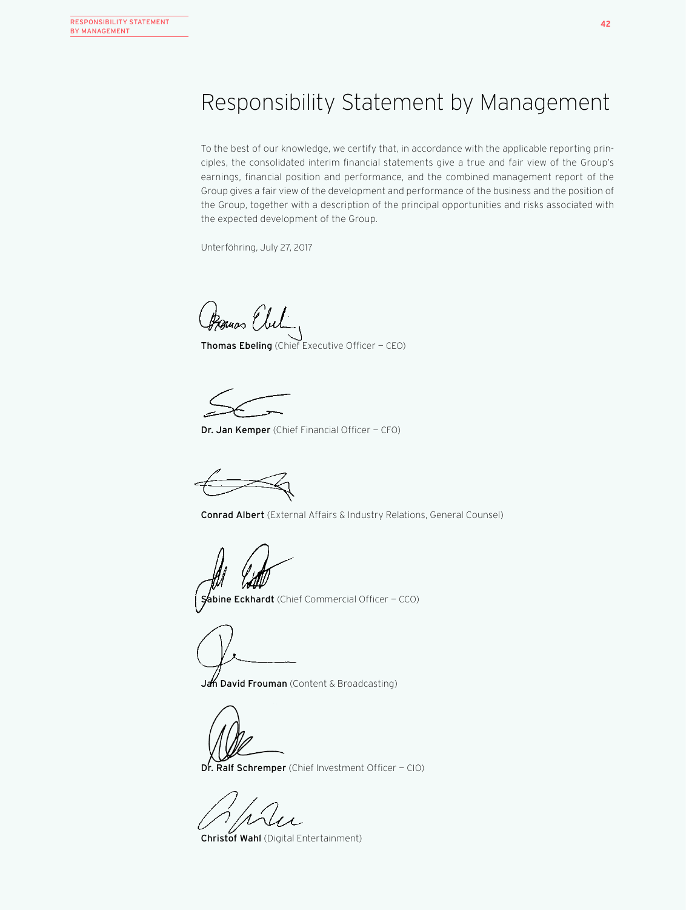# Responsibility Statement by Management

To the best of our knowledge, we certify that, in accordance with the applicable reporting principles, the consolidated interim financial statements give a true and fair view of the Group's earnings, financial position and performance, and the combined management report of the Group gives a fair view of the development and performance of the business and the position of the Group, together with a description of the principal opportunities and risks associated with the expected development of the Group.

Unterföhring, July 27, 2017

**Thomas Ebeling** (Chief Executive Officer — CEO)

**Dr. Jan Kemper** (Chief Financial Officer — CFO)

**Conrad Albert** (External Affairs & Industry Relations, General Counsel)

**Sabine Eckhardt** (Chief Commercial Officer — CCO)

**Jan David Frouman** (Content & Broadcasting)

**Dr. Ralf Schremper** (Chief Investment Officer — CIO)

**Christof Wahl** (Digital Entertainment)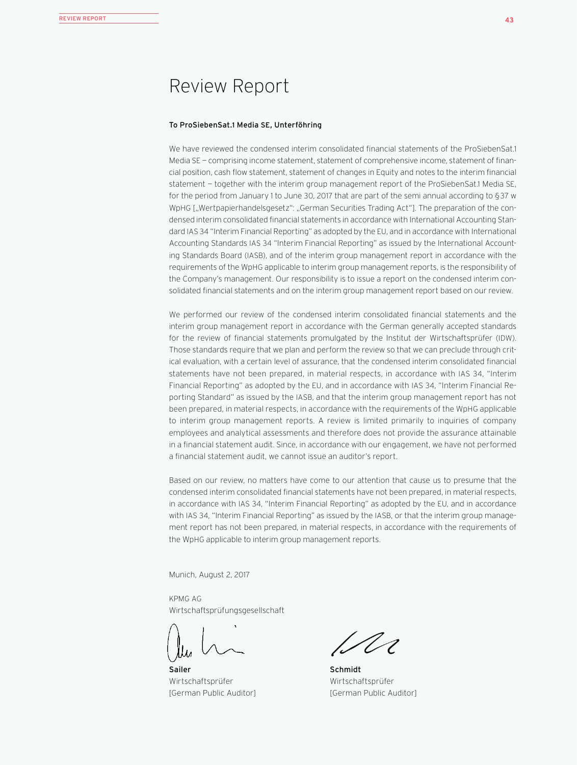# Review Report

**To ProSiebenSat.1 Media SE, Unterföhring**

We have reviewed the condensed interim consolidated financial statements of the ProSiebenSat.1 Media SE – comprising income statement, statement of comprehensive income, statement of financial position, cash flow statement, statement of changes in Equity and notes to the interim financial statement – together with the interim group management report of the ProSiebenSat.1 Media SE, for the period from January 1 to June 30, 2017 that are part of the semi annual according to § 37 w WpHG [„Wertpapierhandelsgesetz": „German Securities Trading Act"]. The preparation of the condensed interim consolidated financial statements in accordance with International Accounting Standard IAS 34 "Interim Financial Reporting" as adopted by the EU, and in accordance with International Accounting Standards IAS 34 "Interim Financial Reporting" as issued by the International Accounting Standards Board (IASB), and of the interim group management report in accordance with the requirements of the WpHG applicable to interim group management reports, is the responsibility of the Company's management. Our responsibility is to issue a report on the condensed interim consolidated financial statements and on the interim group management report based on our review.

We performed our review of the condensed interim consolidated financial statements and the interim group management report in accordance with the German generally accepted standards for the review of financial statements promulgated by the Institut der Wirtschaftsprüfer (IDW). Those standards require that we plan and perform the review so that we can preclude through critical evaluation, with a certain level of assurance, that the condensed interim consolidated financial statements have not been prepared, in material respects, in accordance with IAS 34, "Interim Financial Reporting" as adopted by the EU, and in accordance with IAS 34, "Interim Financial Reporting Standard" as issued by the IASB, and that the interim group management report has not been prepared, in material respects, in accordance with the requirements of the WpHG applicable to interim group management reports. A review is limited primarily to inquiries of company employees and analytical assessments and therefore does not provide the assurance attainable in a financial statement audit. Since, in accordance with our engagement, we have not performed a financial statement audit, we cannot issue an auditor's report.

Based on our review, no matters have come to our attention that cause us to presume that the condensed interim consolidated financial statements have not been prepared, in material respects, in accordance with IAS 34, "Interim Financial Reporting" as adopted by the EU, and in accordance with IAS 34, "Interim Financial Reporting" as issued by the IASB, or that the interim group management report has not been prepared, in material respects, in accordance with the requirements of the WpHG applicable to interim group management reports.

Munich, August 2, 2017

KPMG AG
Wirtschaftsprüfungsgesellschaft

**Sailer**
Wirtschaftsprüfer
[German Public Auditor]

**Schmidt**
Wirtschaftsprüfer
[German Public Auditor]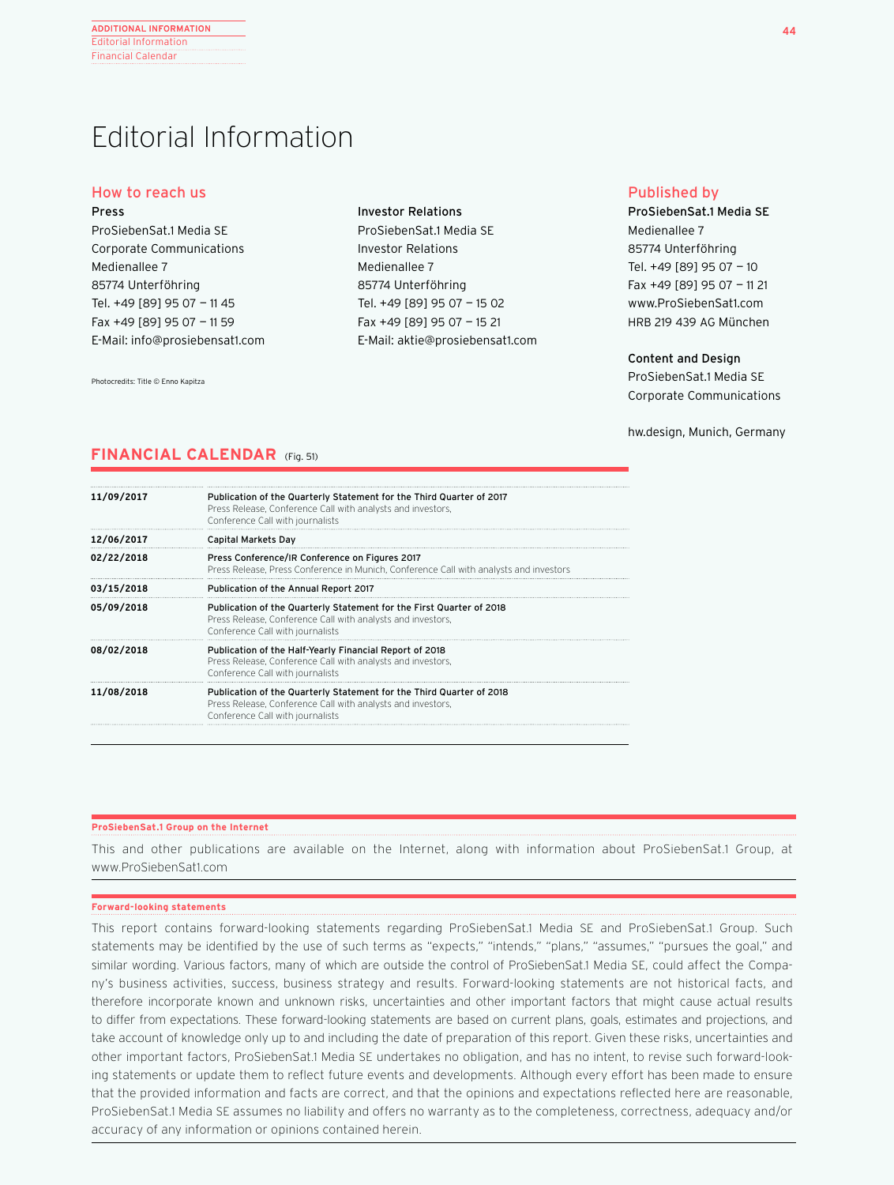# Editorial Information

## How to reach us

**Press**
ProSiebenSat.1 Media SE
Corporate Communications
Medienallee 7
85774 Unterföhring
Tel. +49 [89] 95 07 – 11 45
Fax +49 [89] 95 07 – 11 59
E-Mail: info@prosiebensat1.com

**Investor Relations**
ProSiebenSat.1 Media SE
Investor Relations
Medienallee 7
85774 Unterföhring
Tel. +49 [89] 95 07 – 15 02
Fax +49 [89] 95 07 – 15 21
E-Mail: aktie@prosiebensat1.com

Photocredits: Title © Enno Kapitza

## Published by

**ProSiebenSat.1 Media SE**
Medienallee 7
85774 Unterföhring
Tel. +49 [89] 95 07 – 10
Fax +49 [89] 95 07 – 11 21
www.ProSiebenSat1.com
HRB 219 439 AG München

**Content and Design**
ProSiebenSat.1 Media SE
Corporate Communications

hw.design, Munich, Germany

## FINANCIAL CALENDAR (Fig. 51)

| | |
|---|---|
| **11/09/2017** | **Publication of the Quarterly Statement for the Third Quarter of 2017**<br>Press Release, Conference Call with analysts and investors, Conference Call with journalists |
| **12/06/2017** | **Capital Markets Day** |
| **02/22/2018** | **Press Conference/IR Conference on Figures 2017**<br>Press Release, Press Conference in Munich, Conference Call with analysts and investors |
| **03/15/2018** | **Publication of the Annual Report 2017** |
| **05/09/2018** | **Publication of the Quarterly Statement for the First Quarter of 2018**<br>Press Release, Conference Call with analysts and investors, Conference Call with journalists |
| **08/02/2018** | **Publication of the Half-Yearly Financial Report of 2018**<br>Press Release, Conference Call with analysts and investors, Conference Call with journalists |
| **11/08/2018** | **Publication of the Quarterly Statement for the Third Quarter of 2018**<br>Press Release, Conference Call with analysts and investors, Conference Call with journalists |

**ProSiebenSat.1 Group on the Internet**

This and other publications are available on the Internet, along with information about ProSiebenSat.1 Group, at www.ProSiebenSat1.com

**Forward-looking statements**

This report contains forward-looking statements regarding ProSiebenSat.1 Media SE and ProSiebenSat.1 Group. Such statements may be identified by the use of such terms as "expects," "intends," "plans," "assumes," "pursues the goal," and similar wording. Various factors, many of which are outside the control of ProSiebenSat.1 Media SE, could affect the Company's business activities, success, business strategy and results. Forward-looking statements are not historical facts, and therefore incorporate known and unknown risks, uncertainties and other important factors that might cause actual results to differ from expectations. These forward-looking statements are based on current plans, goals, estimates and projections, and take account of knowledge only up to and including the date of preparation of this report. Given these risks, uncertainties and other important factors, ProSiebenSat.1 Media SE undertakes no obligation, and has no intent, to revise such forward-looking statements or update them to reflect future events and developments. Although every effort has been made to ensure that the provided information and facts are correct, and that the opinions and expectations reflected here are reasonable, ProSiebenSat.1 Media SE assumes no liability and offers no warranty as to the completeness, correctness, adequacy and/or accuracy of any information or opinions contained herein.